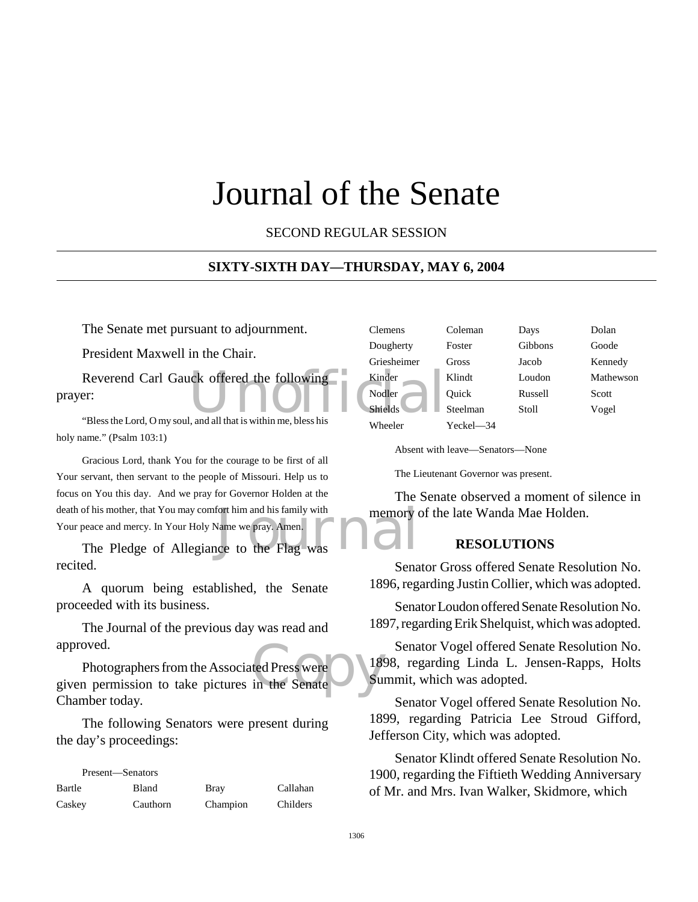# Journal of the Senate

SECOND REGULAR SESSION

**SIXTY-SIXTH DAY—THURSDAY, MAY 6, 2004**

The Senate met pursuant to adjournment.

President Maxwell in the Chair.

Reverend Carl Gauck offered the following prayer:

"Bless the Lord, O my soul, and all that is within me, bless his holy name." (Psalm 103:1)

Gracious Lord, thank You for the courage to be first of all Your servant, then servant to the people of Missouri. Help us to focus on You this day. And we pray for Governor Holden at the death of his mother, that You may comfort him and his family with Your peace and mercy. In Your Holy Name we pray. Amen.

The Pledge of Allegiance to the Flag was recited.

A quorum being established, the Senate proceeded with its business.

The Journal of the previous day was read and approved.

Photographers from the Associated Press were given permission to take pictures in the Senate Chamber today.

The following Senators were present during the day's proceedings:

Present—Senators

| | | | |
|---|---|---|---|
| Bartle | Bland | Bray | Callahan |
| Caskey | Cauthorn | Champion | Childers |
| Clemens | Coleman | Days | Dolan |
| Dougherty | Foster | Gibbons | Goode |
| Griesheimer | Gross | Jacob | Kennedy |
| Kinder | Klindt | Loudon | Mathewson |
| Nodler | Quick | Russell | Scott |
| Shields | Steelman | Stoll | Vogel |
| Wheeler | Yeckel—34 | | |

Absent with leave—Senators—None

The Lieutenant Governor was present.

The Senate observed a moment of silence in memory of the late Wanda Mae Holden.

## RESOLUTIONS

Senator Gross offered Senate Resolution No. 1896, regarding Justin Collier, which was adopted.

Senator Loudon offered Senate Resolution No. 1897, regarding Erik Shelquist, which was adopted.

Senator Vogel offered Senate Resolution No. 1898, regarding Linda L. Jensen-Rapps, Holts Summit, which was adopted.

Senator Vogel offered Senate Resolution No. 1899, regarding Patricia Lee Stroud Gifford, Jefferson City, which was adopted.

Senator Klindt offered Senate Resolution No. 1900, regarding the Fiftieth Wedding Anniversary of Mr. and Mrs. Ivan Walker, Skidmore, which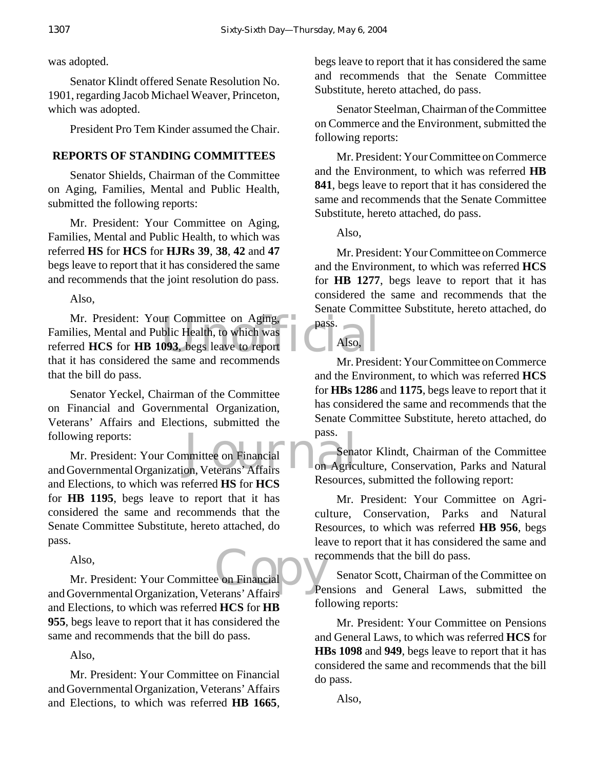was adopted.

Senator Klindt offered Senate Resolution No. 1901, regarding Jacob Michael Weaver, Princeton, which was adopted.

President Pro Tem Kinder assumed the Chair.

## REPORTS OF STANDING COMMITTEES

Senator Shields, Chairman of the Committee on Aging, Families, Mental and Public Health, submitted the following reports:

Mr. President: Your Committee on Aging, Families, Mental and Public Health, to which was referred **HS** for **HCS** for **HJRs 39**, **38**, **42** and **47** begs leave to report that it has considered the same and recommends that the joint resolution do pass.

Also,

Mr. President: Your Committee on Aging, Families, Mental and Public Health, to which was referred **HCS** for **HB 1093**, begs leave to report that it has considered the same and recommends that the bill do pass.

Senator Yeckel, Chairman of the Committee on Financial and Governmental Organization, Veterans' Affairs and Elections, submitted the following reports:

Mr. President: Your Committee on Financial and Governmental Organization, Veterans' Affairs and Elections, to which was referred **HS** for **HCS** for **HB 1195**, begs leave to report that it has considered the same and recommends that the Senate Committee Substitute, hereto attached, do pass.

Also,

Mr. President: Your Committee on Financial and Governmental Organization, Veterans' Affairs and Elections, to which was referred **HCS** for **HB 955**, begs leave to report that it has considered the same and recommends that the bill do pass.

Also,

Mr. President: Your Committee on Financial and Governmental Organization, Veterans' Affairs and Elections, to which was referred **HB 1665**, begs leave to report that it has considered the same and recommends that the Senate Committee Substitute, hereto attached, do pass.

Senator Steelman, Chairman of the Committee on Commerce and the Environment, submitted the following reports:

Mr. President: Your Committee on Commerce and the Environment, to which was referred **HB 841**, begs leave to report that it has considered the same and recommends that the Senate Committee Substitute, hereto attached, do pass.

Also,

Mr. President: Your Committee on Commerce and the Environment, to which was referred **HCS** for **HB 1277**, begs leave to report that it has considered the same and recommends that the Senate Committee Substitute, hereto attached, do pass.

Also,

Mr. President: Your Committee on Commerce and the Environment, to which was referred **HCS** for **HBs 1286** and **1175**, begs leave to report that it has considered the same and recommends that the Senate Committee Substitute, hereto attached, do pass.

Senator Klindt, Chairman of the Committee on Agriculture, Conservation, Parks and Natural Resources, submitted the following report:

Mr. President: Your Committee on Agriculture, Conservation, Parks and Natural Resources, to which was referred **HB 956**, begs leave to report that it has considered the same and recommends that the bill do pass.

Senator Scott, Chairman of the Committee on Pensions and General Laws, submitted the following reports:

Mr. President: Your Committee on Pensions and General Laws, to which was referred **HCS** for **HBs 1098** and **949**, begs leave to report that it has considered the same and recommends that the bill do pass.

Also,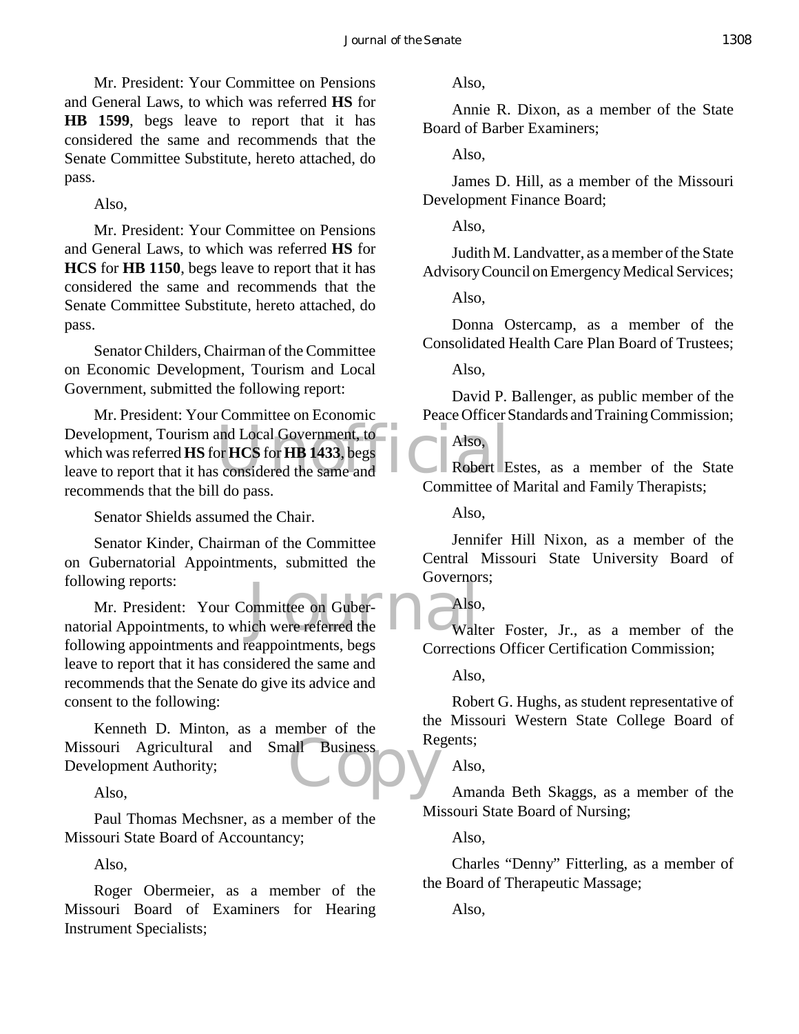Mr. President: Your Committee on Pensions and General Laws, to which was referred **HS** for **HB 1599**, begs leave to report that it has considered the same and recommends that the Senate Committee Substitute, hereto attached, do pass.

Also,

Mr. President: Your Committee on Pensions and General Laws, to which was referred **HS** for **HCS** for **HB 1150**, begs leave to report that it has considered the same and recommends that the Senate Committee Substitute, hereto attached, do pass.

Senator Childers, Chairman of the Committee on Economic Development, Tourism and Local Government, submitted the following report:

Mr. President: Your Committee on Economic Development, Tourism and Local Government, to which was referred **HS** for **HCS** for **HB 1433**, begs leave to report that it has considered the same and recommends that the bill do pass.

Senator Shields assumed the Chair.

Senator Kinder, Chairman of the Committee on Gubernatorial Appointments, submitted the following reports:

Mr. President: Your Committee on Gubernatorial Appointments, to which were referred the following appointments and reappointments, begs leave to report that it has considered the same and recommends that the Senate do give its advice and consent to the following:

Kenneth D. Minton, as a member of the Missouri Agricultural and Small Business Development Authority;

Also,

Paul Thomas Mechsner, as a member of the Missouri State Board of Accountancy;

Also,

Roger Obermeier, as a member of the Missouri Board of Examiners for Hearing Instrument Specialists;

Also,

Annie R. Dixon, as a member of the State Board of Barber Examiners;

Also,

James D. Hill, as a member of the Missouri Development Finance Board;

Also,

Judith M. Landvatter, as a member of the State Advisory Council on Emergency Medical Services;

Also,

Donna Ostercamp, as a member of the Consolidated Health Care Plan Board of Trustees;

Also,

David P. Ballenger, as public member of the Peace Officer Standards and Training Commission;

Also,

Robert Estes, as a member of the State Committee of Marital and Family Therapists;

Also,

Jennifer Hill Nixon, as a member of the Central Missouri State University Board of Governors;

Also,

Walter Foster, Jr., as a member of the Corrections Officer Certification Commission;

Also,

Robert G. Hughs, as student representative of the Missouri Western State College Board of Regents;

Also,

Amanda Beth Skaggs, as a member of the Missouri State Board of Nursing;

Also,

Charles "Denny" Fitterling, as a member of the Board of Therapeutic Massage;

Also,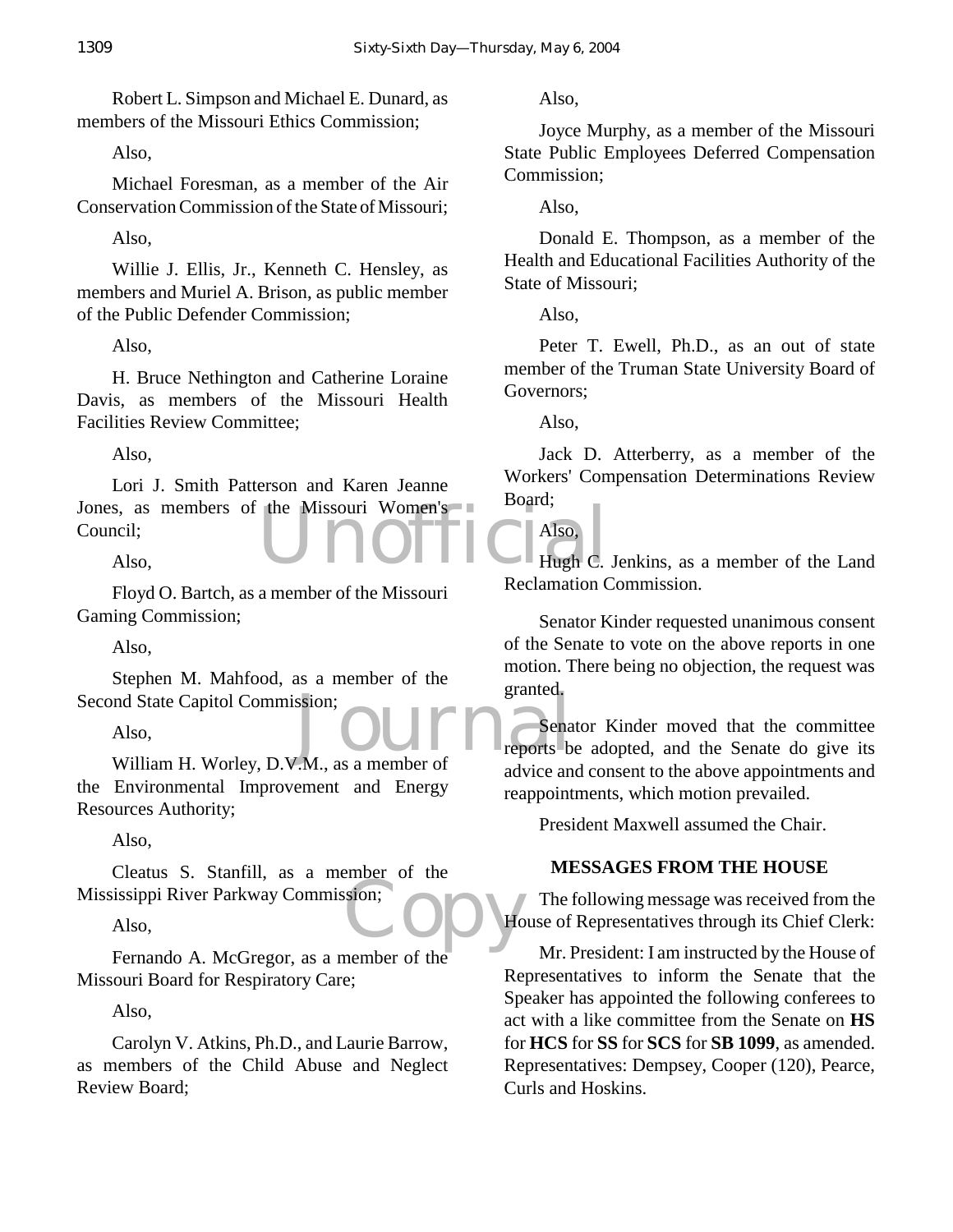Robert L. Simpson and Michael E. Dunard, as members of the Missouri Ethics Commission;

Also,

Michael Foresman, as a member of the Air Conservation Commission of the State of Missouri;

Also,

Willie J. Ellis, Jr., Kenneth C. Hensley, as members and Muriel A. Brison, as public member of the Public Defender Commission;

Also,

H. Bruce Nethington and Catherine Loraine Davis, as members of the Missouri Health Facilities Review Committee;

Also,

Lori J. Smith Patterson and Karen Jeanne Jones, as members of the Missouri Women's Council;

Also,

Floyd O. Bartch, as a member of the Missouri Gaming Commission;

Also,

Stephen M. Mahfood, as a member of the Second State Capitol Commission;

Also,

William H. Worley, D.V.M., as a member of the Environmental Improvement and Energy Resources Authority;

Also,

Cleatus S. Stanfill, as a member of the Mississippi River Parkway Commission;

Also,

Fernando A. McGregor, as a member of the Missouri Board for Respiratory Care;

Also,

Carolyn V. Atkins, Ph.D., and Laurie Barrow, as members of the Child Abuse and Neglect Review Board;

Also,

Joyce Murphy, as a member of the Missouri State Public Employees Deferred Compensation Commission;

Also,

Donald E. Thompson, as a member of the Health and Educational Facilities Authority of the State of Missouri;

Also,

Peter T. Ewell, Ph.D., as an out of state member of the Truman State University Board of Governors;

Also,

Jack D. Atterberry, as a member of the Workers' Compensation Determinations Review Board;

Also,

Hugh C. Jenkins, as a member of the Land Reclamation Commission.

Senator Kinder requested unanimous consent of the Senate to vote on the above reports in one motion. There being no objection, the request was granted.

Senator Kinder moved that the committee reports be adopted, and the Senate do give its advice and consent to the above appointments and reappointments, which motion prevailed.

President Maxwell assumed the Chair.

## MESSAGES FROM THE HOUSE

The following message was received from the House of Representatives through its Chief Clerk:

Mr. President: I am instructed by the House of Representatives to inform the Senate that the Speaker has appointed the following conferees to act with a like committee from the Senate on **HS** for **HCS** for **SS** for **SCS** for **SB 1099**, as amended. Representatives: Dempsey, Cooper (120), Pearce, Curls and Hoskins.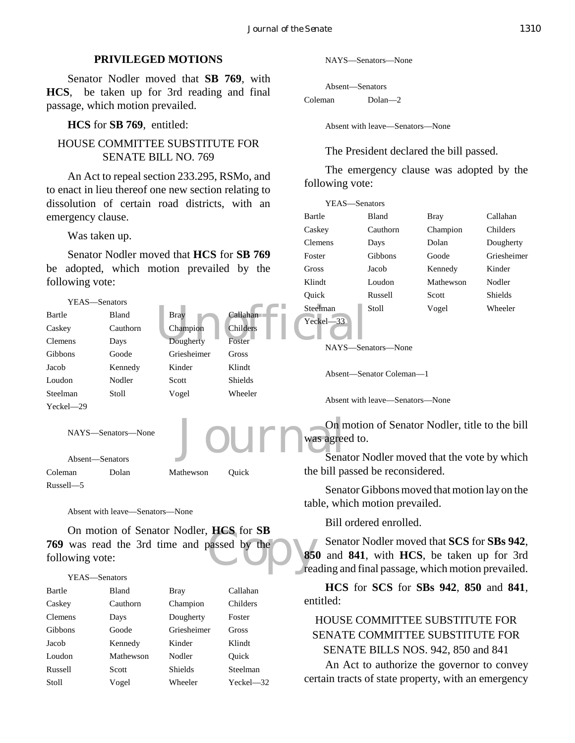## PRIVILEGED MOTIONS

Senator Nodler moved that **SB 769**, with **HCS**, be taken up for 3rd reading and final passage, which motion prevailed.

**HCS** for **SB 769**, entitled:

HOUSE COMMITTEE SUBSTITUTE FOR SENATE BILL NO. 769

An Act to repeal section 233.295, RSMo, and to enact in lieu thereof one new section relating to dissolution of certain road districts, with an emergency clause.

Was taken up.

Senator Nodler moved that **HCS** for **SB 769** be adopted, which motion prevailed by the following vote:

YEAS—Senators

| | | | |
|---|---|---|---|
| Bartle | Bland | Bray | Callahan |
| Caskey | Cauthorn | Champion | Childers |
| Clemens | Days | Dougherty | Foster |
| Gibbons | Goode | Griesheimer | Gross |
| Jacob | Kennedy | Kinder | Klindt |
| Loudon | Nodler | Scott | Shields |
| Steelman | Stoll | Vogel | Wheeler |
| Yeckel—29 | | | |

NAYS—Senators—None

Absent—Senators

| | | | |
|---|---|---|---|
| Coleman | Dolan | Mathewson | Quick |
| Russell—5 | | | |

Absent with leave—Senators—None

On motion of Senator Nodler, **HCS** for **SB 769** was read the 3rd time and passed by the following vote:

YEAS—Senators

| | | | |
|---|---|---|---|
| Bartle | Bland | Bray | Callahan |
| Caskey | Cauthorn | Champion | Childers |
| Clemens | Days | Dougherty | Foster |
| Gibbons | Goode | Griesheimer | Gross |
| Jacob | Kennedy | Kinder | Klindt |
| Loudon | Mathewson | Nodler | Quick |
| Russell | Scott | Shields | Steelman |
| Stoll | Vogel | Wheeler | Yeckel—32 |

NAYS—Senators—None

Absent—Senators

| | |
|---|---|
| Coleman | Dolan—2 |

Absent with leave—Senators—None

The President declared the bill passed.

The emergency clause was adopted by the following vote:

YEAS—Senators

| | | | |
|---|---|---|---|
| Bartle | Bland | Bray | Callahan |
| Caskey | Cauthorn | Champion | Childers |
| Clemens | Days | Dolan | Dougherty |
| Foster | Gibbons | Goode | Griesheimer |
| Gross | Jacob | Kennedy | Kinder |
| Klindt | Loudon | Mathewson | Nodler |
| Quick | Russell | Scott | Shields |
| Steelman | Stoll | Vogel | Wheeler |
| Yeckel—33 | | | |

NAYS—Senators—None

Absent—Senator Coleman—1

Absent with leave—Senators—None

On motion of Senator Nodler, title to the bill was agreed to.

Senator Nodler moved that the vote by which the bill passed be reconsidered.

Senator Gibbons moved that motion lay on the table, which motion prevailed.

Bill ordered enrolled.

Senator Nodler moved that **SCS** for **SBs 942**, **850** and **841**, with **HCS**, be taken up for 3rd reading and final passage, which motion prevailed.

**HCS** for **SCS** for **SBs 942**, **850** and **841**, entitled:

HOUSE COMMITTEE SUBSTITUTE FOR SENATE COMMITTEE SUBSTITUTE FOR SENATE BILLS NOS. 942, 850 and 841

An Act to authorize the governor to convey certain tracts of state property, with an emergency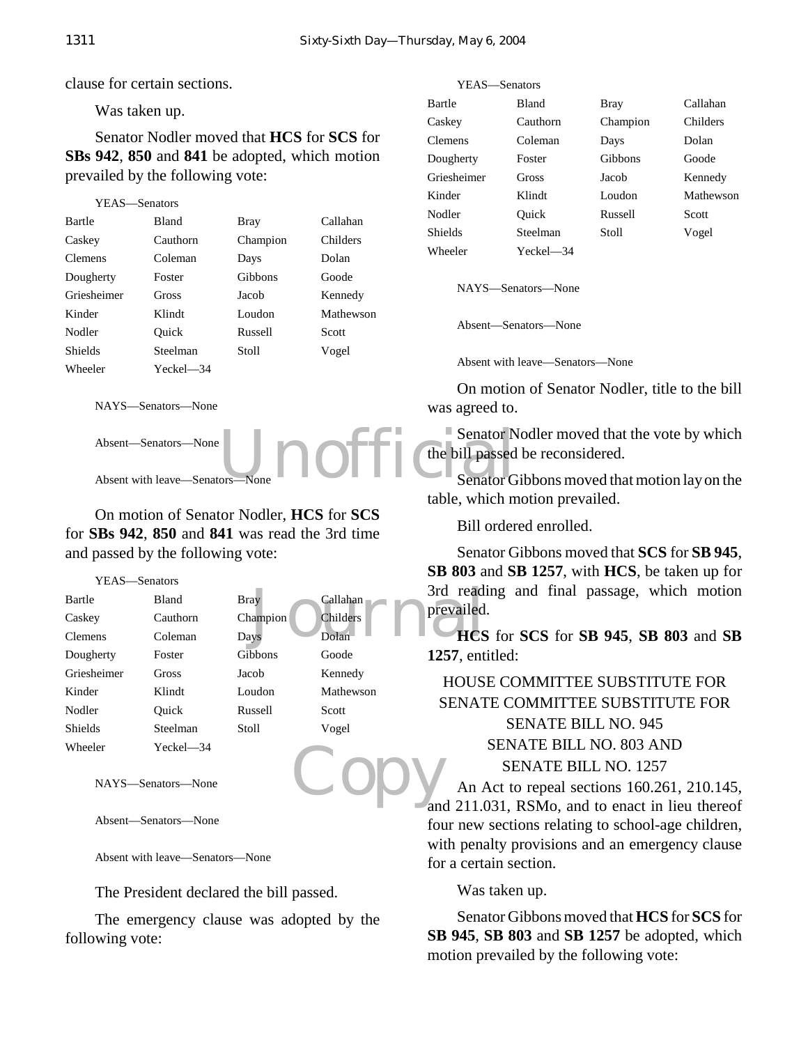clause for certain sections.

Was taken up.

Senator Nodler moved that **HCS** for **SCS** for **SBs 942**, **850** and **841** be adopted, which motion prevailed by the following vote:

YEAS—Senators

| | | | |
|---|---|---|---|
| Bartle | Bland | Bray | Callahan |
| Caskey | Cauthorn | Champion | Childers |
| Clemens | Coleman | Days | Dolan |
| Dougherty | Foster | Gibbons | Goode |
| Griesheimer | Gross | Jacob | Kennedy |
| Kinder | Klindt | Loudon | Mathewson |
| Nodler | Quick | Russell | Scott |
| Shields | Steelman | Stoll | Vogel |
| Wheeler | Yeckel—34 | | |

NAYS—Senators—None

Absent—Senators—None

Absent with leave—Senators—None

On motion of Senator Nodler, **HCS** for **SCS** for **SBs 942**, **850** and **841** was read the 3rd time and passed by the following vote:

YEAS—Senators

| | | | |
|---|---|---|---|
| Bartle | Bland | Bray | Callahan |
| Caskey | Cauthorn | Champion | Childers |
| Clemens | Coleman | Days | Dolan |
| Dougherty | Foster | Gibbons | Goode |
| Griesheimer | Gross | Jacob | Kennedy |
| Kinder | Klindt | Loudon | Mathewson |
| Nodler | Quick | Russell | Scott |
| Shields | Steelman | Stoll | Vogel |
| Wheeler | Yeckel—34 | | |

NAYS—Senators—None

Absent—Senators—None

Absent with leave—Senators—None

The President declared the bill passed.

The emergency clause was adopted by the following vote:

YEAS—Senators

| | | | |
|---|---|---|---|
| Bartle | Bland | Bray | Callahan |
| Caskey | Cauthorn | Champion | Childers |
| Clemens | Coleman | Days | Dolan |
| Dougherty | Foster | Gibbons | Goode |
| Griesheimer | Gross | Jacob | Kennedy |
| Kinder | Klindt | Loudon | Mathewson |
| Nodler | Quick | Russell | Scott |
| Shields | Steelman | Stoll | Vogel |
| Wheeler | Yeckel—34 | | |

NAYS—Senators—None

Absent—Senators—None

Absent with leave—Senators—None

On motion of Senator Nodler, title to the bill was agreed to.

Senator Nodler moved that the vote by which the bill passed be reconsidered.

Senator Gibbons moved that motion lay on the table, which motion prevailed.

Bill ordered enrolled.

Senator Gibbons moved that **SCS** for **SB 945**, **SB 803** and **SB 1257**, with **HCS**, be taken up for 3rd reading and final passage, which motion prevailed.

**HCS** for **SCS** for **SB 945**, **SB 803** and **SB 1257**, entitled:

HOUSE COMMITTEE SUBSTITUTE FOR SENATE COMMITTEE SUBSTITUTE FOR SENATE BILL NO. 945 SENATE BILL NO. 803 AND SENATE BILL NO. 1257

An Act to repeal sections 160.261, 210.145, and 211.031, RSMo, and to enact in lieu thereof four new sections relating to school-age children, with penalty provisions and an emergency clause for a certain section.

Was taken up.

Senator Gibbons moved that **HCS** for **SCS** for **SB 945**, **SB 803** and **SB 1257** be adopted, which motion prevailed by the following vote: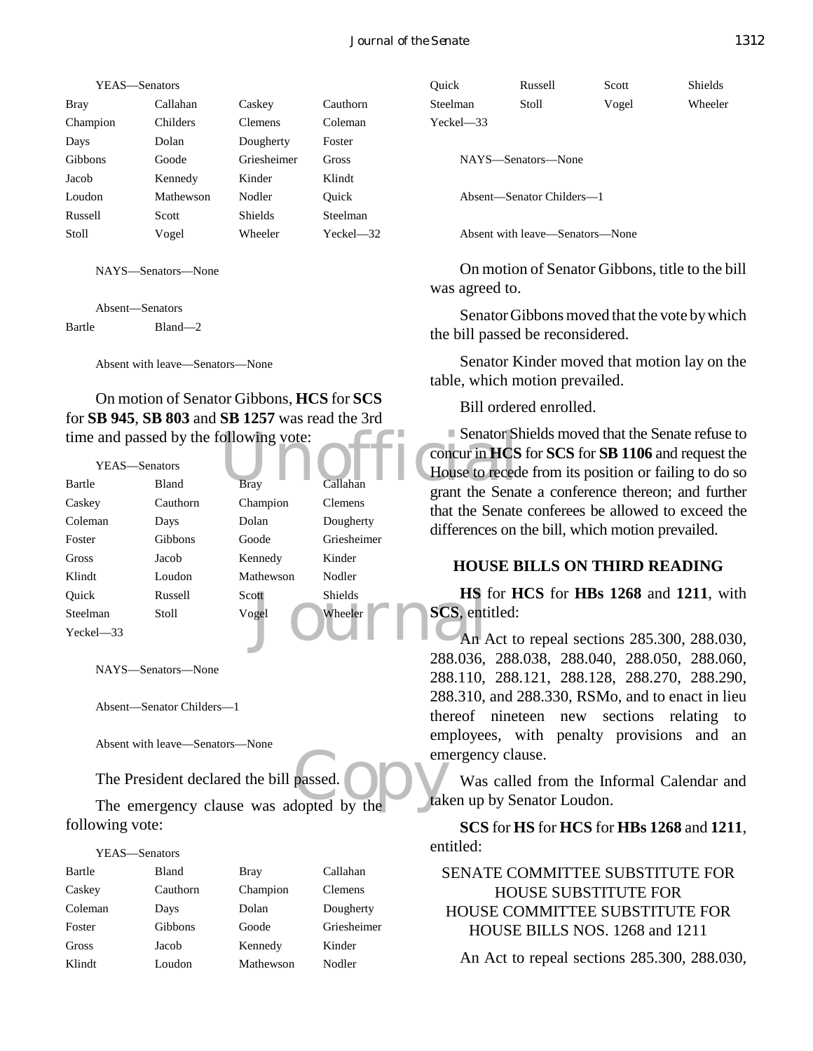YEAS—Senators

| | | | |
|---|---|---|---|
| Bray | Callahan | Caskey | Cauthorn |
| Champion | Childers | Clemens | Coleman |
| Days | Dolan | Dougherty | Foster |
| Gibbons | Goode | Griesheimer | Gross |
| Jacob | Kennedy | Kinder | Klindt |
| Loudon | Mathewson | Nodler | Quick |
| Russell | Scott | Shields | Steelman |
| Stoll | Vogel | Wheeler | Yeckel—32 |

NAYS—Senators—None

Absent—Senators

Bartle Bland—2

Absent with leave—Senators—None

On motion of Senator Gibbons, **HCS** for **SCS** for **SB 945**, **SB 803** and **SB 1257** was read the 3rd time and passed by the following vote:

YEAS—Senators

| | | | |
|---|---|---|---|
| Bartle | Bland | Bray | Callahan |
| Caskey | Cauthorn | Champion | Clemens |
| Coleman | Days | Dolan | Dougherty |
| Foster | Gibbons | Goode | Griesheimer |
| Gross | Jacob | Kennedy | Kinder |
| Klindt | Loudon | Mathewson | Nodler |
| Quick | Russell | Scott | Shields |
| Steelman | Stoll | Vogel | Wheeler |
| Yeckel—33 | | | |

NAYS—Senators—None

Absent—Senator Childers—1

Absent with leave—Senators—None

The President declared the bill passed.

The emergency clause was adopted by the following vote:

YEAS—Senators

| | | | |
|---|---|---|---|
| Bartle | Bland | Bray | Callahan |
| Caskey | Cauthorn | Champion | Clemens |
| Coleman | Days | Dolan | Dougherty |
| Foster | Gibbons | Goode | Griesheimer |
| Gross | Jacob | Kennedy | Kinder |
| Klindt | Loudon | Mathewson | Nodler |
| Quick | Russell | Scott | Shields |
| Steelman | Stoll | Vogel | Wheeler |
| Yeckel—33 | | | |

NAYS—Senators—None

Absent—Senator Childers—1

Absent with leave—Senators—None

On motion of Senator Gibbons, title to the bill was agreed to.

Senator Gibbons moved that the vote by which the bill passed be reconsidered.

Senator Kinder moved that motion lay on the table, which motion prevailed.

Bill ordered enrolled.

Senator Shields moved that the Senate refuse to concur in **HCS** for **SCS** for **SB 1106** and request the House to recede from its position or failing to do so grant the Senate a conference thereon; and further that the Senate conferees be allowed to exceed the differences on the bill, which motion prevailed.

## HOUSE BILLS ON THIRD READING

**HS** for **HCS** for **HBs 1268** and **1211**, with **SCS**, entitled:

An Act to repeal sections 285.300, 288.030, 288.036, 288.038, 288.040, 288.050, 288.060, 288.110, 288.121, 288.128, 288.270, 288.290, 288.310, and 288.330, RSMo, and to enact in lieu thereof nineteen new sections relating to employees, with penalty provisions and an emergency clause.

Was called from the Informal Calendar and taken up by Senator Loudon.

**SCS** for **HS** for **HCS** for **HBs 1268** and **1211**, entitled:

SENATE COMMITTEE SUBSTITUTE FOR HOUSE SUBSTITUTE FOR HOUSE COMMITTEE SUBSTITUTE FOR HOUSE BILLS NOS. 1268 and 1211

An Act to repeal sections 285.300, 288.030,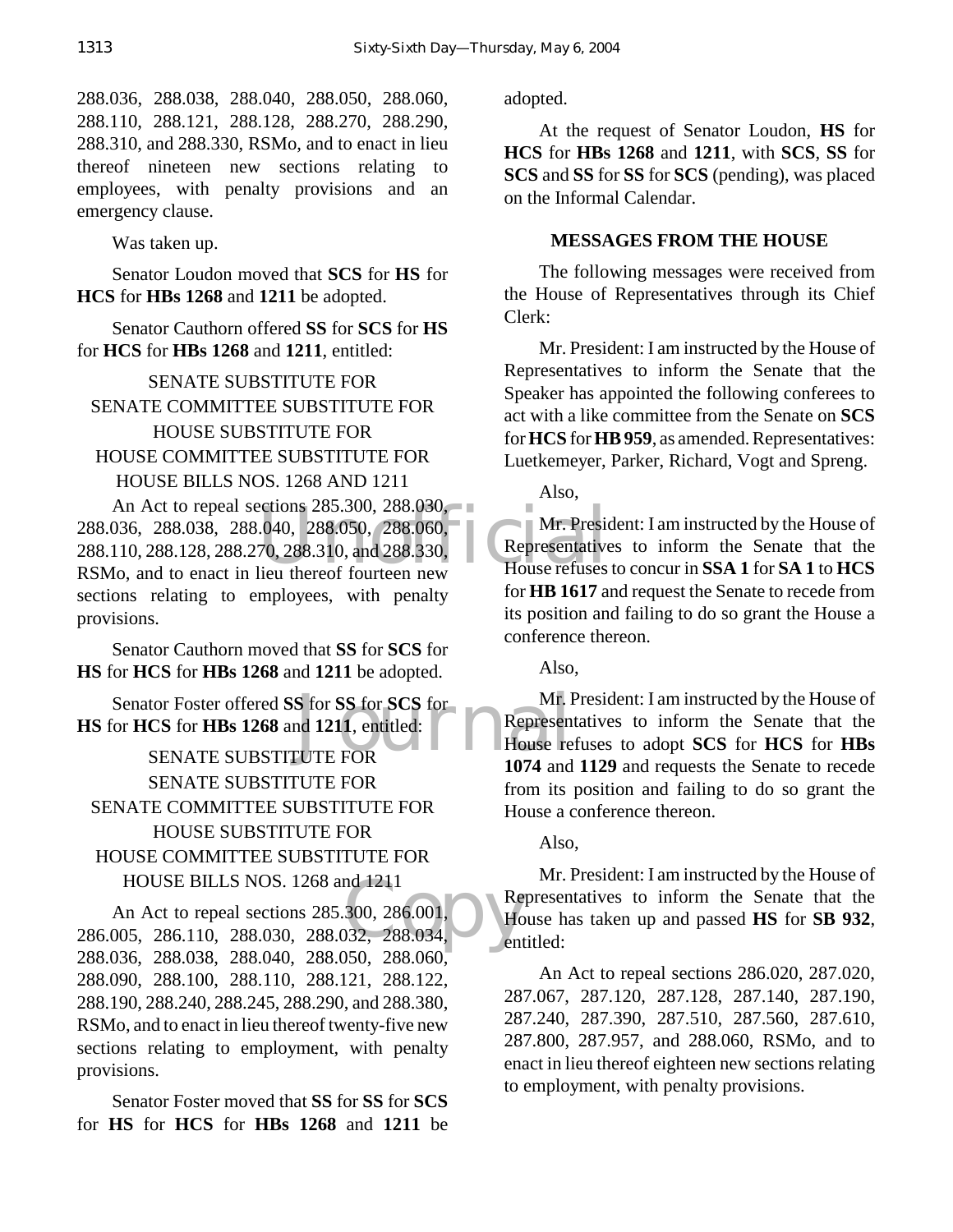288.036, 288.038, 288.040, 288.050, 288.060, 288.110, 288.121, 288.128, 288.270, 288.290, 288.310, and 288.330, RSMo, and to enact in lieu thereof nineteen new sections relating to employees, with penalty provisions and an emergency clause.

Was taken up.

Senator Loudon moved that **SCS** for **HS** for **HCS** for **HBs 1268** and **1211** be adopted.

Senator Cauthorn offered **SS** for **SCS** for **HS** for **HCS** for **HBs 1268** and **1211**, entitled:

SENATE SUBSTITUTE FOR
SENATE COMMITTEE SUBSTITUTE FOR
HOUSE SUBSTITUTE FOR
HOUSE COMMITTEE SUBSTITUTE FOR
HOUSE BILLS NOS. 1268 AND 1211

An Act to repeal sections 285.300, 288.030, 288.036, 288.038, 288.040, 288.050, 288.060, 288.110, 288.128, 288.270, 288.310, and 288.330, RSMo, and to enact in lieu thereof fourteen new sections relating to employees, with penalty provisions.

Senator Cauthorn moved that **SS** for **SCS** for **HS** for **HCS** for **HBs 1268** and **1211** be adopted.

Senator Foster offered **SS** for **SS** for **SCS** for **HS** for **HCS** for **HBs 1268** and **1211**, entitled:

SENATE SUBSTITUTE FOR
SENATE SUBSTITUTE FOR
SENATE COMMITTEE SUBSTITUTE FOR
HOUSE SUBSTITUTE FOR
HOUSE COMMITTEE SUBSTITUTE FOR
HOUSE BILLS NOS. 1268 and 1211

An Act to repeal sections 285.300, 286.001, 286.005, 286.110, 288.030, 288.032, 288.034, 288.036, 288.038, 288.040, 288.050, 288.060, 288.090, 288.100, 288.110, 288.121, 288.122, 288.190, 288.240, 288.245, 288.290, and 288.380, RSMo, and to enact in lieu thereof twenty-five new sections relating to employment, with penalty provisions.

Senator Foster moved that **SS** for **SS** for **SCS** for **HS** for **HCS** for **HBs 1268** and **1211** be adopted.

At the request of Senator Loudon, **HS** for **HCS** for **HBs 1268** and **1211**, with **SCS**, **SS** for **SCS** and **SS** for **SS** for **SCS** (pending), was placed on the Informal Calendar.

## MESSAGES FROM THE HOUSE

The following messages were received from the House of Representatives through its Chief Clerk:

Mr. President: I am instructed by the House of Representatives to inform the Senate that the Speaker has appointed the following conferees to act with a like committee from the Senate on **SCS** for **HCS** for **HB 959**, as amended. Representatives: Luetkemeyer, Parker, Richard, Vogt and Spreng.

Also,

Mr. President: I am instructed by the House of Representatives to inform the Senate that the House refuses to concur in **SSA 1** for **SA 1** to **HCS** for **HB 1617** and request the Senate to recede from its position and failing to do so grant the House a conference thereon.

Also,

Mr. President: I am instructed by the House of Representatives to inform the Senate that the House refuses to adopt **SCS** for **HCS** for **HBs 1074** and **1129** and requests the Senate to recede from its position and failing to do so grant the House a conference thereon.

Also,

Mr. President: I am instructed by the House of Representatives to inform the Senate that the House has taken up and passed **HS** for **SB 932**, entitled:

An Act to repeal sections 286.020, 287.020, 287.067, 287.120, 287.128, 287.140, 287.190, 287.240, 287.390, 287.510, 287.560, 287.610, 287.800, 287.957, and 288.060, RSMo, and to enact in lieu thereof eighteen new sections relating to employment, with penalty provisions.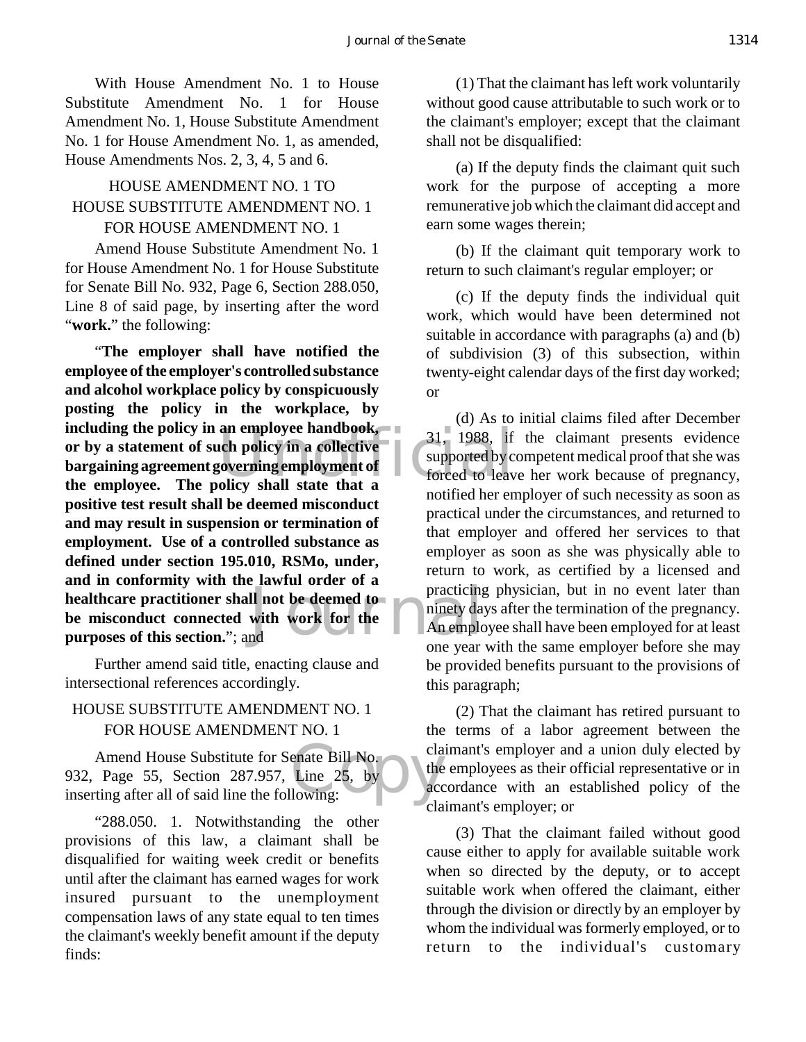With House Amendment No. 1 to House Substitute Amendment No. 1 for House Amendment No. 1, House Substitute Amendment No. 1 for House Amendment No. 1, as amended, House Amendments Nos. 2, 3, 4, 5 and 6.

HOUSE AMENDMENT NO. 1 TO HOUSE SUBSTITUTE AMENDMENT NO. 1 FOR HOUSE AMENDMENT NO. 1

Amend House Substitute Amendment No. 1 for House Amendment No. 1 for House Substitute for Senate Bill No. 932, Page 6, Section 288.050, Line 8 of said page, by inserting after the word "**work.**" the following:

"**The employer shall have notified the employee of the employer's controlled substance and alcohol workplace policy by conspicuously posting the policy in the workplace, by including the policy in an employee handbook, or by a statement of such policy in a collective bargaining agreement governing employment of the employee. The policy shall state that a positive test result shall be deemed misconduct and may result in suspension or termination of employment. Use of a controlled substance as defined under section 195.010, RSMo, under, and in conformity with the lawful order of a healthcare practitioner shall not be deemed to be misconduct connected with work for the purposes of this section.**"; and

Further amend said title, enacting clause and intersectional references accordingly.

HOUSE SUBSTITUTE AMENDMENT NO. 1 FOR HOUSE AMENDMENT NO. 1

Amend House Substitute for Senate Bill No. 932, Page 55, Section 287.957, Line 25, by inserting after all of said line the following:

"288.050. 1. Notwithstanding the other provisions of this law, a claimant shall be disqualified for waiting week credit or benefits until after the claimant has earned wages for work insured pursuant to the unemployment compensation laws of any state equal to ten times the claimant's weekly benefit amount if the deputy finds:

(1) That the claimant has left work voluntarily without good cause attributable to such work or to the claimant's employer; except that the claimant shall not be disqualified:

(a) If the deputy finds the claimant quit such work for the purpose of accepting a more remunerative job which the claimant did accept and earn some wages therein;

(b) If the claimant quit temporary work to return to such claimant's regular employer; or

(c) If the deputy finds the individual quit work, which would have been determined not suitable in accordance with paragraphs (a) and (b) of subdivision (3) of this subsection, within twenty-eight calendar days of the first day worked; or

(d) As to initial claims filed after December 31, 1988, if the claimant presents evidence supported by competent medical proof that she was forced to leave her work because of pregnancy, notified her employer of such necessity as soon as practical under the circumstances, and returned to that employer and offered her services to that employer as soon as she was physically able to return to work, as certified by a licensed and practicing physician, but in no event later than ninety days after the termination of the pregnancy. An employee shall have been employed for at least one year with the same employer before she may be provided benefits pursuant to the provisions of this paragraph;

(2) That the claimant has retired pursuant to the terms of a labor agreement between the claimant's employer and a union duly elected by the employees as their official representative or in accordance with an established policy of the claimant's employer; or

(3) That the claimant failed without good cause either to apply for available suitable work when so directed by the deputy, or to accept suitable work when offered the claimant, either through the division or directly by an employer by whom the individual was formerly employed, or to return to the individual's customary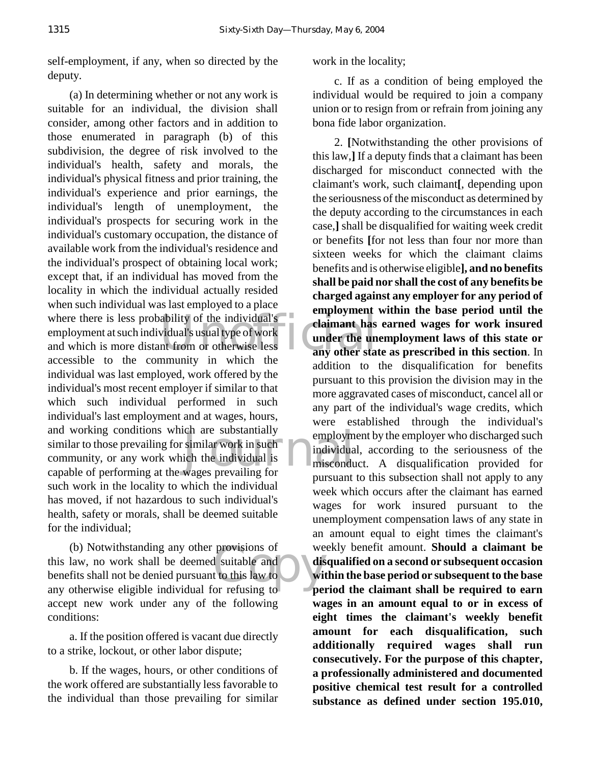self-employment, if any, when so directed by the deputy.

(a) In determining whether or not any work is suitable for an individual, the division shall consider, among other factors and in addition to those enumerated in paragraph (b) of this subdivision, the degree of risk involved to the individual's health, safety and morals, the individual's physical fitness and prior training, the individual's experience and prior earnings, the individual's length of unemployment, the individual's prospects for securing work in the individual's customary occupation, the distance of available work from the individual's residence and the individual's prospect of obtaining local work; except that, if an individual has moved from the locality in which the individual actually resided when such individual was last employed to a place where there is less probability of the individual's employment at such individual's usual type of work and which is more distant from or otherwise less accessible to the community in which the individual was last employed, work offered by the individual's most recent employer if similar to that which such individual performed in such individual's last employment and at wages, hours, and working conditions which are substantially similar to those prevailing for similar work in such community, or any work which the individual is capable of performing at the wages prevailing for such work in the locality to which the individual has moved, if not hazardous to such individual's health, safety or morals, shall be deemed suitable for the individual;

(b) Notwithstanding any other provisions of this law, no work shall be deemed suitable and benefits shall not be denied pursuant to this law to any otherwise eligible individual for refusing to accept new work under any of the following conditions:

a. If the position offered is vacant due directly to a strike, lockout, or other labor dispute;

b. If the wages, hours, or other conditions of the work offered are substantially less favorable to the individual than those prevailing for similar work in the locality;

c. If as a condition of being employed the individual would be required to join a company union or to resign from or refrain from joining any bona fide labor organization.

2. [Notwithstanding the other provisions of this law,] If a deputy finds that a claimant has been discharged for misconduct connected with the claimant's work, such claimant[, depending upon the seriousness of the misconduct as determined by the deputy according to the circumstances in each case,] shall be disqualified for waiting week credit or benefits [for not less than four nor more than sixteen weeks for which the claimant claims benefits and is otherwise eligible]**, and no benefits shall be paid nor shall the cost of any benefits be charged against any employer for any period of employment within the base period until the claimant has earned wages for work insured under the unemployment laws of this state or any other state as prescribed in this section**. In addition to the disqualification for benefits pursuant to this provision the division may in the more aggravated cases of misconduct, cancel all or any part of the individual's wage credits, which were established through the individual's employment by the employer who discharged such individual, according to the seriousness of the misconduct. A disqualification provided for pursuant to this subsection shall not apply to any week which occurs after the claimant has earned wages for work insured pursuant to the unemployment compensation laws of any state in an amount equal to eight times the claimant's weekly benefit amount. **Should a claimant be disqualified on a second or subsequent occasion within the base period or subsequent to the base period the claimant shall be required to earn wages in an amount equal to or in excess of eight times the claimant's weekly benefit amount for each disqualification, such additionally required wages shall run consecutively. For the purpose of this chapter, a professionally administered and documented positive chemical test result for a controlled substance as defined under section 195.010,**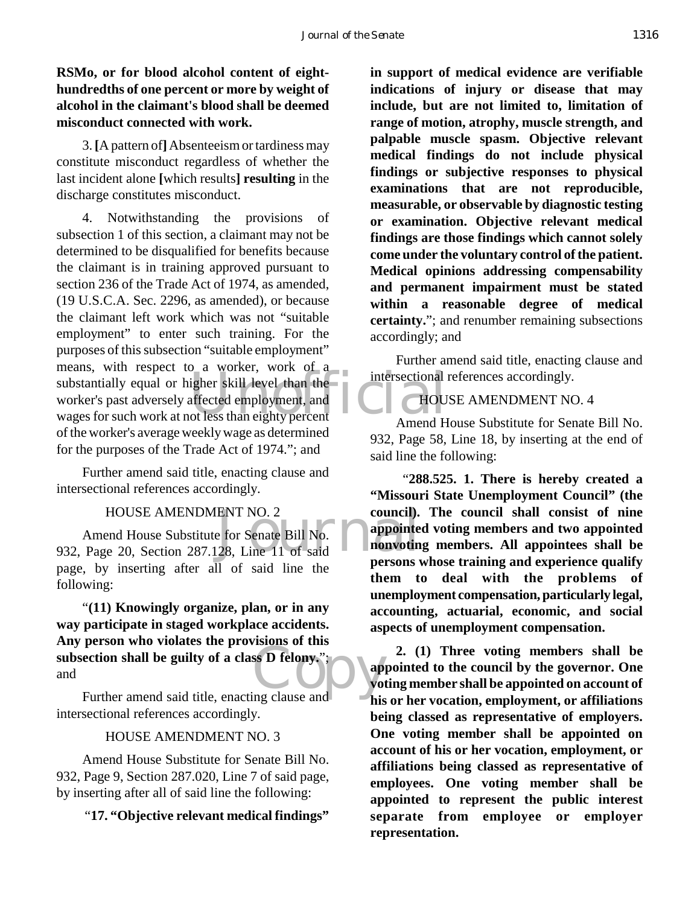**RSMo, or for blood alcohol content of eight-hundredths of one percent or more by weight of alcohol in the claimant's blood shall be deemed misconduct connected with work.**

3. **[**A pattern of**]** Absenteeism or tardiness may constitute misconduct regardless of whether the last incident alone **[**which results**]** **resulting** in the discharge constitutes misconduct.

4. Notwithstanding the provisions of subsection 1 of this section, a claimant may not be determined to be disqualified for benefits because the claimant is in training approved pursuant to section 236 of the Trade Act of 1974, as amended, (19 U.S.C.A. Sec. 2296, as amended), or because the claimant left work which was not "suitable employment" to enter such training. For the purposes of this subsection "suitable employment" means, with respect to a worker, work of a substantially equal or higher skill level than the worker's past adversely affected employment, and wages for such work at not less than eighty percent of the worker's average weekly wage as determined for the purposes of the Trade Act of 1974."; and

Further amend said title, enacting clause and intersectional references accordingly.

HOUSE AMENDMENT NO. 2

Amend House Substitute for Senate Bill No. 932, Page 20, Section 287.128, Line 11 of said page, by inserting after all of said line the following:

"**(11) Knowingly organize, plan, or in any way participate in staged workplace accidents. Any person who violates the provisions of this subsection shall be guilty of a class D felony.**"; and

Further amend said title, enacting clause and intersectional references accordingly.

HOUSE AMENDMENT NO. 3

Amend House Substitute for Senate Bill No. 932, Page 9, Section 287.020, Line 7 of said page, by inserting after all of said line the following:

"**17. "Objective relevant medical findings" in support of medical evidence are verifiable indications of injury or disease that may include, but are not limited to, limitation of range of motion, atrophy, muscle strength, and palpable muscle spasm. Objective relevant medical findings do not include physical findings or subjective responses to physical examinations that are not reproducible, measurable, or observable by diagnostic testing or examination. Objective relevant medical findings are those findings which cannot solely come under the voluntary control of the patient. Medical opinions addressing compensability and permanent impairment must be stated within a reasonable degree of medical certainty.**"; and renumber remaining subsections accordingly; and

Further amend said title, enacting clause and intersectional references accordingly.

HOUSE AMENDMENT NO. 4

Amend House Substitute for Senate Bill No. 932, Page 58, Line 18, by inserting at the end of said line the following:

"**288.525. 1. There is hereby created a "Missouri State Unemployment Council" (the council). The council shall consist of nine appointed voting members and two appointed nonvoting members. All appointees shall be persons whose training and experience qualify them to deal with the problems of unemployment compensation, particularly legal, accounting, actuarial, economic, and social aspects of unemployment compensation.**

**2. (1) Three voting members shall be appointed to the council by the governor. One voting member shall be appointed on account of his or her vocation, employment, or affiliations being classed as representative of employers. One voting member shall be appointed on account of his or her vocation, employment, or affiliations being classed as representative of employees. One voting member shall be appointed to represent the public interest separate from employee or employer representation.**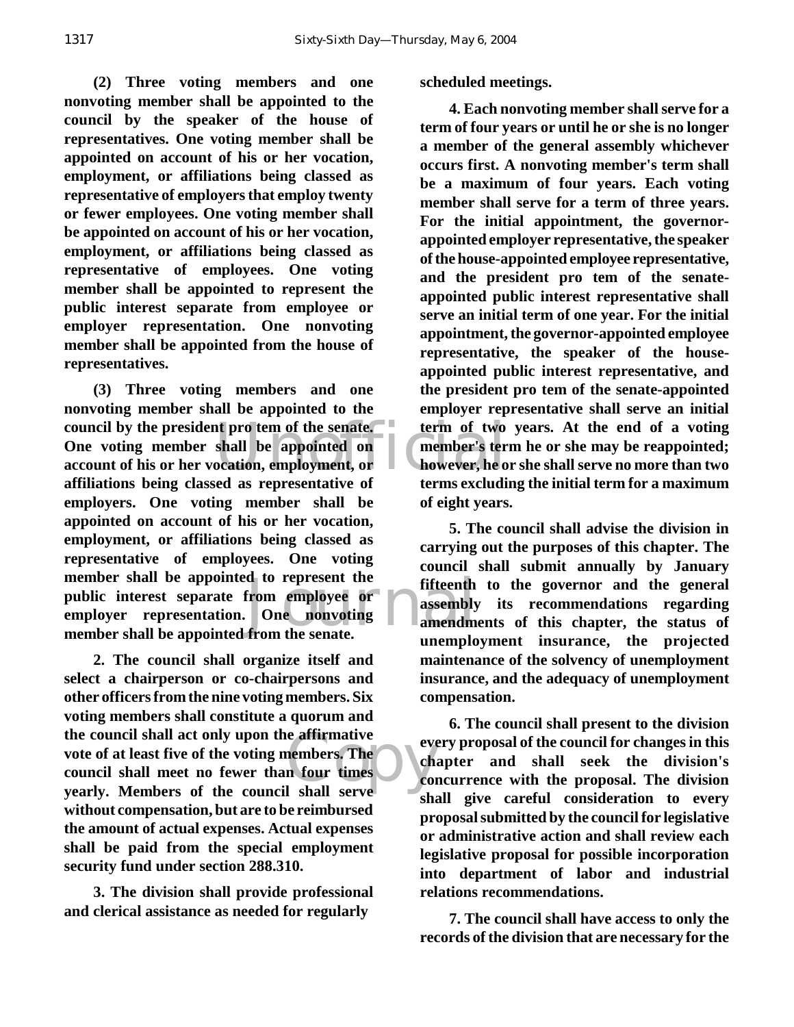**(2) Three voting members and one nonvoting member shall be appointed to the council by the speaker of the house of representatives. One voting member shall be appointed on account of his or her vocation, employment, or affiliations being classed as representative of employers that employ twenty or fewer employees. One voting member shall be appointed on account of his or her vocation, employment, or affiliations being classed as representative of employees. One voting member shall be appointed to represent the public interest separate from employee or employer representation. One nonvoting member shall be appointed from the house of representatives.**

**(3) Three voting members and one nonvoting member shall be appointed to the council by the president pro tem of the senate. One voting member shall be appointed on account of his or her vocation, employment, or affiliations being classed as representative of employers. One voting member shall be appointed on account of his or her vocation, employment, or affiliations being classed as representative of employees. One voting member shall be appointed to represent the public interest separate from employee or employer representation. One nonvoting member shall be appointed from the senate.**

**2. The council shall organize itself and select a chairperson or co-chairpersons and other officers from the nine voting members. Six voting members shall constitute a quorum and the council shall act only upon the affirmative vote of at least five of the voting members. The council shall meet no fewer than four times yearly. Members of the council shall serve without compensation, but are to be reimbursed the amount of actual expenses. Actual expenses shall be paid from the special employment security fund under section 288.310.**

**3. The division shall provide professional and clerical assistance as needed for regularly scheduled meetings.**

**4. Each nonvoting member shall serve for a term of four years or until he or she is no longer a member of the general assembly whichever occurs first. A nonvoting member's term shall be a maximum of four years. Each voting member shall serve for a term of three years. For the initial appointment, the governor-appointed employer representative, the speaker of the house-appointed employee representative, and the president pro tem of the senate-appointed public interest representative shall serve an initial term of one year. For the initial appointment, the governor-appointed employee representative, the speaker of the house-appointed public interest representative, and the president pro tem of the senate-appointed employer representative shall serve an initial term of two years. At the end of a voting member's term he or she may be reappointed; however, he or she shall serve no more than two terms excluding the initial term for a maximum of eight years.**

**5. The council shall advise the division in carrying out the purposes of this chapter. The council shall submit annually by January fifteenth to the governor and the general assembly its recommendations regarding amendments of this chapter, the status of unemployment insurance, the projected maintenance of the solvency of unemployment insurance, and the adequacy of unemployment compensation.**

**6. The council shall present to the division every proposal of the council for changes in this chapter and shall seek the division's concurrence with the proposal. The division shall give careful consideration to every proposal submitted by the council for legislative or administrative action and shall review each legislative proposal for possible incorporation into department of labor and industrial relations recommendations.**

**7. The council shall have access to only the records of the division that are necessary for the**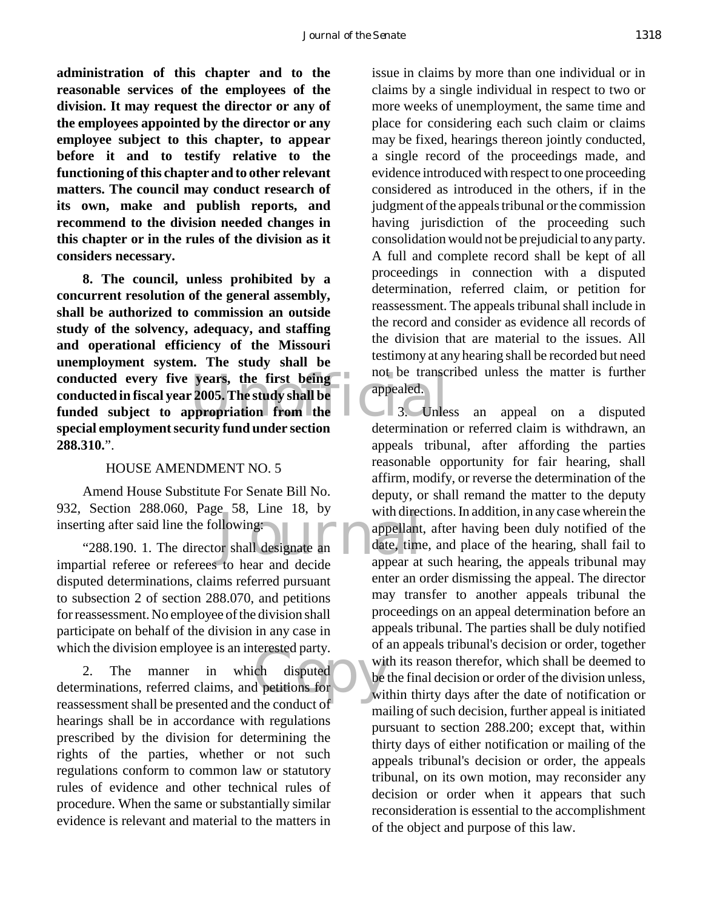**administration of this chapter and to the reasonable services of the employees of the division. It may request the director or any of the employees appointed by the director or any employee subject to this chapter, to appear before it and to testify relative to the functioning of this chapter and to other relevant matters. The council may conduct research of its own, make and publish reports, and recommend to the division needed changes in this chapter or in the rules of the division as it considers necessary.**

**8. The council, unless prohibited by a concurrent resolution of the general assembly, shall be authorized to commission an outside study of the solvency, adequacy, and staffing and operational efficiency of the Missouri unemployment system. The study shall be conducted every five years, the first being conducted in fiscal year 2005. The study shall be funded subject to appropriation from the special employment security fund under section 288.310.**".

HOUSE AMENDMENT NO. 5

Amend House Substitute For Senate Bill No. 932, Section 288.060, Page 58, Line 18, by inserting after said line the following:

"288.190. 1. The director shall designate an impartial referee or referees to hear and decide disputed determinations, claims referred pursuant to subsection 2 of section 288.070, and petitions for reassessment. No employee of the division shall participate on behalf of the division in any case in which the division employee is an interested party.

2. The manner in which disputed determinations, referred claims, and petitions for reassessment shall be presented and the conduct of hearings shall be in accordance with regulations prescribed by the division for determining the rights of the parties, whether or not such regulations conform to common law or statutory rules of evidence and other technical rules of procedure. When the same or substantially similar evidence is relevant and material to the matters in issue in claims by more than one individual or in claims by a single individual in respect to two or more weeks of unemployment, the same time and place for considering each such claim or claims may be fixed, hearings thereon jointly conducted, a single record of the proceedings made, and evidence introduced with respect to one proceeding considered as introduced in the others, if in the judgment of the appeals tribunal or the commission having jurisdiction of the proceeding such consolidation would not be prejudicial to any party. A full and complete record shall be kept of all proceedings in connection with a disputed determination, referred claim, or petition for reassessment. The appeals tribunal shall include in the record and consider as evidence all records of the division that are material to the issues. All testimony at any hearing shall be recorded but need not be transcribed unless the matter is further appealed.

3. Unless an appeal on a disputed determination or referred claim is withdrawn, an appeals tribunal, after affording the parties reasonable opportunity for fair hearing, shall affirm, modify, or reverse the determination of the deputy, or shall remand the matter to the deputy with directions. In addition, in any case wherein the appellant, after having been duly notified of the date, time, and place of the hearing, shall fail to appear at such hearing, the appeals tribunal may enter an order dismissing the appeal. The director may transfer to another appeals tribunal the proceedings on an appeal determination before an appeals tribunal. The parties shall be duly notified of an appeals tribunal's decision or order, together with its reason therefor, which shall be deemed to be the final decision or order of the division unless, within thirty days after the date of notification or mailing of such decision, further appeal is initiated pursuant to section 288.200; except that, within thirty days of either notification or mailing of the appeals tribunal's decision or order, the appeals tribunal, on its own motion, may reconsider any decision or order when it appears that such reconsideration is essential to the accomplishment of the object and purpose of this law.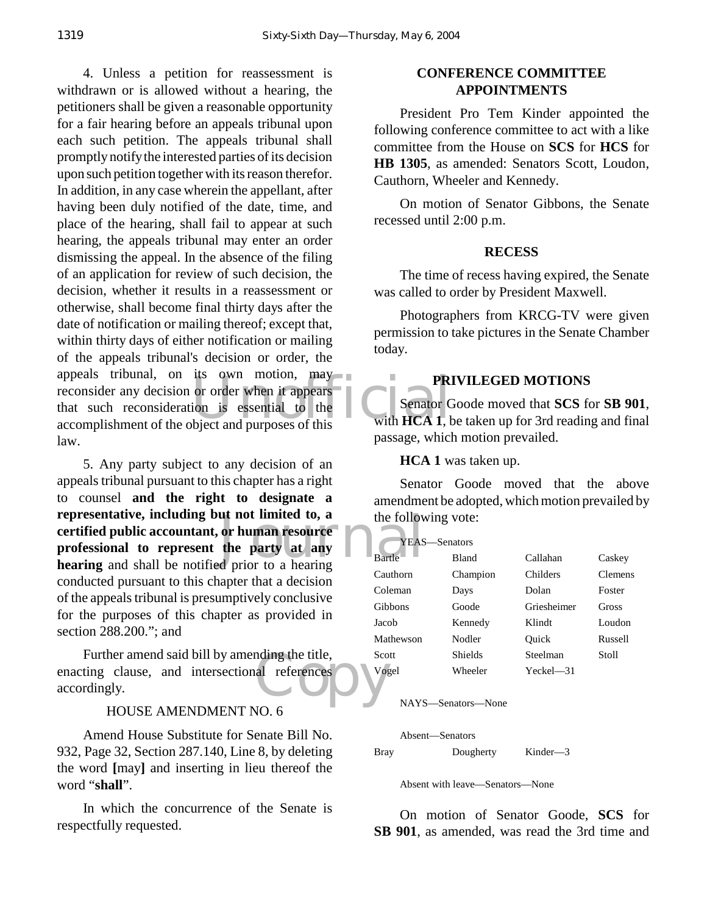4. Unless a petition for reassessment is withdrawn or is allowed without a hearing, the petitioners shall be given a reasonable opportunity for a fair hearing before an appeals tribunal upon each such petition. The appeals tribunal shall promptly notify the interested parties of its decision upon such petition together with its reason therefor. In addition, in any case wherein the appellant, after having been duly notified of the date, time, and place of the hearing, shall fail to appear at such hearing, the appeals tribunal may enter an order dismissing the appeal. In the absence of the filing of an application for review of such decision, the decision, whether it results in a reassessment or otherwise, shall become final thirty days after the date of notification or mailing thereof; except that, within thirty days of either notification or mailing of the appeals tribunal's decision or order, the appeals tribunal, on its own motion, may reconsider any decision or order when it appears that such reconsideration is essential to the accomplishment of the object and purposes of this law.

5. Any party subject to any decision of an appeals tribunal pursuant to this chapter has a right to counsel **and the right to designate a representative, including but not limited to, a certified public accountant, or human resource professional to represent the party at any hearing** and shall be notified prior to a hearing conducted pursuant to this chapter that a decision of the appeals tribunal is presumptively conclusive for the purposes of this chapter as provided in section 288.200."; and

Further amend said bill by amending the title, enacting clause, and intersectional references accordingly.

HOUSE AMENDMENT NO. 6

Amend House Substitute for Senate Bill No. 932, Page 32, Section 287.140, Line 8, by deleting the word **[**may**]** and inserting in lieu thereof the word "**shall**".

In which the concurrence of the Senate is respectfully requested.

## CONFERENCE COMMITTEE APPOINTMENTS

President Pro Tem Kinder appointed the following conference committee to act with a like committee from the House on **SCS** for **HCS** for **HB 1305**, as amended: Senators Scott, Loudon, Cauthorn, Wheeler and Kennedy.

On motion of Senator Gibbons, the Senate recessed until 2:00 p.m.

## RECESS

The time of recess having expired, the Senate was called to order by President Maxwell.

Photographers from KRCG-TV were given permission to take pictures in the Senate Chamber today.

## PRIVILEGED MOTIONS

Senator Goode moved that **SCS** for **SB 901**, with **HCA 1**, be taken up for 3rd reading and final passage, which motion prevailed.

**HCA 1** was taken up.

Senator Goode moved that the above amendment be adopted, which motion prevailed by the following vote:

YEAS—Senators

| | | | |
|---|---|---|---|
| Bartle | Bland | Callahan | Caskey |
| Cauthorn | Champion | Childers | Clemens |
| Coleman | Days | Dolan | Foster |
| Gibbons | Goode | Griesheimer | Gross |
| Jacob | Kennedy | Klindt | Loudon |
| Mathewson | Nodler | Quick | Russell |
| Scott | Shields | Steelman | Stoll |
| Vogel | Wheeler | Yeckel—31 | |

NAYS—Senators—None

Absent—Senators

| | | |
|---|---|---|
| Bray | Dougherty | Kinder—3 |

Absent with leave—Senators—None

On motion of Senator Goode, **SCS** for **SB 901**, as amended, was read the 3rd time and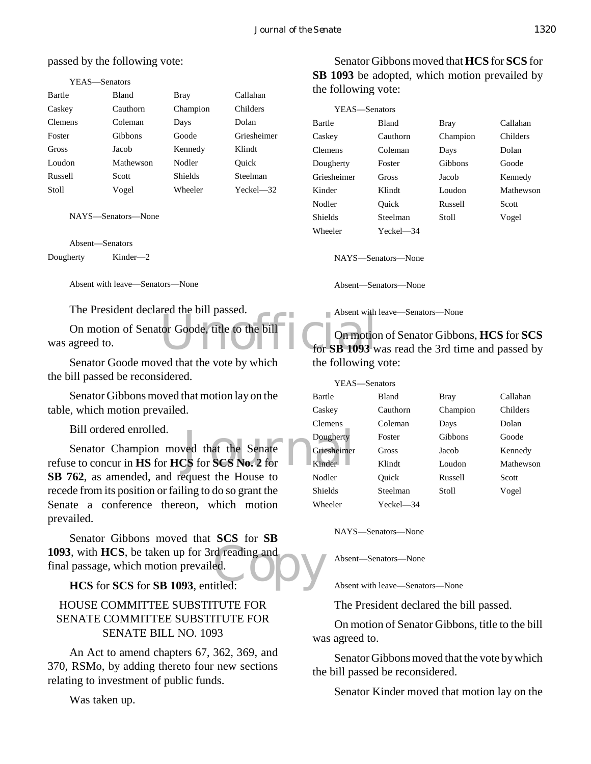passed by the following vote:

YEAS—Senators

| | | | |
|---|---|---|---|
| Bartle | Bland | Bray | Callahan |
| Caskey | Cauthorn | Champion | Childers |
| Clemens | Coleman | Days | Dolan |
| Foster | Gibbons | Goode | Griesheimer |
| Gross | Jacob | Kennedy | Klindt |
| Loudon | Mathewson | Nodler | Quick |
| Russell | Scott | Shields | Steelman |
| Stoll | Vogel | Wheeler | Yeckel—32 |

NAYS—Senators—None

Absent—Senators

Dougherty Kinder—2

Absent with leave—Senators—None

The President declared the bill passed.

On motion of Senator Goode, title to the bill was agreed to.

Senator Goode moved that the vote by which the bill passed be reconsidered.

Senator Gibbons moved that motion lay on the table, which motion prevailed.

Bill ordered enrolled.

Senator Champion moved that the Senate refuse to concur in **HS** for **HCS** for **SCS No. 2** for **SB 762**, as amended, and request the House to recede from its position or failing to do so grant the Senate a conference thereon, which motion prevailed.

Senator Gibbons moved that **SCS** for **SB 1093**, with **HCS**, be taken up for 3rd reading and final passage, which motion prevailed.

**HCS** for **SCS** for **SB 1093**, entitled:

HOUSE COMMITTEE SUBSTITUTE FOR SENATE COMMITTEE SUBSTITUTE FOR SENATE BILL NO. 1093

An Act to amend chapters 67, 362, 369, and 370, RSMo, by adding thereto four new sections relating to investment of public funds.

Was taken up.

Senator Gibbons moved that **HCS** for **SCS** for **SB 1093** be adopted, which motion prevailed by the following vote:

YEAS—Senators

| | | | |
|---|---|---|---|
| Bartle | Bland | Bray | Callahan |
| Caskey | Cauthorn | Champion | Childers |
| Clemens | Coleman | Days | Dolan |
| Dougherty | Foster | Gibbons | Goode |
| Griesheimer | Gross | Jacob | Kennedy |
| Kinder | Klindt | Loudon | Mathewson |
| Nodler | Quick | Russell | Scott |
| Shields | Steelman | Stoll | Vogel |
| Wheeler | Yeckel—34 | | |

NAYS—Senators—None

Absent—Senators—None

Absent with leave—Senators—None

On motion of Senator Gibbons, **HCS** for **SCS** for **SB 1093** was read the 3rd time and passed by the following vote:

YEAS—Senators

| | | | |
|---|---|---|---|
| Bartle | Bland | Bray | Callahan |
| Caskey | Cauthorn | Champion | Childers |
| Clemens | Coleman | Days | Dolan |
| Dougherty | Foster | Gibbons | Goode |
| Griesheimer | Gross | Jacob | Kennedy |
| Kinder | Klindt | Loudon | Mathewson |
| Nodler | Quick | Russell | Scott |
| Shields | Steelman | Stoll | Vogel |
| Wheeler | Yeckel—34 | | |

NAYS—Senators—None

Absent—Senators—None

Absent with leave—Senators—None

The President declared the bill passed.

On motion of Senator Gibbons, title to the bill was agreed to.

Senator Gibbons moved that the vote by which the bill passed be reconsidered.

Senator Kinder moved that motion lay on the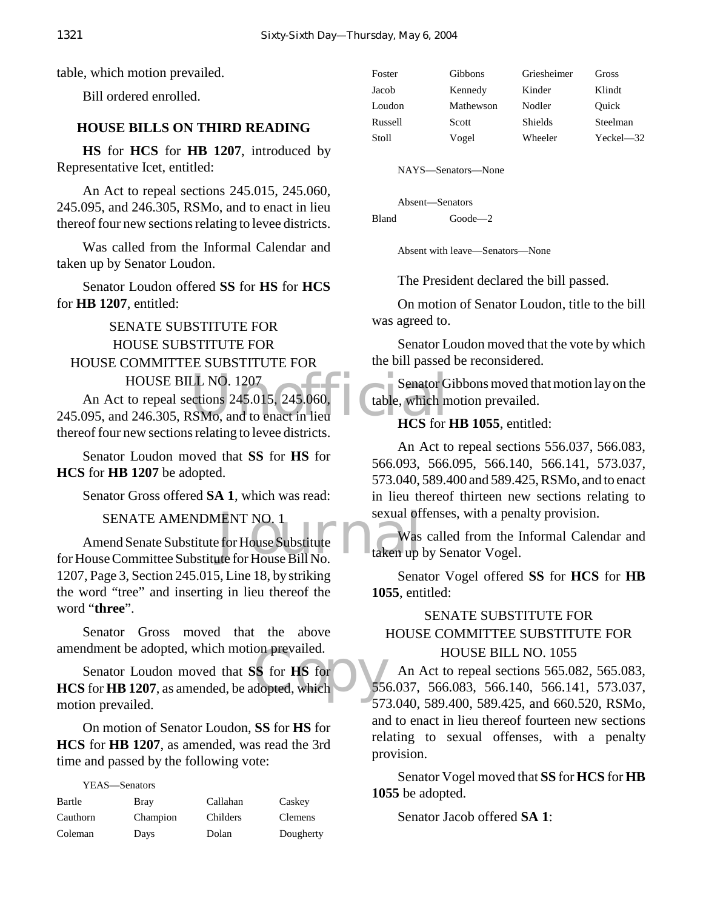table, which motion prevailed.

Bill ordered enrolled.

## HOUSE BILLS ON THIRD READING

**HS** for **HCS** for **HB 1207**, introduced by Representative Icet, entitled:

An Act to repeal sections 245.015, 245.060, 245.095, and 246.305, RSMo, and to enact in lieu thereof four new sections relating to levee districts.

Was called from the Informal Calendar and taken up by Senator Loudon.

Senator Loudon offered **SS** for **HS** for **HCS** for **HB 1207**, entitled:

SENATE SUBSTITUTE FOR
HOUSE SUBSTITUTE FOR
HOUSE COMMITTEE SUBSTITUTE FOR
HOUSE BILL NO. 1207

An Act to repeal sections 245.015, 245.060, 245.095, and 246.305, RSMo, and to enact in lieu thereof four new sections relating to levee districts.

Senator Loudon moved that **SS** for **HS** for **HCS** for **HB 1207** be adopted.

Senator Gross offered **SA 1**, which was read:

SENATE AMENDMENT NO. 1

Amend Senate Substitute for House Substitute for House Committee Substitute for House Bill No. 1207, Page 3, Section 245.015, Line 18, by striking the word "tree" and inserting in lieu thereof the word "**three**".

Senator Gross moved that the above amendment be adopted, which motion prevailed.

Senator Loudon moved that **SS** for **HS** for **HCS** for **HB 1207**, as amended, be adopted, which motion prevailed.

On motion of Senator Loudon, **SS** for **HS** for **HCS** for **HB 1207**, as amended, was read the 3rd time and passed by the following vote:

YEAS—Senators

| | | | |
|---|---|---|---|
| Bartle | Bray | Callahan | Caskey |
| Cauthorn | Champion | Childers | Clemens |
| Coleman | Days | Dolan | Dougherty |
| Foster | Gibbons | Griesheimer | Gross |
| Jacob | Kennedy | Kinder | Klindt |
| Loudon | Mathewson | Nodler | Quick |
| Russell | Scott | Shields | Steelman |
| Stoll | Vogel | Wheeler | Yeckel—32 |

NAYS—Senators—None

Absent—Senators

Bland Goode—2

Absent with leave—Senators—None

The President declared the bill passed.

On motion of Senator Loudon, title to the bill was agreed to.

Senator Loudon moved that the vote by which the bill passed be reconsidered.

Senator Gibbons moved that motion lay on the table, which motion prevailed.

**HCS** for **HB 1055**, entitled:

An Act to repeal sections 556.037, 566.083, 566.093, 566.095, 566.140, 566.141, 573.037, 573.040, 589.400 and 589.425, RSMo, and to enact in lieu thereof thirteen new sections relating to sexual offenses, with a penalty provision.

Was called from the Informal Calendar and taken up by Senator Vogel.

Senator Vogel offered **SS** for **HCS** for **HB 1055**, entitled:

SENATE SUBSTITUTE FOR
HOUSE COMMITTEE SUBSTITUTE FOR
HOUSE BILL NO. 1055

An Act to repeal sections 565.082, 565.083, 556.037, 566.083, 566.140, 566.141, 573.037, 573.040, 589.400, 589.425, and 660.520, RSMo, and to enact in lieu thereof fourteen new sections relating to sexual offenses, with a penalty provision.

Senator Vogel moved that **SS** for **HCS** for **HB 1055** be adopted.

Senator Jacob offered **SA 1**: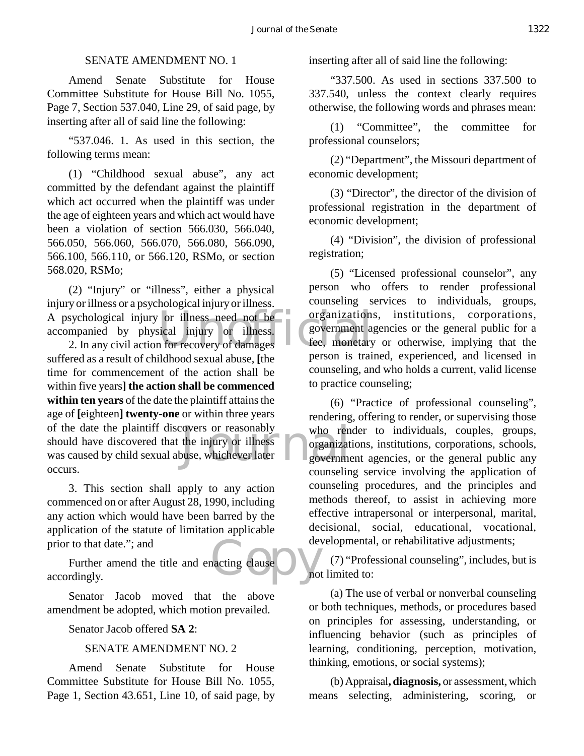SENATE AMENDMENT NO. 1

Amend Senate Substitute for House Committee Substitute for House Bill No. 1055, Page 7, Section 537.040, Line 29, of said page, by inserting after all of said line the following:

"537.046. 1. As used in this section, the following terms mean:

(1) "Childhood sexual abuse", any act committed by the defendant against the plaintiff which act occurred when the plaintiff was under the age of eighteen years and which act would have been a violation of section 566.030, 566.040, 566.050, 566.060, 566.070, 566.080, 566.090, 566.100, 566.110, or 566.120, RSMo, or section 568.020, RSMo;

(2) "Injury" or "illness", either a physical injury or illness or a psychological injury or illness. A psychological injury or illness need not be accompanied by physical injury or illness.

2. In any civil action for recovery of damages suffered as a result of childhood sexual abuse, **[**the time for commencement of the action shall be within five years**] the action shall be commenced within ten years** of the date the plaintiff attains the age of **[**eighteen**] twenty-one** or within three years of the date the plaintiff discovers or reasonably should have discovered that the injury or illness was caused by child sexual abuse, whichever later occurs.

3. This section shall apply to any action commenced on or after August 28, 1990, including any action which would have been barred by the application of the statute of limitation applicable prior to that date."; and

Further amend the title and enacting clause accordingly.

Senator Jacob moved that the above amendment be adopted, which motion prevailed.

Senator Jacob offered **SA 2**:

SENATE AMENDMENT NO. 2

Amend Senate Substitute for House Committee Substitute for House Bill No. 1055, Page 1, Section 43.651, Line 10, of said page, by inserting after all of said line the following:

"337.500. As used in sections 337.500 to 337.540, unless the context clearly requires otherwise, the following words and phrases mean:

(1) "Committee", the committee for professional counselors;

(2) "Department", the Missouri department of economic development;

(3) "Director", the director of the division of professional registration in the department of economic development;

(4) "Division", the division of professional registration;

(5) "Licensed professional counselor", any person who offers to render professional counseling services to individuals, groups, organizations, institutions, corporations, government agencies or the general public for a fee, monetary or otherwise, implying that the person is trained, experienced, and licensed in counseling, and who holds a current, valid license to practice counseling;

(6) "Practice of professional counseling", rendering, offering to render, or supervising those who render to individuals, couples, groups, organizations, institutions, corporations, schools, government agencies, or the general public any counseling service involving the application of counseling procedures, and the principles and methods thereof, to assist in achieving more effective intrapersonal or interpersonal, marital, decisional, social, educational, vocational, developmental, or rehabilitative adjustments;

(7) "Professional counseling", includes, but is not limited to:

(a) The use of verbal or nonverbal counseling or both techniques, methods, or procedures based on principles for assessing, understanding, or influencing behavior (such as principles of learning, conditioning, perception, motivation, thinking, emotions, or social systems);

(b) Appraisal**, diagnosis,** or assessment, which means selecting, administering, scoring, or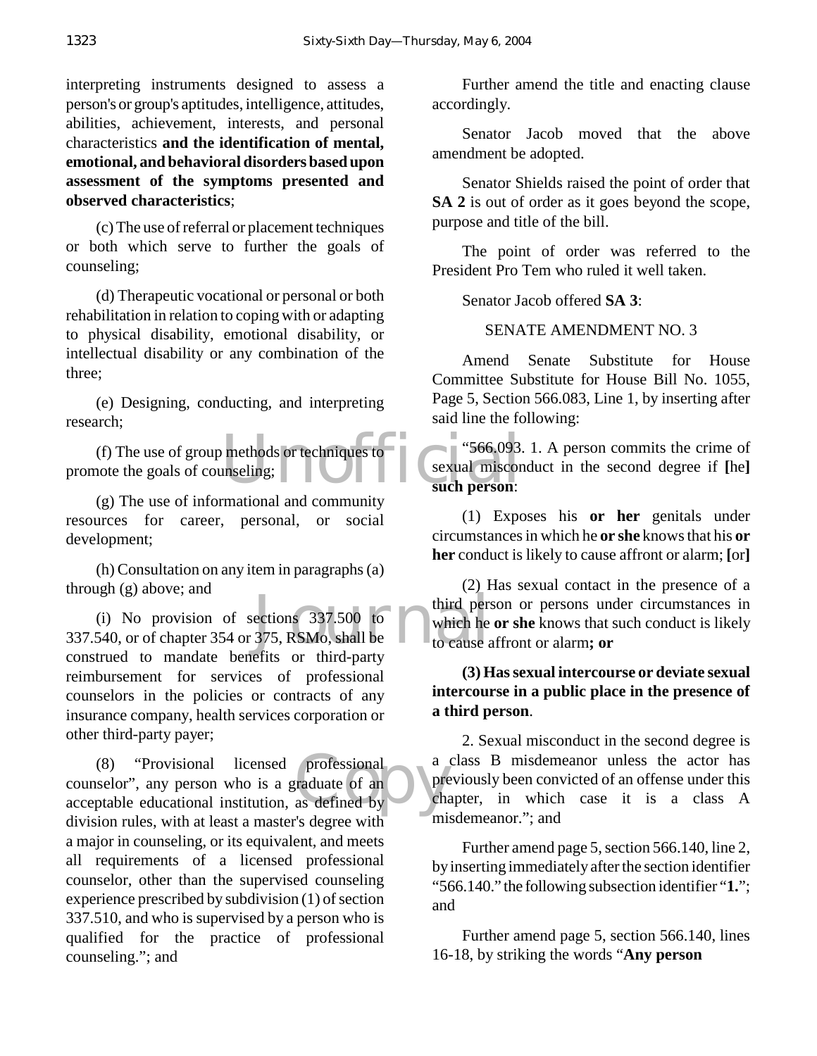interpreting instruments designed to assess a person's or group's aptitudes, intelligence, attitudes, abilities, achievement, interests, and personal characteristics **and the identification of mental, emotional, and behavioral disorders based upon assessment of the symptoms presented and observed characteristics**;

(c) The use of referral or placement techniques or both which serve to further the goals of counseling;

(d) Therapeutic vocational or personal or both rehabilitation in relation to coping with or adapting to physical disability, emotional disability, or intellectual disability or any combination of the three;

(e) Designing, conducting, and interpreting research;

(f) The use of group methods or techniques to promote the goals of counseling;

(g) The use of informational and community resources for career, personal, or social development;

(h) Consultation on any item in paragraphs (a) through (g) above; and

(i) No provision of sections 337.500 to 337.540, or of chapter 354 or 375, RSMo, shall be construed to mandate benefits or third-party reimbursement for services of professional counselors in the policies or contracts of any insurance company, health services corporation or other third-party payer;

(8) "Provisional licensed professional counselor", any person who is a graduate of an acceptable educational institution, as defined by division rules, with at least a master's degree with a major in counseling, or its equivalent, and meets all requirements of a licensed professional counselor, other than the supervised counseling experience prescribed by subdivision (1) of section 337.510, and who is supervised by a person who is qualified for the practice of professional counseling."; and

Further amend the title and enacting clause accordingly.

Senator Jacob moved that the above amendment be adopted.

Senator Shields raised the point of order that **SA 2** is out of order as it goes beyond the scope, purpose and title of the bill.

The point of order was referred to the President Pro Tem who ruled it well taken.

Senator Jacob offered **SA 3**:

SENATE AMENDMENT NO. 3

Amend Senate Substitute for House Committee Substitute for House Bill No. 1055, Page 5, Section 566.083, Line 1, by inserting after said line the following:

"566.093. 1. A person commits the crime of sexual misconduct in the second degree if **[**he**]** **such person**:

(1) Exposes his **or her** genitals under circumstances in which he **or she** knows that his **or her** conduct is likely to cause affront or alarm; **[**or**]**

(2) Has sexual contact in the presence of a third person or persons under circumstances in which he **or she** knows that such conduct is likely to cause affront or alarm**; or**

**(3) Has sexual intercourse or deviate sexual intercourse in a public place in the presence of a third person**.

2. Sexual misconduct in the second degree is a class B misdemeanor unless the actor has previously been convicted of an offense under this chapter, in which case it is a class A misdemeanor."; and

Further amend page 5, section 566.140, line 2, by inserting immediately after the section identifier "566.140." the following subsection identifier "**1.**"; and

Further amend page 5, section 566.140, lines 16-18, by striking the words "**Any person**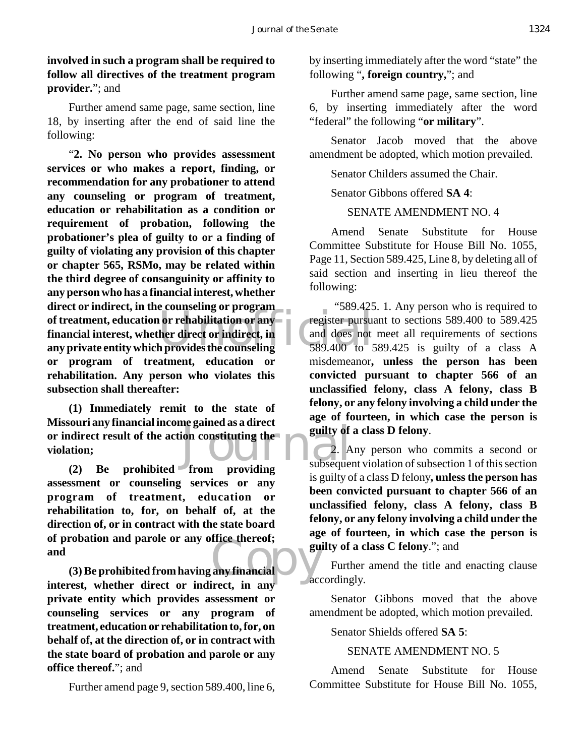**involved in such a program shall be required to follow all directives of the treatment program provider.**"; and

Further amend same page, same section, line 18, by inserting after the end of said line the following:

"**2. No person who provides assessment services or who makes a report, finding, or recommendation for any probationer to attend any counseling or program of treatment, education or rehabilitation as a condition or requirement of probation, following the probationer's plea of guilty to or a finding of guilty of violating any provision of this chapter or chapter 565, RSMo, may be related within the third degree of consanguinity or affinity to any person who has a financial interest, whether direct or indirect, in the counseling or program of treatment, education or rehabilitation or any financial interest, whether direct or indirect, in any private entity which provides the counseling or program of treatment, education or rehabilitation. Any person who violates this subsection shall thereafter:**

**(1) Immediately remit to the state of Missouri any financial income gained as a direct or indirect result of the action constituting the violation;**

**(2) Be prohibited from providing assessment or counseling services or any program of treatment, education or rehabilitation to, for, on behalf of, at the direction of, or in contract with the state board of probation and parole or any office thereof; and**

**(3) Be prohibited from having any financial interest, whether direct or indirect, in any private entity which provides assessment or counseling services or any program of treatment, education or rehabilitation to, for, on behalf of, at the direction of, or in contract with the state board of probation and parole or any office thereof.**"; and

Further amend page 9, section 589.400, line 6, by inserting immediately after the word "state" the following "**, foreign country,**"; and

Further amend same page, same section, line 6, by inserting immediately after the word "federal" the following "**or military**".

Senator Jacob moved that the above amendment be adopted, which motion prevailed.

Senator Childers assumed the Chair.

Senator Gibbons offered **SA 4**:

SENATE AMENDMENT NO. 4

Amend Senate Substitute for House Committee Substitute for House Bill No. 1055, Page 11, Section 589.425, Line 8, by deleting all of said section and inserting in lieu thereof the following:

"589.425. 1. Any person who is required to register pursuant to sections 589.400 to 589.425 and does not meet all requirements of sections 589.400 to 589.425 is guilty of a class A misdemeanor**, unless the person has been convicted pursuant to chapter 566 of an unclassified felony, class A felony, class B felony, or any felony involving a child under the age of fourteen, in which case the person is guilty of a class D felony**.

2. Any person who commits a second or subsequent violation of subsection 1 of this section is guilty of a class D felony**, unless the person has been convicted pursuant to chapter 566 of an unclassified felony, class A felony, class B felony, or any felony involving a child under the age of fourteen, in which case the person is guilty of a class C felony**."; and

Further amend the title and enacting clause accordingly.

Senator Gibbons moved that the above amendment be adopted, which motion prevailed.

Senator Shields offered **SA 5**:

SENATE AMENDMENT NO. 5

Amend Senate Substitute for House Committee Substitute for House Bill No. 1055,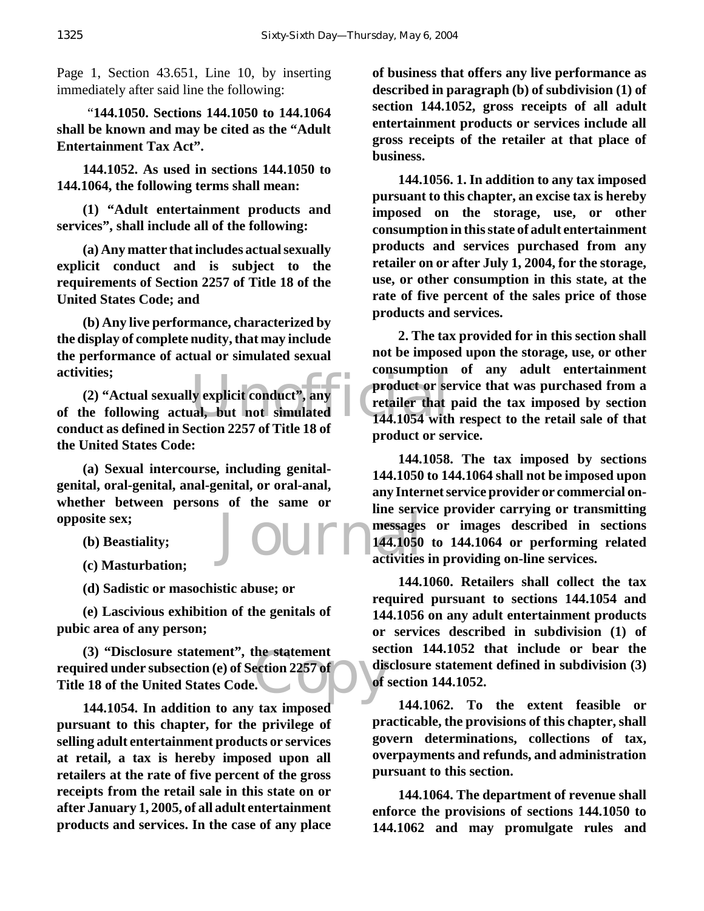Page 1, Section 43.651, Line 10, by inserting immediately after said line the following:

"**144.1050. Sections 144.1050 to 144.1064 shall be known and may be cited as the "Adult Entertainment Tax Act".**

**144.1052. As used in sections 144.1050 to 144.1064, the following terms shall mean:**

**(1) "Adult entertainment products and services", shall include all of the following:**

**(a) Any matter that includes actual sexually explicit conduct and is subject to the requirements of Section 2257 of Title 18 of the United States Code; and**

**(b) Any live performance, characterized by the display of complete nudity, that may include the performance of actual or simulated sexual activities;**

**(2) "Actual sexually explicit conduct", any of the following actual, but not simulated conduct as defined in Section 2257 of Title 18 of the United States Code:**

**(a) Sexual intercourse, including genital-genital, oral-genital, anal-genital, or oral-anal, whether between persons of the same or opposite sex;**

**(b) Beastiality;**

**(c) Masturbation;**

**(d) Sadistic or masochistic abuse; or**

**(e) Lascivious exhibition of the genitals of pubic area of any person;**

**(3) "Disclosure statement", the statement required under subsection (e) of Section 2257 of Title 18 of the United States Code.**

**144.1054. In addition to any tax imposed pursuant to this chapter, for the privilege of selling adult entertainment products or services at retail, a tax is hereby imposed upon all retailers at the rate of five percent of the gross receipts from the retail sale in this state on or after January 1, 2005, of all adult entertainment products and services. In the case of any place of business that offers any live performance as described in paragraph (b) of subdivision (1) of section 144.1052, gross receipts of all adult entertainment products or services include all gross receipts of the retailer at that place of business.**

**144.1056. 1. In addition to any tax imposed pursuant to this chapter, an excise tax is hereby imposed on the storage, use, or other consumption in this state of adult entertainment products and services purchased from any retailer on or after July 1, 2004, for the storage, use, or other consumption in this state, at the rate of five percent of the sales price of those products and services.**

**2. The tax provided for in this section shall not be imposed upon the storage, use, or other consumption of any adult entertainment product or service that was purchased from a retailer that paid the tax imposed by section 144.1054 with respect to the retail sale of that product or service.**

**144.1058. The tax imposed by sections 144.1050 to 144.1064 shall not be imposed upon any Internet service provider or commercial on-line service provider carrying or transmitting messages or images described in sections 144.1050 to 144.1064 or performing related activities in providing on-line services.**

**144.1060. Retailers shall collect the tax required pursuant to sections 144.1054 and 144.1056 on any adult entertainment products or services described in subdivision (1) of section 144.1052 that include or bear the disclosure statement defined in subdivision (3) of section 144.1052.**

**144.1062. To the extent feasible or practicable, the provisions of this chapter, shall govern determinations, collections of tax, overpayments and refunds, and administration pursuant to this section.**

**144.1064. The department of revenue shall enforce the provisions of sections 144.1050 to 144.1062 and may promulgate rules and**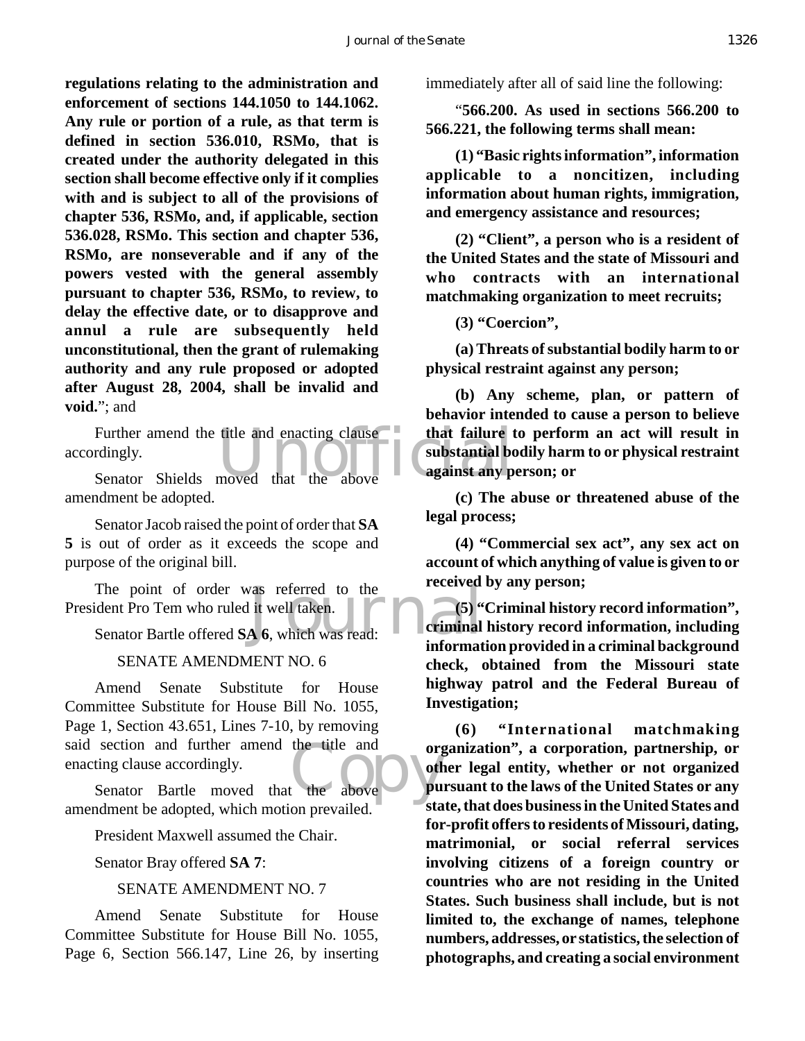**regulations relating to the administration and enforcement of sections 144.1050 to 144.1062. Any rule or portion of a rule, as that term is defined in section 536.010, RSMo, that is created under the authority delegated in this section shall become effective only if it complies with and is subject to all of the provisions of chapter 536, RSMo, and, if applicable, section 536.028, RSMo. This section and chapter 536, RSMo, are nonseverable and if any of the powers vested with the general assembly pursuant to chapter 536, RSMo, to review, to delay the effective date, or to disapprove and annul a rule are subsequently held unconstitutional, then the grant of rulemaking authority and any rule proposed or adopted after August 28, 2004, shall be invalid and void.**"; and

Further amend the title and enacting clause accordingly.

Senator Shields moved that the above amendment be adopted.

Senator Jacob raised the point of order that **SA 5** is out of order as it exceeds the scope and purpose of the original bill.

The point of order was referred to the President Pro Tem who ruled it well taken.

Senator Bartle offered **SA 6**, which was read:

SENATE AMENDMENT NO. 6

Amend Senate Substitute for House Committee Substitute for House Bill No. 1055, Page 1, Section 43.651, Lines 7-10, by removing said section and further amend the title and enacting clause accordingly.

Senator Bartle moved that the above amendment be adopted, which motion prevailed.

President Maxwell assumed the Chair.

Senator Bray offered **SA 7**:

SENATE AMENDMENT NO. 7

Amend Senate Substitute for House Committee Substitute for House Bill No. 1055, Page 6, Section 566.147, Line 26, by inserting immediately after all of said line the following:

"**566.200. As used in sections 566.200 to 566.221, the following terms shall mean:**

**(1) "Basic rights information", information applicable to a noncitizen, including information about human rights, immigration, and emergency assistance and resources;**

**(2) "Client", a person who is a resident of the United States and the state of Missouri and who contracts with an international matchmaking organization to meet recruits;**

**(3) "Coercion",**

**(a) Threats of substantial bodily harm to or physical restraint against any person;**

**(b) Any scheme, plan, or pattern of behavior intended to cause a person to believe that failure to perform an act will result in substantial bodily harm to or physical restraint against any person; or**

**(c) The abuse or threatened abuse of the legal process;**

**(4) "Commercial sex act", any sex act on account of which anything of value is given to or received by any person;**

**(5) "Criminal history record information", criminal history record information, including information provided in a criminal background check, obtained from the Missouri state highway patrol and the Federal Bureau of Investigation;**

**(6) "International matchmaking organization", a corporation, partnership, or other legal entity, whether or not organized pursuant to the laws of the United States or any state, that does business in the United States and for-profit offers to residents of Missouri, dating, matrimonial, or social referral services involving citizens of a foreign country or countries who are not residing in the United States. Such business shall include, but is not limited to, the exchange of names, telephone numbers, addresses, or statistics, the selection of photographs, and creating a social environment**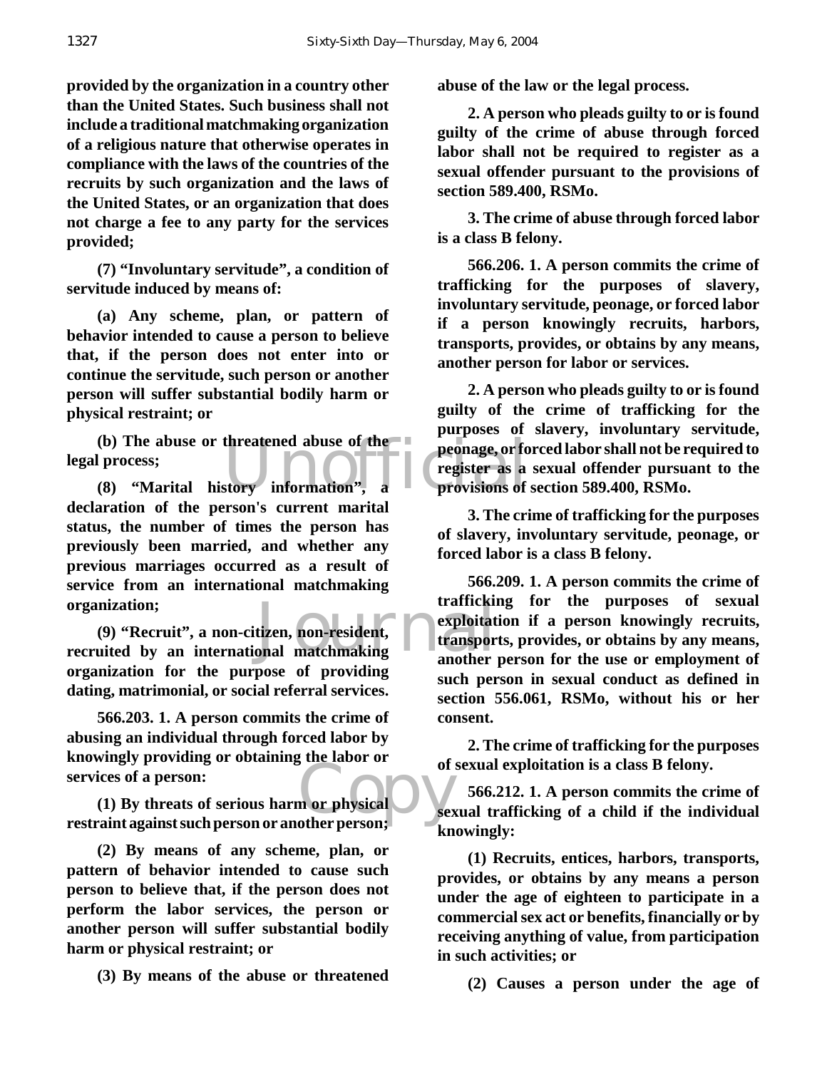**provided by the organization in a country other than the United States. Such business shall not include a traditional matchmaking organization of a religious nature that otherwise operates in compliance with the laws of the countries of the recruits by such organization and the laws of the United States, or an organization that does not charge a fee to any party for the services provided;**

**(7) "Involuntary servitude", a condition of servitude induced by means of:**

**(a) Any scheme, plan, or pattern of behavior intended to cause a person to believe that, if the person does not enter into or continue the servitude, such person or another person will suffer substantial bodily harm or physical restraint; or**

**(b) The abuse or threatened abuse of the legal process;**

**(8) "Marital history information", a declaration of the person's current marital status, the number of times the person has previously been married, and whether any previous marriages occurred as a result of service from an international matchmaking organization;**

**(9) "Recruit", a non-citizen, non-resident, recruited by an international matchmaking organization for the purpose of providing dating, matrimonial, or social referral services.**

**566.203. 1. A person commits the crime of abusing an individual through forced labor by knowingly providing or obtaining the labor or services of a person:**

**(1) By threats of serious harm or physical restraint against such person or another person;**

**(2) By means of any scheme, plan, or pattern of behavior intended to cause such person to believe that, if the person does not perform the labor services, the person or another person will suffer substantial bodily harm or physical restraint; or**

**(3) By means of the abuse or threatened abuse of the law or the legal process.**

**2. A person who pleads guilty to or is found guilty of the crime of abuse through forced labor shall not be required to register as a sexual offender pursuant to the provisions of section 589.400, RSMo.**

**3. The crime of abuse through forced labor is a class B felony.**

**566.206. 1. A person commits the crime of trafficking for the purposes of slavery, involuntary servitude, peonage, or forced labor if a person knowingly recruits, harbors, transports, provides, or obtains by any means, another person for labor or services.**

**2. A person who pleads guilty to or is found guilty of the crime of trafficking for the purposes of slavery, involuntary servitude, peonage, or forced labor shall not be required to register as a sexual offender pursuant to the provisions of section 589.400, RSMo.**

**3. The crime of trafficking for the purposes of slavery, involuntary servitude, peonage, or forced labor is a class B felony.**

**566.209. 1. A person commits the crime of trafficking for the purposes of sexual exploitation if a person knowingly recruits, transports, provides, or obtains by any means, another person for the use or employment of such person in sexual conduct as defined in section 556.061, RSMo, without his or her consent.**

**2. The crime of trafficking for the purposes of sexual exploitation is a class B felony.**

**566.212. 1. A person commits the crime of sexual trafficking of a child if the individual knowingly:**

**(1) Recruits, entices, harbors, transports, provides, or obtains by any means a person under the age of eighteen to participate in a commercial sex act or benefits, financially or by receiving anything of value, from participation in such activities; or**

**(2) Causes a person under the age of**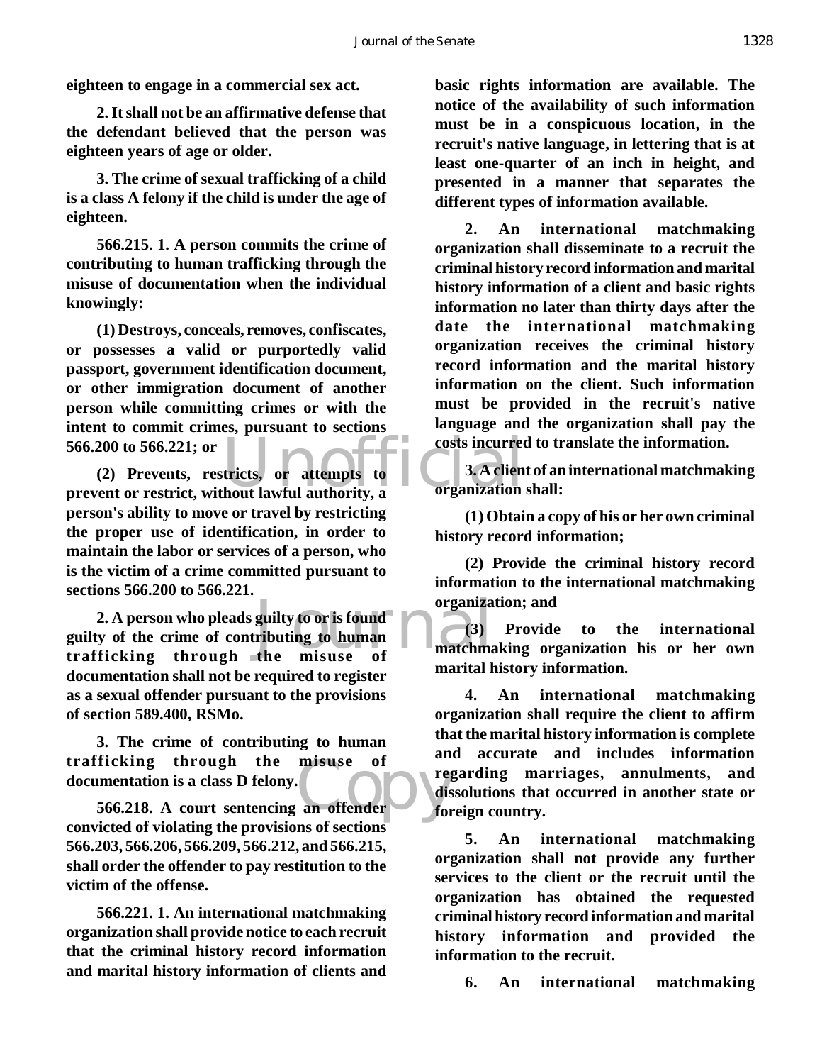**eighteen to engage in a commercial sex act.**

**2. It shall not be an affirmative defense that the defendant believed that the person was eighteen years of age or older.**

**3. The crime of sexual trafficking of a child is a class A felony if the child is under the age of eighteen.**

**566.215. 1. A person commits the crime of contributing to human trafficking through the misuse of documentation when the individual knowingly:**

**(1) Destroys, conceals, removes, confiscates, or possesses a valid or purportedly valid passport, government identification document, or other immigration document of another person while committing crimes or with the intent to commit crimes, pursuant to sections 566.200 to 566.221; or**

**(2) Prevents, restricts, or attempts to prevent or restrict, without lawful authority, a person's ability to move or travel by restricting the proper use of identification, in order to maintain the labor or services of a person, who is the victim of a crime committed pursuant to sections 566.200 to 566.221.**

**2. A person who pleads guilty to or is found guilty of the crime of contributing to human trafficking through the misuse of documentation shall not be required to register as a sexual offender pursuant to the provisions of section 589.400, RSMo.**

**3. The crime of contributing to human trafficking through the misuse of documentation is a class D felony.**

**566.218. A court sentencing an offender convicted of violating the provisions of sections 566.203, 566.206, 566.209, 566.212, and 566.215, shall order the offender to pay restitution to the victim of the offense.**

**566.221. 1. An international matchmaking organization shall provide notice to each recruit that the criminal history record information and marital history information of clients and basic rights information are available. The notice of the availability of such information must be in a conspicuous location, in the recruit's native language, in lettering that is at least one-quarter of an inch in height, and presented in a manner that separates the different types of information available.**

**2. An international matchmaking organization shall disseminate to a recruit the criminal history record information and marital history information of a client and basic rights information no later than thirty days after the date the international matchmaking organization receives the criminal history record information and the marital history information on the client. Such information must be provided in the recruit's native language and the organization shall pay the costs incurred to translate the information.**

**3. A client of an international matchmaking organization shall:**

**(1) Obtain a copy of his or her own criminal history record information;**

**(2) Provide the criminal history record information to the international matchmaking organization; and**

**(3) Provide to the international matchmaking organization his or her own marital history information.**

**4. An international matchmaking organization shall require the client to affirm that the marital history information is complete and accurate and includes information regarding marriages, annulments, and dissolutions that occurred in another state or foreign country.**

**5. An international matchmaking organization shall not provide any further services to the client or the recruit until the organization has obtained the requested criminal history record information and marital history information and provided the information to the recruit.**

**6. An international matchmaking**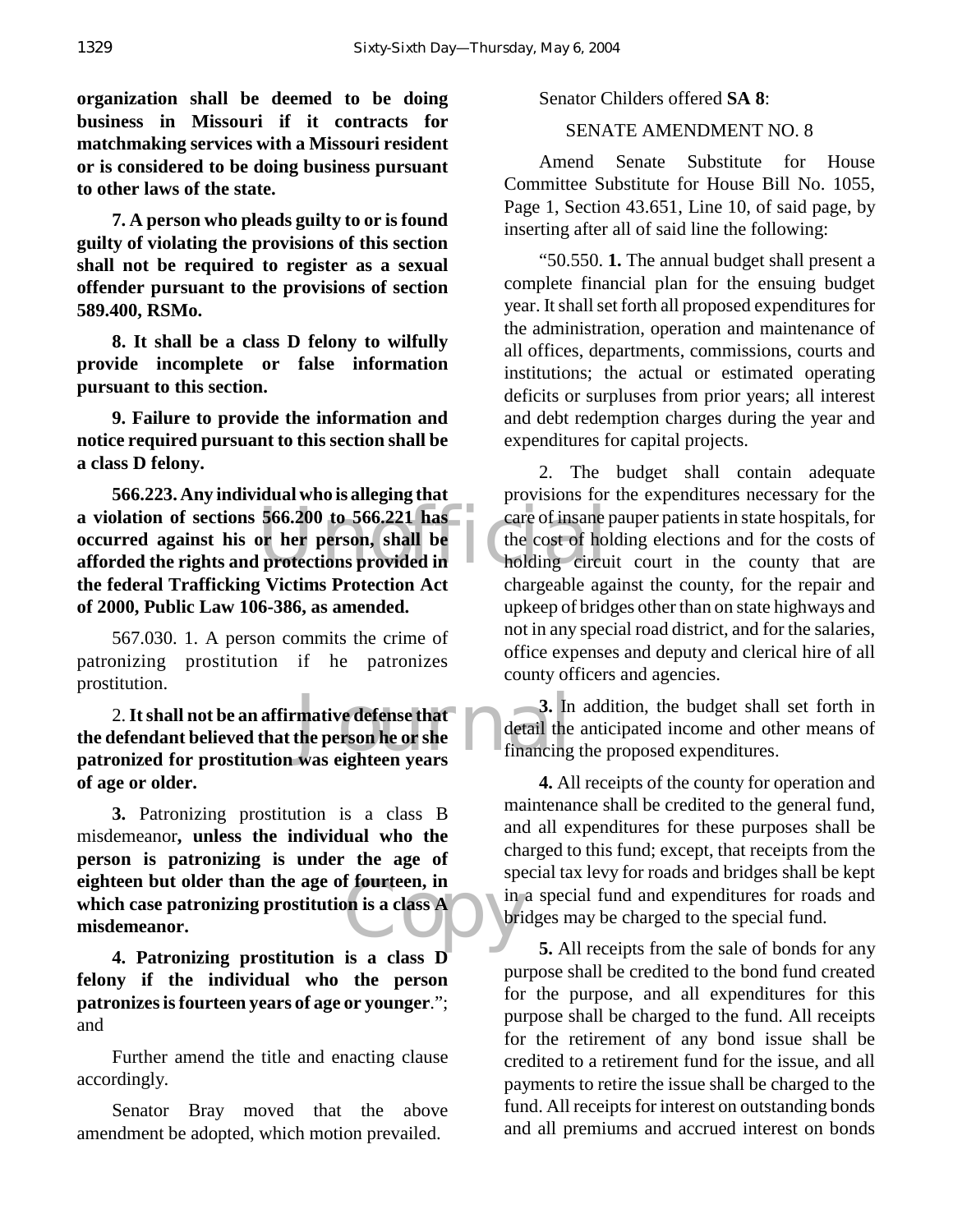**organization shall be deemed to be doing business in Missouri if it contracts for matchmaking services with a Missouri resident or is considered to be doing business pursuant to other laws of the state.**

**7. A person who pleads guilty to or is found guilty of violating the provisions of this section shall not be required to register as a sexual offender pursuant to the provisions of section 589.400, RSMo.**

**8. It shall be a class D felony to wilfully provide incomplete or false information pursuant to this section.**

**9. Failure to provide the information and notice required pursuant to this section shall be a class D felony.**

**566.223. Any individual who is alleging that a violation of sections 566.200 to 566.221 has occurred against his or her person, shall be afforded the rights and protections provided in the federal Trafficking Victims Protection Act of 2000, Public Law 106-386, as amended.**

567.030. 1. A person commits the crime of patronizing prostitution if he patronizes prostitution.

2. **It shall not be an affirmative defense that the defendant believed that the person he or she patronized for prostitution was eighteen years of age or older.**

**3.** Patronizing prostitution is a class B misdemeanor**, unless the individual who the person is patronizing is under the age of eighteen but older than the age of fourteen, in which case patronizing prostitution is a class A misdemeanor.**

**4. Patronizing prostitution is a class D felony if the individual who the person patronizes is fourteen years of age or younger**."; and

Further amend the title and enacting clause accordingly.

Senator Bray moved that the above amendment be adopted, which motion prevailed.

Senator Childers offered **SA 8**:

SENATE AMENDMENT NO. 8

Amend Senate Substitute for House Committee Substitute for House Bill No. 1055, Page 1, Section 43.651, Line 10, of said page, by inserting after all of said line the following:

"50.550. **1.** The annual budget shall present a complete financial plan for the ensuing budget year. It shall set forth all proposed expenditures for the administration, operation and maintenance of all offices, departments, commissions, courts and institutions; the actual or estimated operating deficits or surpluses from prior years; all interest and debt redemption charges during the year and expenditures for capital projects.

2. The budget shall contain adequate provisions for the expenditures necessary for the care of insane pauper patients in state hospitals, for the cost of holding elections and for the costs of holding circuit court in the county that are chargeable against the county, for the repair and upkeep of bridges other than on state highways and not in any special road district, and for the salaries, office expenses and deputy and clerical hire of all county officers and agencies.

**3.** In addition, the budget shall set forth in detail the anticipated income and other means of financing the proposed expenditures.

**4.** All receipts of the county for operation and maintenance shall be credited to the general fund, and all expenditures for these purposes shall be charged to this fund; except, that receipts from the special tax levy for roads and bridges shall be kept in a special fund and expenditures for roads and bridges may be charged to the special fund.

**5.** All receipts from the sale of bonds for any purpose shall be credited to the bond fund created for the purpose, and all expenditures for this purpose shall be charged to the fund. All receipts for the retirement of any bond issue shall be credited to a retirement fund for the issue, and all payments to retire the issue shall be charged to the fund. All receipts for interest on outstanding bonds and all premiums and accrued interest on bonds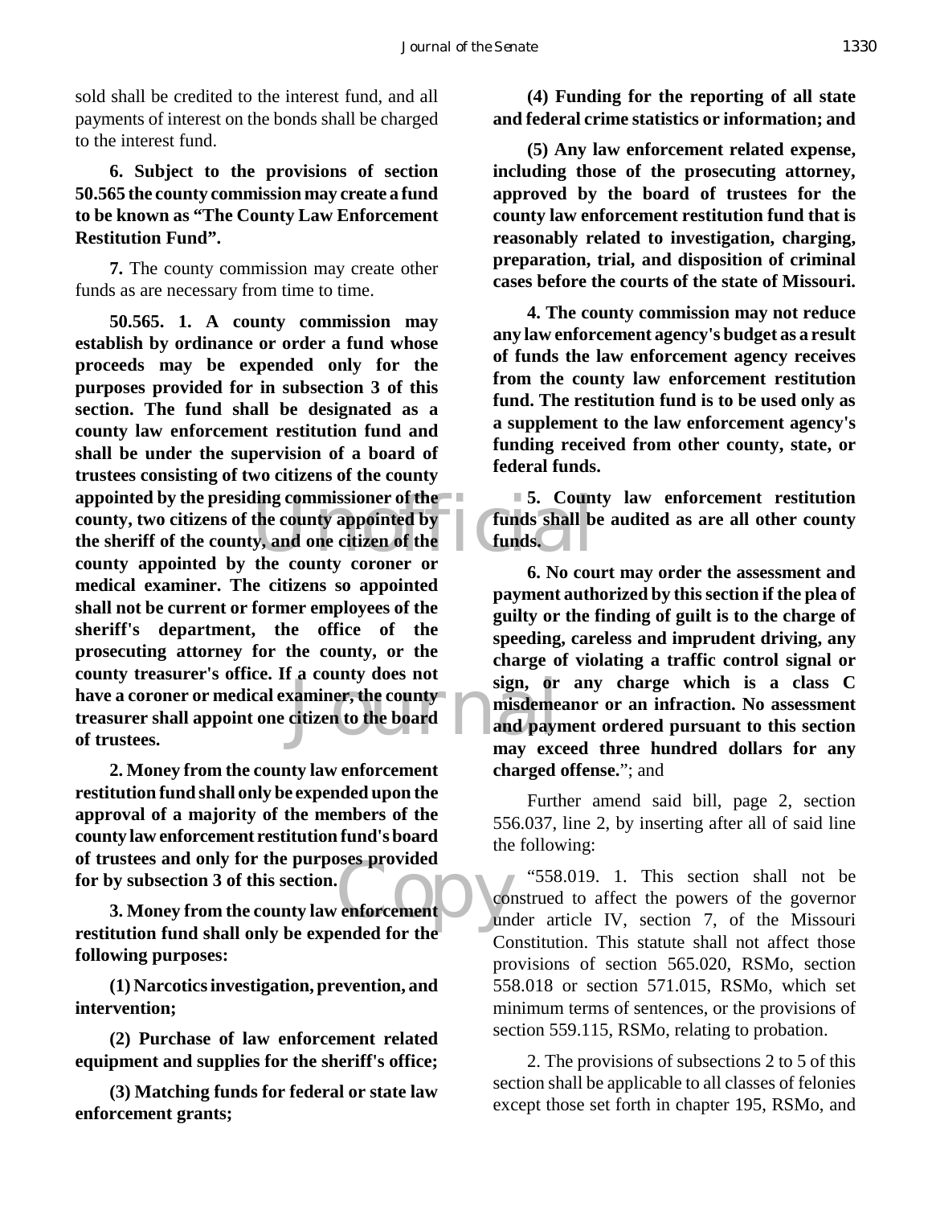sold shall be credited to the interest fund, and all payments of interest on the bonds shall be charged to the interest fund.

**6. Subject to the provisions of section 50.565 the county commission may create a fund to be known as "The County Law Enforcement Restitution Fund".**

**7.** The county commission may create other funds as are necessary from time to time.

**50.565. 1. A county commission may establish by ordinance or order a fund whose proceeds may be expended only for the purposes provided for in subsection 3 of this section. The fund shall be designated as a county law enforcement restitution fund and shall be under the supervision of a board of trustees consisting of two citizens of the county appointed by the presiding commissioner of the county, two citizens of the county appointed by the sheriff of the county, and one citizen of the county appointed by the county coroner or medical examiner. The citizens so appointed shall not be current or former employees of the sheriff's department, the office of the prosecuting attorney for the county, or the county treasurer's office. If a county does not have a coroner or medical examiner, the county treasurer shall appoint one citizen to the board of trustees.**

**2. Money from the county law enforcement restitution fund shall only be expended upon the approval of a majority of the members of the county law enforcement restitution fund's board of trustees and only for the purposes provided for by subsection 3 of this section.**

**3. Money from the county law enforcement restitution fund shall only be expended for the following purposes:**

**(1) Narcotics investigation, prevention, and intervention;**

**(2) Purchase of law enforcement related equipment and supplies for the sheriff's office;**

**(3) Matching funds for federal or state law enforcement grants;**

**(4) Funding for the reporting of all state and federal crime statistics or information; and**

**(5) Any law enforcement related expense, including those of the prosecuting attorney, approved by the board of trustees for the county law enforcement restitution fund that is reasonably related to investigation, charging, preparation, trial, and disposition of criminal cases before the courts of the state of Missouri.**

**4. The county commission may not reduce any law enforcement agency's budget as a result of funds the law enforcement agency receives from the county law enforcement restitution fund. The restitution fund is to be used only as a supplement to the law enforcement agency's funding received from other county, state, or federal funds.**

**5. County law enforcement restitution funds shall be audited as are all other county funds.**

**6. No court may order the assessment and payment authorized by this section if the plea of guilty or the finding of guilt is to the charge of speeding, careless and imprudent driving, any charge of violating a traffic control signal or sign, or any charge which is a class C misdemeanor or an infraction. No assessment and payment ordered pursuant to this section may exceed three hundred dollars for any charged offense.**"; and

Further amend said bill, page 2, section 556.037, line 2, by inserting after all of said line the following:

"558.019. 1. This section shall not be construed to affect the powers of the governor under article IV, section 7, of the Missouri Constitution. This statute shall not affect those provisions of section 565.020, RSMo, section 558.018 or section 571.015, RSMo, which set minimum terms of sentences, or the provisions of section 559.115, RSMo, relating to probation.

2. The provisions of subsections 2 to 5 of this section shall be applicable to all classes of felonies except those set forth in chapter 195, RSMo, and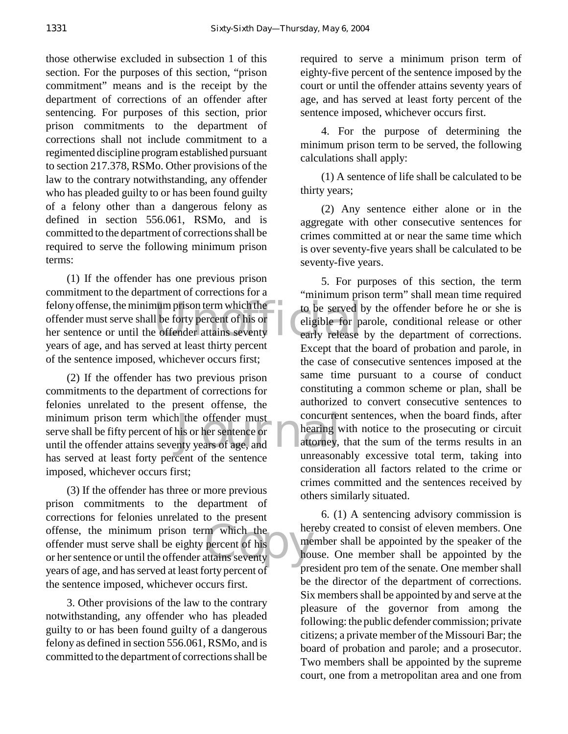those otherwise excluded in subsection 1 of this section. For the purposes of this section, "prison commitment" means and is the receipt by the department of corrections of an offender after sentencing. For purposes of this section, prior prison commitments to the department of corrections shall not include commitment to a regimented discipline program established pursuant to section 217.378, RSMo. Other provisions of the law to the contrary notwithstanding, any offender who has pleaded guilty to or has been found guilty of a felony other than a dangerous felony as defined in section 556.061, RSMo, and is committed to the department of corrections shall be required to serve the following minimum prison terms:

(1) If the offender has one previous prison commitment to the department of corrections for a felony offense, the minimum prison term which the offender must serve shall be forty percent of his or her sentence or until the offender attains seventy years of age, and has served at least thirty percent of the sentence imposed, whichever occurs first;

(2) If the offender has two previous prison commitments to the department of corrections for felonies unrelated to the present offense, the minimum prison term which the offender must serve shall be fifty percent of his or her sentence or until the offender attains seventy years of age, and has served at least forty percent of the sentence imposed, whichever occurs first;

(3) If the offender has three or more previous prison commitments to the department of corrections for felonies unrelated to the present offense, the minimum prison term which the offender must serve shall be eighty percent of his or her sentence or until the offender attains seventy years of age, and has served at least forty percent of the sentence imposed, whichever occurs first.

3. Other provisions of the law to the contrary notwithstanding, any offender who has pleaded guilty to or has been found guilty of a dangerous felony as defined in section 556.061, RSMo, and is committed to the department of corrections shall be required to serve a minimum prison term of eighty-five percent of the sentence imposed by the court or until the offender attains seventy years of age, and has served at least forty percent of the sentence imposed, whichever occurs first.

4. For the purpose of determining the minimum prison term to be served, the following calculations shall apply:

(1) A sentence of life shall be calculated to be thirty years;

(2) Any sentence either alone or in the aggregate with other consecutive sentences for crimes committed at or near the same time which is over seventy-five years shall be calculated to be seventy-five years.

5. For purposes of this section, the term "minimum prison term" shall mean time required to be served by the offender before he or she is eligible for parole, conditional release or other early release by the department of corrections. Except that the board of probation and parole, in the case of consecutive sentences imposed at the same time pursuant to a course of conduct constituting a common scheme or plan, shall be authorized to convert consecutive sentences to concurrent sentences, when the board finds, after hearing with notice to the prosecuting or circuit attorney, that the sum of the terms results in an unreasonably excessive total term, taking into consideration all factors related to the crime or crimes committed and the sentences received by others similarly situated.

6. (1) A sentencing advisory commission is hereby created to consist of eleven members. One member shall be appointed by the speaker of the house. One member shall be appointed by the president pro tem of the senate. One member shall be the director of the department of corrections. Six members shall be appointed by and serve at the pleasure of the governor from among the following: the public defender commission; private citizens; a private member of the Missouri Bar; the board of probation and parole; and a prosecutor. Two members shall be appointed by the supreme court, one from a metropolitan area and one from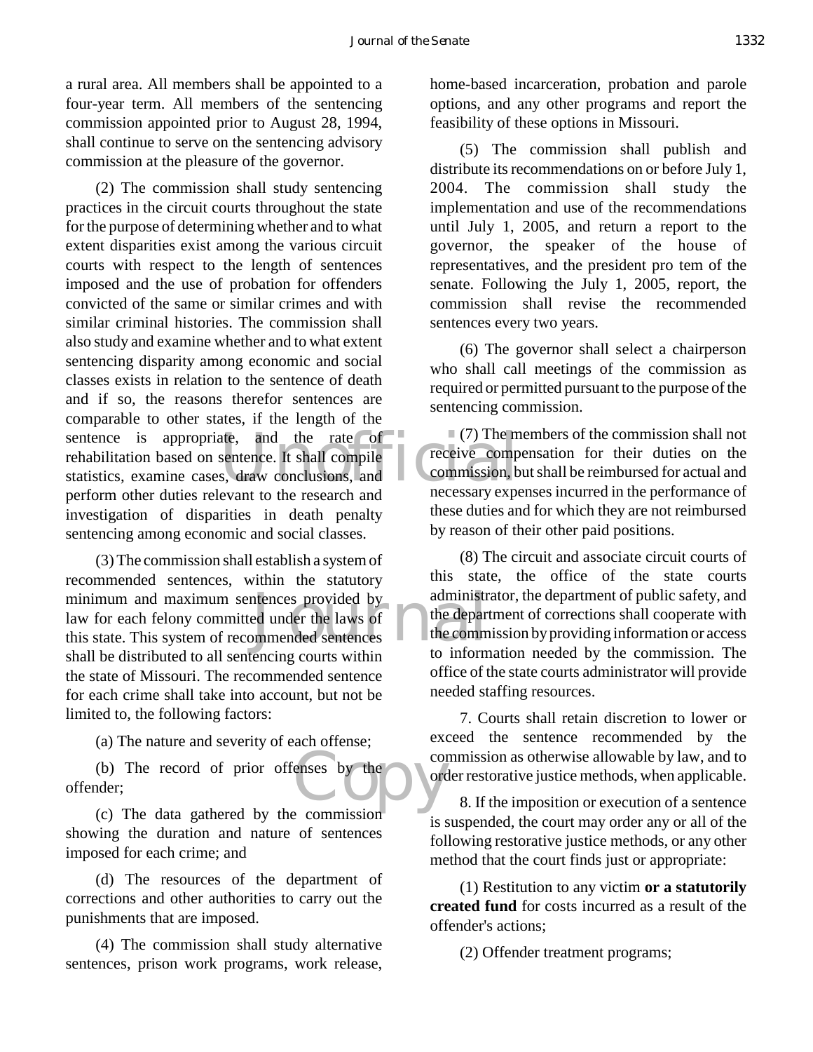a rural area. All members shall be appointed to a four-year term. All members of the sentencing commission appointed prior to August 28, 1994, shall continue to serve on the sentencing advisory commission at the pleasure of the governor.

(2) The commission shall study sentencing practices in the circuit courts throughout the state for the purpose of determining whether and to what extent disparities exist among the various circuit courts with respect to the length of sentences imposed and the use of probation for offenders convicted of the same or similar crimes and with similar criminal histories. The commission shall also study and examine whether and to what extent sentencing disparity among economic and social classes exists in relation to the sentence of death and if so, the reasons therefor sentences are comparable to other states, if the length of the sentence is appropriate, and the rate of rehabilitation based on sentence. It shall compile statistics, examine cases, draw conclusions, and perform other duties relevant to the research and investigation of disparities in death penalty sentencing among economic and social classes.

(3) The commission shall establish a system of recommended sentences, within the statutory minimum and maximum sentences provided by law for each felony committed under the laws of this state. This system of recommended sentences shall be distributed to all sentencing courts within the state of Missouri. The recommended sentence for each crime shall take into account, but not be limited to, the following factors:

(a) The nature and severity of each offense;

(b) The record of prior offenses by the offender;

(c) The data gathered by the commission showing the duration and nature of sentences imposed for each crime; and

(d) The resources of the department of corrections and other authorities to carry out the punishments that are imposed.

(4) The commission shall study alternative sentences, prison work programs, work release, home-based incarceration, probation and parole options, and any other programs and report the feasibility of these options in Missouri.

(5) The commission shall publish and distribute its recommendations on or before July 1, 2004. The commission shall study the implementation and use of the recommendations until July 1, 2005, and return a report to the governor, the speaker of the house of representatives, and the president pro tem of the senate. Following the July 1, 2005, report, the commission shall revise the recommended sentences every two years.

(6) The governor shall select a chairperson who shall call meetings of the commission as required or permitted pursuant to the purpose of the sentencing commission.

(7) The members of the commission shall not receive compensation for their duties on the commission, but shall be reimbursed for actual and necessary expenses incurred in the performance of these duties and for which they are not reimbursed by reason of their other paid positions.

(8) The circuit and associate circuit courts of this state, the office of the state courts administrator, the department of public safety, and the department of corrections shall cooperate with the commission by providing information or access to information needed by the commission. The office of the state courts administrator will provide needed staffing resources.

7. Courts shall retain discretion to lower or exceed the sentence recommended by the commission as otherwise allowable by law, and to order restorative justice methods, when applicable.

8. If the imposition or execution of a sentence is suspended, the court may order any or all of the following restorative justice methods, or any other method that the court finds just or appropriate:

(1) Restitution to any victim **or a statutorily created fund** for costs incurred as a result of the offender's actions;

(2) Offender treatment programs;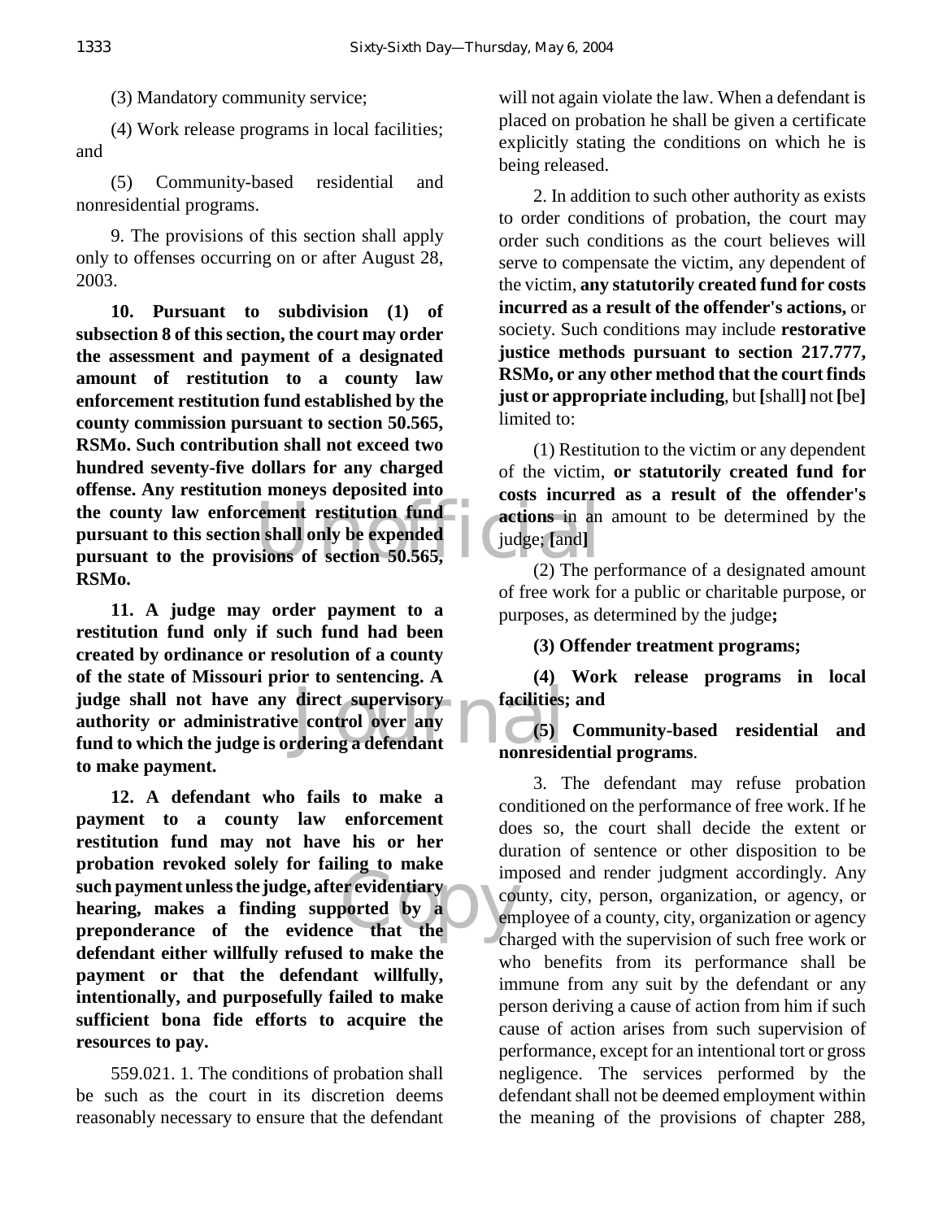(3) Mandatory community service;

(4) Work release programs in local facilities; and

(5) Community-based residential and nonresidential programs.

9. The provisions of this section shall apply only to offenses occurring on or after August 28, 2003.

**10. Pursuant to subdivision (1) of subsection 8 of this section, the court may order the assessment and payment of a designated amount of restitution to a county law enforcement restitution fund established by the county commission pursuant to section 50.565, RSMo. Such contribution shall not exceed two hundred seventy-five dollars for any charged offense. Any restitution moneys deposited into the county law enforcement restitution fund pursuant to this section shall only be expended pursuant to the provisions of section 50.565, RSMo.**

**11. A judge may order payment to a restitution fund only if such fund had been created by ordinance or resolution of a county of the state of Missouri prior to sentencing. A judge shall not have any direct supervisory authority or administrative control over any fund to which the judge is ordering a defendant to make payment.**

**12. A defendant who fails to make a payment to a county law enforcement restitution fund may not have his or her probation revoked solely for failing to make such payment unless the judge, after evidentiary hearing, makes a finding supported by a preponderance of the evidence that the defendant either willfully refused to make the payment or that the defendant willfully, intentionally, and purposefully failed to make sufficient bona fide efforts to acquire the resources to pay.**

559.021. 1. The conditions of probation shall be such as the court in its discretion deems reasonably necessary to ensure that the defendant will not again violate the law. When a defendant is placed on probation he shall be given a certificate explicitly stating the conditions on which he is being released.

2. In addition to such other authority as exists to order conditions of probation, the court may order such conditions as the court believes will serve to compensate the victim, any dependent of the victim, **any statutorily created fund for costs incurred as a result of the offender's actions,** or society. Such conditions may include **restorative justice methods pursuant to section 217.777, RSMo, or any other method that the court finds just or appropriate including**, but **[**shall**]** not **[**be**]** limited to:

(1) Restitution to the victim or any dependent of the victim, **or statutorily created fund for costs incurred as a result of the offender's actions** in an amount to be determined by the judge; **[**and**]**

(2) The performance of a designated amount of free work for a public or charitable purpose, or purposes, as determined by the judge**;**

**(3) Offender treatment programs;**

**(4) Work release programs in local facilities; and**

**(5) Community-based residential and nonresidential programs**.

3. The defendant may refuse probation conditioned on the performance of free work. If he does so, the court shall decide the extent or duration of sentence or other disposition to be imposed and render judgment accordingly. Any county, city, person, organization, or agency, or employee of a county, city, organization or agency charged with the supervision of such free work or who benefits from its performance shall be immune from any suit by the defendant or any person deriving a cause of action from him if such cause of action arises from such supervision of performance, except for an intentional tort or gross negligence. The services performed by the defendant shall not be deemed employment within the meaning of the provisions of chapter 288,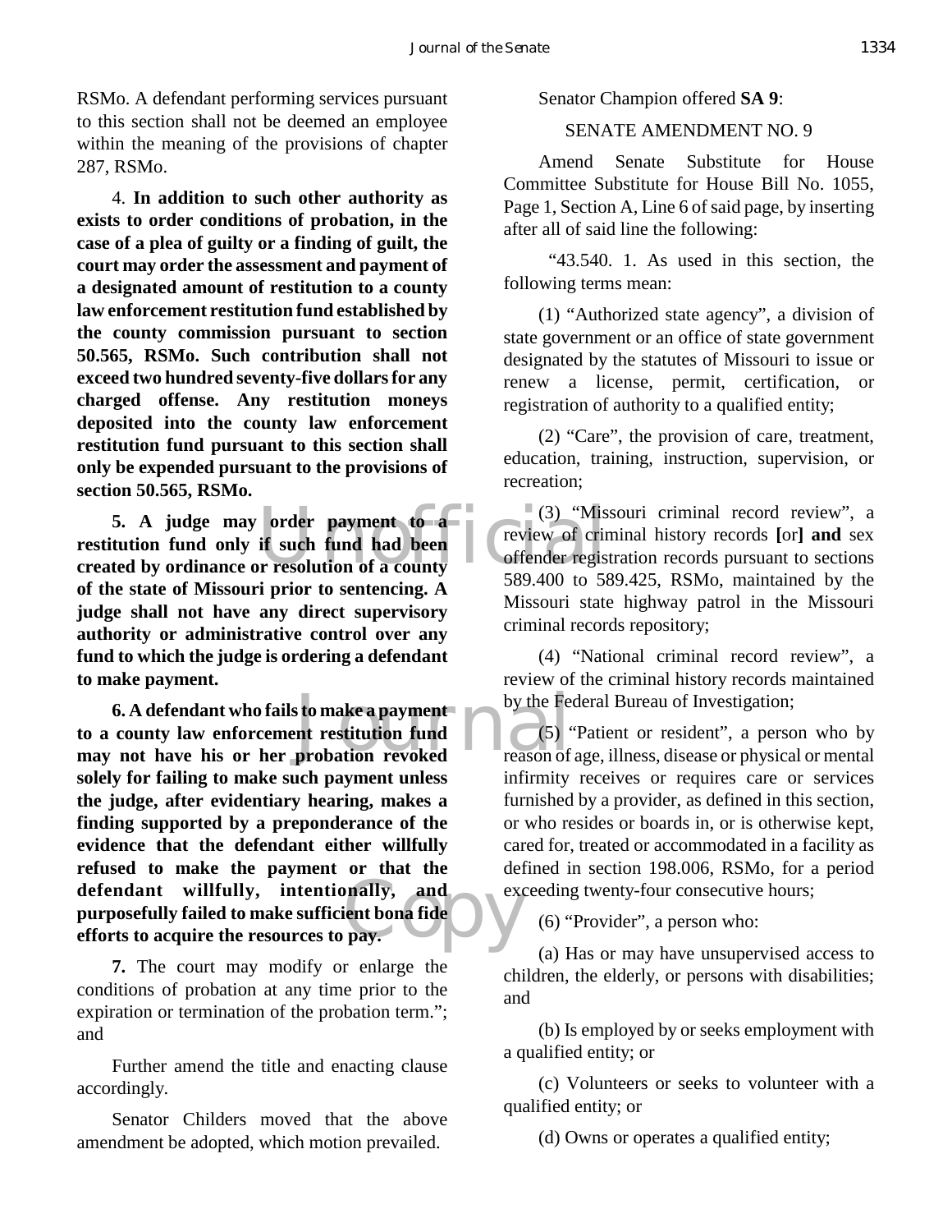RSMo. A defendant performing services pursuant to this section shall not be deemed an employee within the meaning of the provisions of chapter 287, RSMo.

4. **In addition to such other authority as exists to order conditions of probation, in the case of a plea of guilty or a finding of guilt, the court may order the assessment and payment of a designated amount of restitution to a county law enforcement restitution fund established by the county commission pursuant to section 50.565, RSMo. Such contribution shall not exceed two hundred seventy-five dollars for any charged offense. Any restitution moneys deposited into the county law enforcement restitution fund pursuant to this section shall only be expended pursuant to the provisions of section 50.565, RSMo.**

**5. A judge may order payment to a restitution fund only if such fund had been created by ordinance or resolution of a county of the state of Missouri prior to sentencing. A judge shall not have any direct supervisory authority or administrative control over any fund to which the judge is ordering a defendant to make payment.**

**6. A defendant who fails to make a payment to a county law enforcement restitution fund may not have his or her probation revoked solely for failing to make such payment unless the judge, after evidentiary hearing, makes a finding supported by a preponderance of the evidence that the defendant either willfully refused to make the payment or that the defendant willfully, intentionally, and purposefully failed to make sufficient bona fide efforts to acquire the resources to pay.**

**7.** The court may modify or enlarge the conditions of probation at any time prior to the expiration or termination of the probation term."; and

Further amend the title and enacting clause accordingly.

Senator Childers moved that the above amendment be adopted, which motion prevailed.

Senator Champion offered **SA 9**:

SENATE AMENDMENT NO. 9

Amend Senate Substitute for House Committee Substitute for House Bill No. 1055, Page 1, Section A, Line 6 of said page, by inserting after all of said line the following:

"43.540. 1. As used in this section, the following terms mean:

(1) "Authorized state agency", a division of state government or an office of state government designated by the statutes of Missouri to issue or renew a license, permit, certification, or registration of authority to a qualified entity;

(2) "Care", the provision of care, treatment, education, training, instruction, supervision, or recreation;

(3) "Missouri criminal record review", a review of criminal history records **[**or**] and** sex offender registration records pursuant to sections 589.400 to 589.425, RSMo, maintained by the Missouri state highway patrol in the Missouri criminal records repository;

(4) "National criminal record review", a review of the criminal history records maintained by the Federal Bureau of Investigation;

(5) "Patient or resident", a person who by reason of age, illness, disease or physical or mental infirmity receives or requires care or services furnished by a provider, as defined in this section, or who resides or boards in, or is otherwise kept, cared for, treated or accommodated in a facility as defined in section 198.006, RSMo, for a period exceeding twenty-four consecutive hours;

(6) "Provider", a person who:

(a) Has or may have unsupervised access to children, the elderly, or persons with disabilities; and

(b) Is employed by or seeks employment with a qualified entity; or

(c) Volunteers or seeks to volunteer with a qualified entity; or

(d) Owns or operates a qualified entity;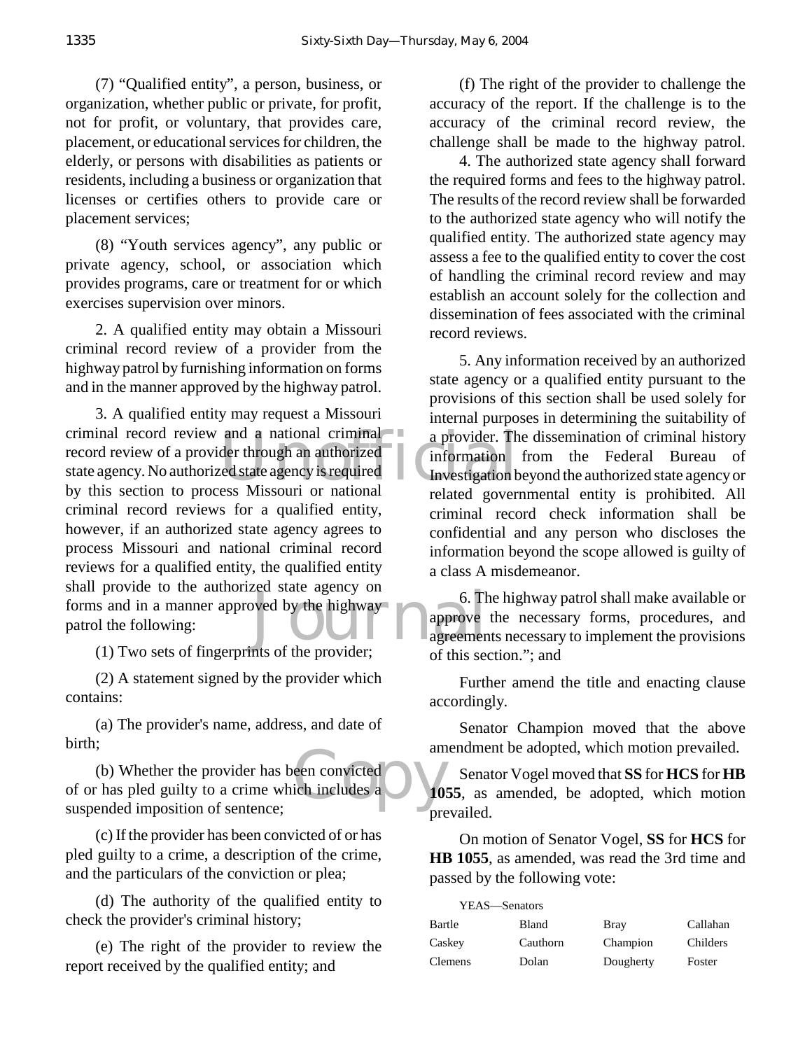(7) "Qualified entity", a person, business, or organization, whether public or private, for profit, not for profit, or voluntary, that provides care, placement, or educational services for children, the elderly, or persons with disabilities as patients or residents, including a business or organization that licenses or certifies others to provide care or placement services;

(8) "Youth services agency", any public or private agency, school, or association which provides programs, care or treatment for or which exercises supervision over minors.

2. A qualified entity may obtain a Missouri criminal record review of a provider from the highway patrol by furnishing information on forms and in the manner approved by the highway patrol.

3. A qualified entity may request a Missouri criminal record review and a national criminal record review of a provider through an authorized state agency. No authorized state agency is required by this section to process Missouri or national criminal record reviews for a qualified entity, however, if an authorized state agency agrees to process Missouri and national criminal record reviews for a qualified entity, the qualified entity shall provide to the authorized state agency on forms and in a manner approved by the highway patrol the following:

(1) Two sets of fingerprints of the provider;

(2) A statement signed by the provider which contains:

(a) The provider's name, address, and date of birth;

(b) Whether the provider has been convicted of or has pled guilty to a crime which includes a suspended imposition of sentence;

(c) If the provider has been convicted of or has pled guilty to a crime, a description of the crime, and the particulars of the conviction or plea;

(d) The authority of the qualified entity to check the provider's criminal history;

(e) The right of the provider to review the report received by the qualified entity; and

(f) The right of the provider to challenge the accuracy of the report. If the challenge is to the accuracy of the criminal record review, the challenge shall be made to the highway patrol.

4. The authorized state agency shall forward the required forms and fees to the highway patrol. The results of the record review shall be forwarded to the authorized state agency who will notify the qualified entity. The authorized state agency may assess a fee to the qualified entity to cover the cost of handling the criminal record review and may establish an account solely for the collection and dissemination of fees associated with the criminal record reviews.

5. Any information received by an authorized state agency or a qualified entity pursuant to the provisions of this section shall be used solely for internal purposes in determining the suitability of a provider. The dissemination of criminal history information from the Federal Bureau of Investigation beyond the authorized state agency or related governmental entity is prohibited. All criminal record check information shall be confidential and any person who discloses the information beyond the scope allowed is guilty of a class A misdemeanor.

6. The highway patrol shall make available or approve the necessary forms, procedures, and agreements necessary to implement the provisions of this section."; and

Further amend the title and enacting clause accordingly.

Senator Champion moved that the above amendment be adopted, which motion prevailed.

Senator Vogel moved that **SS** for **HCS** for **HB 1055**, as amended, be adopted, which motion prevailed.

On motion of Senator Vogel, **SS** for **HCS** for **HB 1055**, as amended, was read the 3rd time and passed by the following vote:

YEAS—Senators

| | | | |
|---|---|---|---|
| Bartle | Bland | Bray | Callahan |
| Caskey | Cauthorn | Champion | Childers |
| Clemens | Dolan | Dougherty | Foster |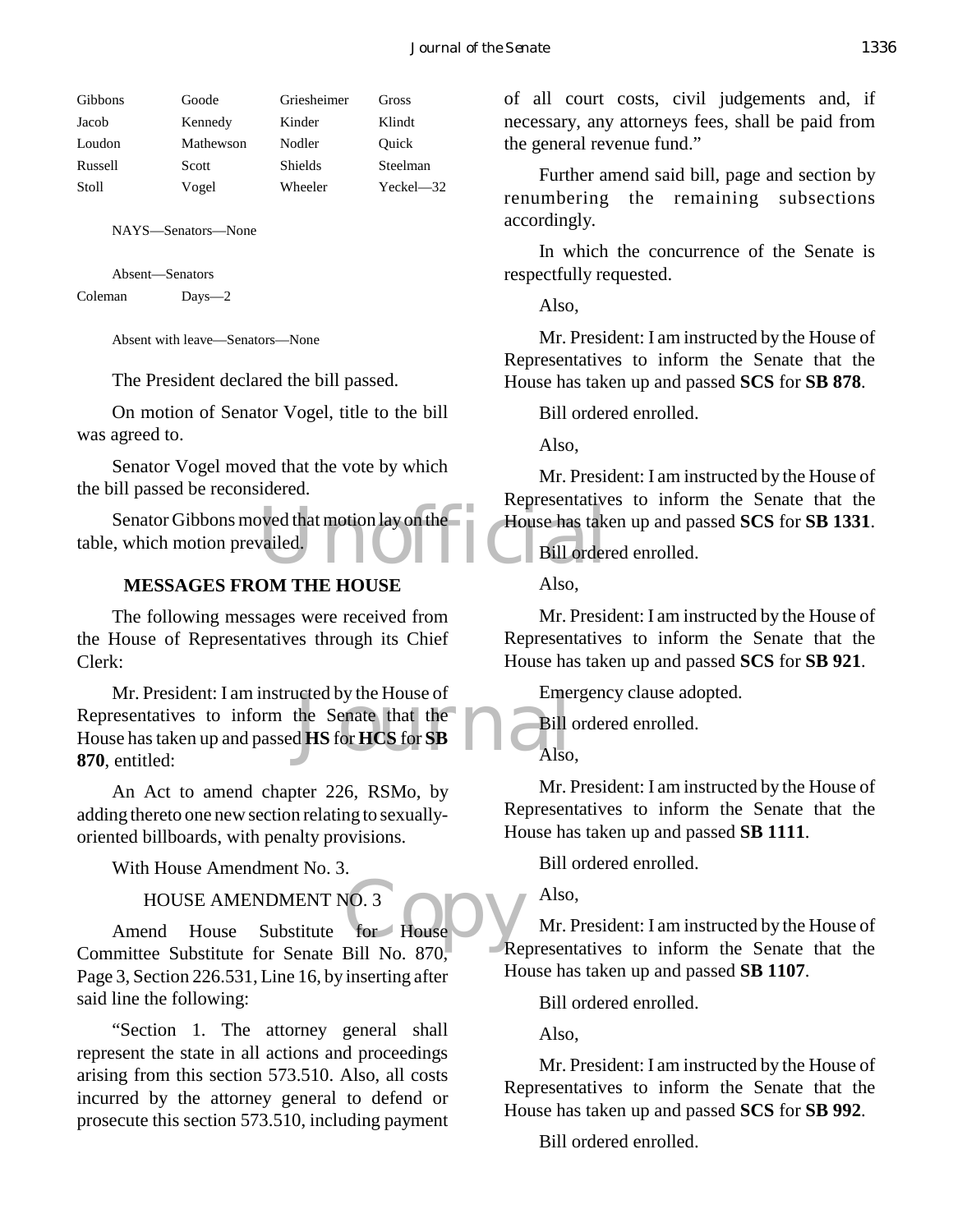| Gibbons | Goode | Griesheimer | Gross |
|---|---|---|---|
| Jacob | Kennedy | Kinder | Klindt |
| Loudon | Mathewson | Nodler | Quick |
| Russell | Scott | Shields | Steelman |
| Stoll | Vogel | Wheeler | Yeckel—32 |

NAYS—Senators—None

Absent—Senators

Coleman Days—2

Absent with leave—Senators—None

The President declared the bill passed.

On motion of Senator Vogel, title to the bill was agreed to.

Senator Vogel moved that the vote by which the bill passed be reconsidered.

Senator Gibbons moved that motion lay on the table, which motion prevailed.

## MESSAGES FROM THE HOUSE

The following messages were received from the House of Representatives through its Chief Clerk:

Mr. President: I am instructed by the House of Representatives to inform the Senate that the House has taken up and passed **HS** for **HCS** for **SB 870**, entitled:

An Act to amend chapter 226, RSMo, by adding thereto one new section relating to sexually-oriented billboards, with penalty provisions.

With House Amendment No. 3.

HOUSE AMENDMENT NO. 3

Amend House Substitute for House Committee Substitute for Senate Bill No. 870, Page 3, Section 226.531, Line 16, by inserting after said line the following:

"Section 1. The attorney general shall represent the state in all actions and proceedings arising from this section 573.510. Also, all costs incurred by the attorney general to defend or prosecute this section 573.510, including payment of all court costs, civil judgements and, if necessary, any attorneys fees, shall be paid from the general revenue fund."

Further amend said bill, page and section by renumbering the remaining subsections accordingly.

In which the concurrence of the Senate is respectfully requested.

Also,

Mr. President: I am instructed by the House of Representatives to inform the Senate that the House has taken up and passed **SCS** for **SB 878**.

Bill ordered enrolled.

Also,

Mr. President: I am instructed by the House of Representatives to inform the Senate that the House has taken up and passed **SCS** for **SB 1331**.

Bill ordered enrolled.

Also,

Mr. President: I am instructed by the House of Representatives to inform the Senate that the House has taken up and passed **SCS** for **SB 921**.

Emergency clause adopted.

Bill ordered enrolled.

Also,

Mr. President: I am instructed by the House of Representatives to inform the Senate that the House has taken up and passed **SB 1111**.

Bill ordered enrolled.

Also,

Mr. President: I am instructed by the House of Representatives to inform the Senate that the House has taken up and passed **SB 1107**.

Bill ordered enrolled.

Also,

Mr. President: I am instructed by the House of Representatives to inform the Senate that the House has taken up and passed **SCS** for **SB 992**.

Bill ordered enrolled.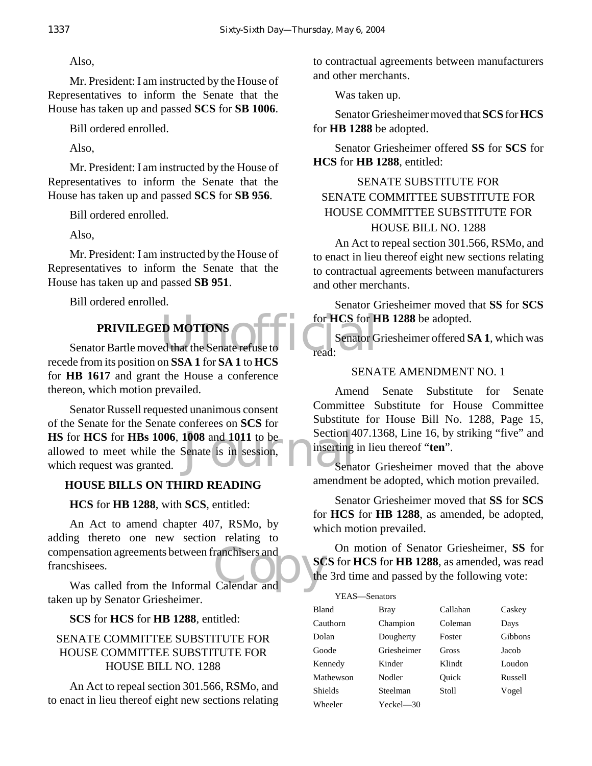Also,

Mr. President: I am instructed by the House of Representatives to inform the Senate that the House has taken up and passed **SCS** for **SB 1006**.

Bill ordered enrolled.

Also,

Mr. President: I am instructed by the House of Representatives to inform the Senate that the House has taken up and passed **SCS** for **SB 956**.

Bill ordered enrolled.

Also,

Mr. President: I am instructed by the House of Representatives to inform the Senate that the House has taken up and passed **SB 951**.

Bill ordered enrolled.

## PRIVILEGED MOTIONS

Senator Bartle moved that the Senate refuse to recede from its position on **SSA 1** for **SA 1** to **HCS** for **HB 1617** and grant the House a conference thereon, which motion prevailed.

Senator Russell requested unanimous consent of the Senate for the Senate conferees on **SCS** for **HS** for **HCS** for **HBs 1006**, **1008** and **1011** to be allowed to meet while the Senate is in session, which request was granted.

## HOUSE BILLS ON THIRD READING

**HCS** for **HB 1288**, with **SCS**, entitled:

An Act to amend chapter 407, RSMo, by adding thereto one new section relating to compensation agreements between franchisers and francshisees.

Was called from the Informal Calendar and taken up by Senator Griesheimer.

**SCS** for **HCS** for **HB 1288**, entitled:

SENATE COMMITTEE SUBSTITUTE FOR HOUSE COMMITTEE SUBSTITUTE FOR HOUSE BILL NO. 1288

An Act to repeal section 301.566, RSMo, and to enact in lieu thereof eight new sections relating to contractual agreements between manufacturers and other merchants.

Was taken up.

Senator Griesheimer moved that **SCS** for **HCS** for **HB 1288** be adopted.

Senator Griesheimer offered **SS** for **SCS** for **HCS** for **HB 1288**, entitled:

SENATE SUBSTITUTE FOR SENATE COMMITTEE SUBSTITUTE FOR HOUSE COMMITTEE SUBSTITUTE FOR HOUSE BILL NO. 1288

An Act to repeal section 301.566, RSMo, and to enact in lieu thereof eight new sections relating to contractual agreements between manufacturers and other merchants.

Senator Griesheimer moved that **SS** for **SCS** for **HCS** for **HB 1288** be adopted.

Senator Griesheimer offered **SA 1**, which was read:

SENATE AMENDMENT NO. 1

Amend Senate Substitute for Senate Committee Substitute for House Committee Substitute for House Bill No. 1288, Page 15, Section 407.1368, Line 16, by striking "five" and inserting in lieu thereof "**ten**".

Senator Griesheimer moved that the above amendment be adopted, which motion prevailed.

Senator Griesheimer moved that **SS** for **SCS** for **HCS** for **HB 1288**, as amended, be adopted, which motion prevailed.

On motion of Senator Griesheimer, **SS** for **SCS** for **HCS** for **HB 1288**, as amended, was read the 3rd time and passed by the following vote:

YEAS—Senators

| | | | |
|---|---|---|---|
| Bland | Bray | Callahan | Caskey |
| Cauthorn | Champion | Coleman | Days |
| Dolan | Dougherty | Foster | Gibbons |
| Goode | Griesheimer | Gross | Jacob |
| Kennedy | Kinder | Klindt | Loudon |
| Mathewson | Nodler | Quick | Russell |
| Shields | Steelman | Stoll | Vogel |
| Wheeler | Yeckel—30 | | |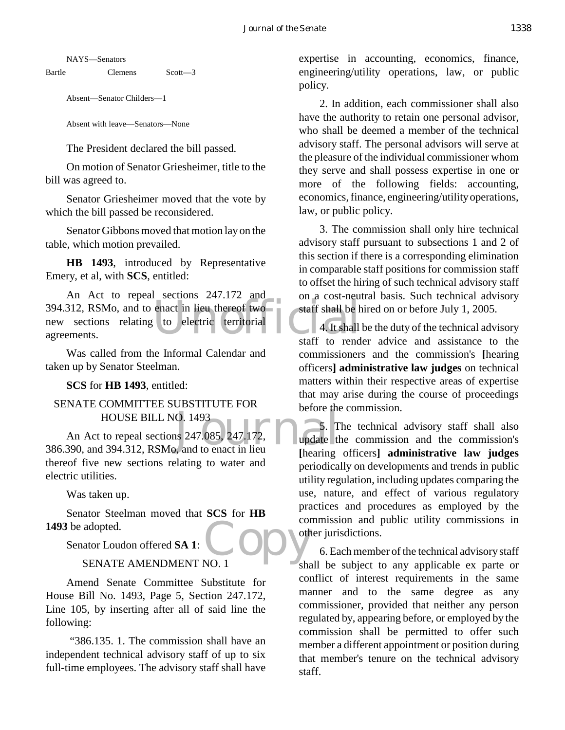NAYS—Senators

Bartle  Clemens  Scott—3

Absent—Senator Childers—1

Absent with leave—Senators—None

The President declared the bill passed.

On motion of Senator Griesheimer, title to the bill was agreed to.

Senator Griesheimer moved that the vote by which the bill passed be reconsidered.

Senator Gibbons moved that motion lay on the table, which motion prevailed.

**HB 1493**, introduced by Representative Emery, et al, with **SCS**, entitled:

An Act to repeal sections 247.172 and 394.312, RSMo, and to enact in lieu thereof two new sections relating to electric territorial agreements.

Was called from the Informal Calendar and taken up by Senator Steelman.

**SCS** for **HB 1493**, entitled:

SENATE COMMITTEE SUBSTITUTE FOR HOUSE BILL NO. 1493

An Act to repeal sections 247.085, 247.172, 386.390, and 394.312, RSMo, and to enact in lieu thereof five new sections relating to water and electric utilities.

Was taken up.

Senator Steelman moved that **SCS** for **HB 1493** be adopted.

Senator Loudon offered **SA 1**:

SENATE AMENDMENT NO. 1

Amend Senate Committee Substitute for House Bill No. 1493, Page 5, Section 247.172, Line 105, by inserting after all of said line the following:

"386.135. 1. The commission shall have an independent technical advisory staff of up to six full-time employees. The advisory staff shall have expertise in accounting, economics, finance, engineering/utility operations, law, or public policy.

2. In addition, each commissioner shall also have the authority to retain one personal advisor, who shall be deemed a member of the technical advisory staff. The personal advisors will serve at the pleasure of the individual commissioner whom they serve and shall possess expertise in one or more of the following fields: accounting, economics, finance, engineering/utility operations, law, or public policy.

3. The commission shall only hire technical advisory staff pursuant to subsections 1 and 2 of this section if there is a corresponding elimination in comparable staff positions for commission staff to offset the hiring of such technical advisory staff on a cost-neutral basis. Such technical advisory staff shall be hired on or before July 1, 2005.

4. It shall be the duty of the technical advisory staff to render advice and assistance to the commissioners and the commission's **[**hearing officers**]** **administrative law judges** on technical matters within their respective areas of expertise that may arise during the course of proceedings before the commission.

5. The technical advisory staff shall also update the commission and the commission's **[**hearing officers**]** **administrative law judges** periodically on developments and trends in public utility regulation, including updates comparing the use, nature, and effect of various regulatory practices and procedures as employed by the commission and public utility commissions in other jurisdictions.

6. Each member of the technical advisory staff shall be subject to any applicable ex parte or conflict of interest requirements in the same manner and to the same degree as any commissioner, provided that neither any person regulated by, appearing before, or employed by the commission shall be permitted to offer such member a different appointment or position during that member's tenure on the technical advisory staff.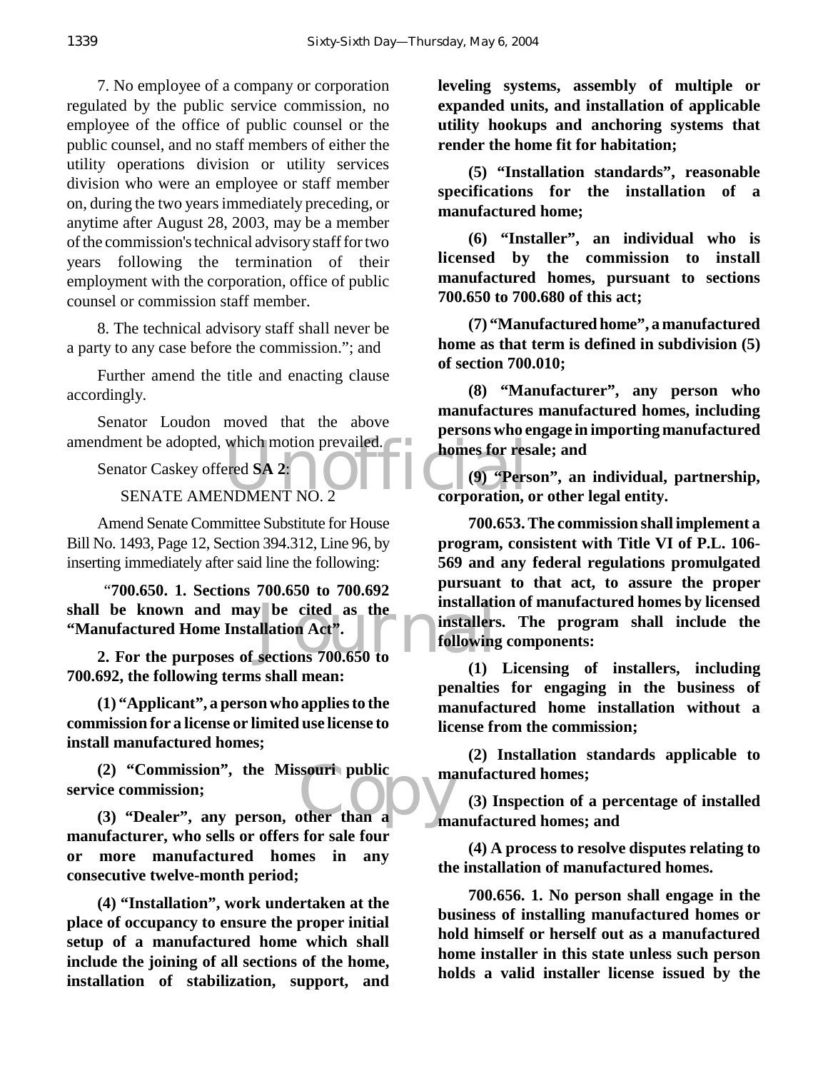7. No employee of a company or corporation regulated by the public service commission, no employee of the office of public counsel or the public counsel, and no staff members of either the utility operations division or utility services division who were an employee or staff member on, during the two years immediately preceding, or anytime after August 28, 2003, may be a member of the commission's technical advisory staff for two years following the termination of their employment with the corporation, office of public counsel or commission staff member.

8. The technical advisory staff shall never be a party to any case before the commission."; and

Further amend the title and enacting clause accordingly.

Senator Loudon moved that the above amendment be adopted, which motion prevailed.

Senator Caskey offered **SA 2**:

SENATE AMENDMENT NO. 2

Amend Senate Committee Substitute for House Bill No. 1493, Page 12, Section 394.312, Line 96, by inserting immediately after said line the following:

"**700.650. 1. Sections 700.650 to 700.692 shall be known and may be cited as the "Manufactured Home Installation Act".**

**2. For the purposes of sections 700.650 to 700.692, the following terms shall mean:**

**(1) "Applicant", a person who applies to the commission for a license or limited use license to install manufactured homes;**

**(2) "Commission", the Missouri public service commission;**

**(3) "Dealer", any person, other than a manufacturer, who sells or offers for sale four or more manufactured homes in any consecutive twelve-month period;**

**(4) "Installation", work undertaken at the place of occupancy to ensure the proper initial setup of a manufactured home which shall include the joining of all sections of the home, installation of stabilization, support, and leveling systems, assembly of multiple or expanded units, and installation of applicable utility hookups and anchoring systems that render the home fit for habitation;**

**(5) "Installation standards", reasonable specifications for the installation of a manufactured home;**

**(6) "Installer", an individual who is licensed by the commission to install manufactured homes, pursuant to sections 700.650 to 700.680 of this act;**

**(7) "Manufactured home", a manufactured home as that term is defined in subdivision (5) of section 700.010;**

**(8) "Manufacturer", any person who manufactures manufactured homes, including persons who engage in importing manufactured homes for resale; and**

**(9) "Person", an individual, partnership, corporation, or other legal entity.**

**700.653. The commission shall implement a program, consistent with Title VI of P.L. 106-569 and any federal regulations promulgated pursuant to that act, to assure the proper installation of manufactured homes by licensed installers. The program shall include the following components:**

**(1) Licensing of installers, including penalties for engaging in the business of manufactured home installation without a license from the commission;**

**(2) Installation standards applicable to manufactured homes;**

**(3) Inspection of a percentage of installed manufactured homes; and**

**(4) A process to resolve disputes relating to the installation of manufactured homes.**

**700.656. 1. No person shall engage in the business of installing manufactured homes or hold himself or herself out as a manufactured home installer in this state unless such person holds a valid installer license issued by the**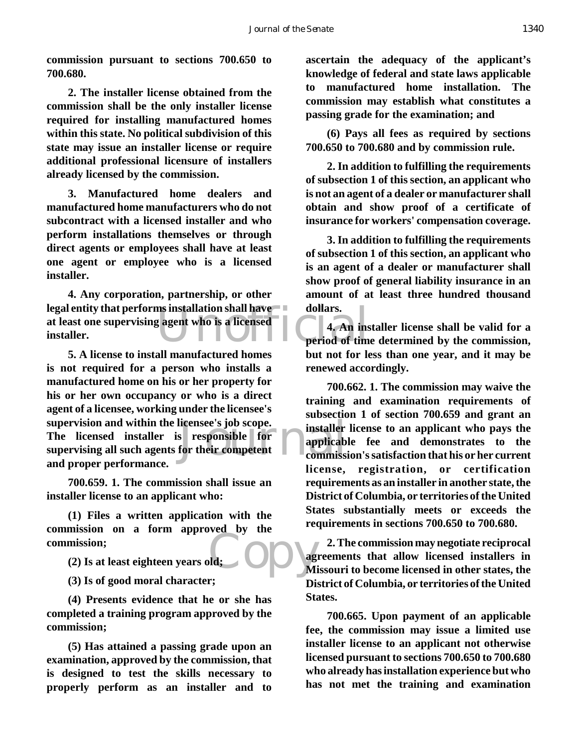**commission pursuant to sections 700.650 to 700.680.**

**2. The installer license obtained from the commission shall be the only installer license required for installing manufactured homes within this state. No political subdivision of this state may issue an installer license or require additional professional licensure of installers already licensed by the commission.**

**3. Manufactured home dealers and manufactured home manufacturers who do not subcontract with a licensed installer and who perform installations themselves or through direct agents or employees shall have at least one agent or employee who is a licensed installer.**

**4. Any corporation, partnership, or other legal entity that performs installation shall have at least one supervising agent who is a licensed installer.**

**5. A license to install manufactured homes is not required for a person who installs a manufactured home on his or her property for his or her own occupancy or who is a direct agent of a licensee, working under the licensee's supervision and within the licensee's job scope. The licensed installer is responsible for supervising all such agents for their competent and proper performance.**

**700.659. 1. The commission shall issue an installer license to an applicant who:**

**(1) Files a written application with the commission on a form approved by the commission;**

**(2) Is at least eighteen years old;**

**(3) Is of good moral character;**

**(4) Presents evidence that he or she has completed a training program approved by the commission;**

**(5) Has attained a passing grade upon an examination, approved by the commission, that is designed to test the skills necessary to properly perform as an installer and to ascertain the adequacy of the applicant's knowledge of federal and state laws applicable to manufactured home installation. The commission may establish what constitutes a passing grade for the examination; and**

**(6) Pays all fees as required by sections 700.650 to 700.680 and by commission rule.**

**2. In addition to fulfilling the requirements of subsection 1 of this section, an applicant who is not an agent of a dealer or manufacturer shall obtain and show proof of a certificate of insurance for workers' compensation coverage.**

**3. In addition to fulfilling the requirements of subsection 1 of this section, an applicant who is an agent of a dealer or manufacturer shall show proof of general liability insurance in an amount of at least three hundred thousand dollars.**

**4. An installer license shall be valid for a period of time determined by the commission, but not for less than one year, and it may be renewed accordingly.**

**700.662. 1. The commission may waive the training and examination requirements of subsection 1 of section 700.659 and grant an installer license to an applicant who pays the applicable fee and demonstrates to the commission's satisfaction that his or her current license, registration, or certification requirements as an installer in another state, the District of Columbia, or territories of the United States substantially meets or exceeds the requirements in sections 700.650 to 700.680.**

**2. The commission may negotiate reciprocal agreements that allow licensed installers in Missouri to become licensed in other states, the District of Columbia, or territories of the United States.**

**700.665. Upon payment of an applicable fee, the commission may issue a limited use installer license to an applicant not otherwise licensed pursuant to sections 700.650 to 700.680 who already has installation experience but who has not met the training and examination**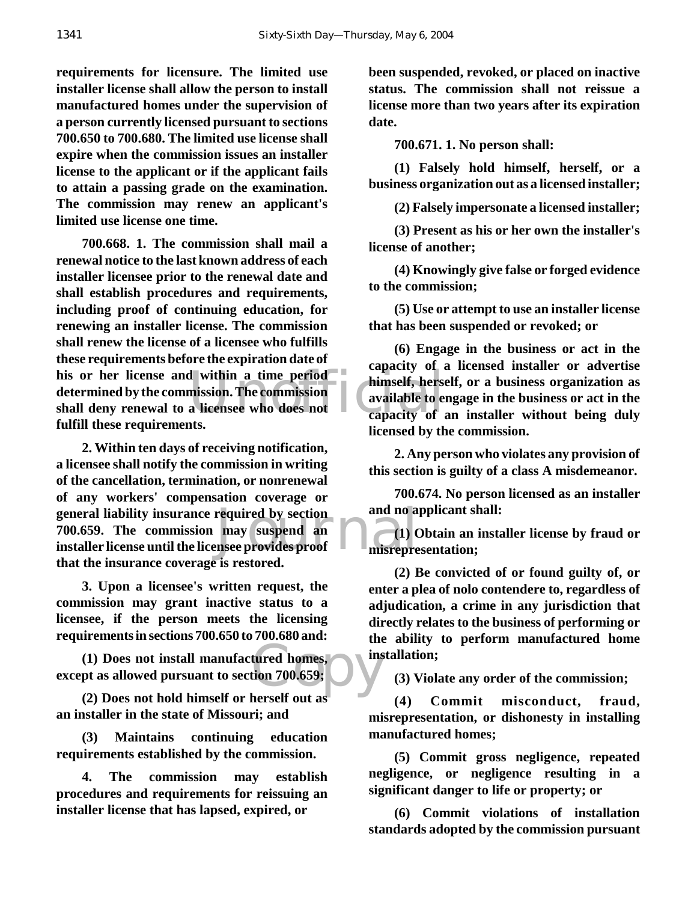**requirements for licensure. The limited use installer license shall allow the person to install manufactured homes under the supervision of a person currently licensed pursuant to sections 700.650 to 700.680. The limited use license shall expire when the commission issues an installer license to the applicant or if the applicant fails to attain a passing grade on the examination. The commission may renew an applicant's limited use license one time.**

**700.668. 1. The commission shall mail a renewal notice to the last known address of each installer licensee prior to the renewal date and shall establish procedures and requirements, including proof of continuing education, for renewing an installer license. The commission shall renew the license of a licensee who fulfills these requirements before the expiration date of his or her license and within a time period determined by the commission. The commission shall deny renewal to a licensee who does not fulfill these requirements.**

**2. Within ten days of receiving notification, a licensee shall notify the commission in writing of the cancellation, termination, or nonrenewal of any workers' compensation coverage or general liability insurance required by section 700.659. The commission may suspend an installer license until the licensee provides proof that the insurance coverage is restored.**

**3. Upon a licensee's written request, the commission may grant inactive status to a licensee, if the person meets the licensing requirements in sections 700.650 to 700.680 and:**

**(1) Does not install manufactured homes, except as allowed pursuant to section 700.659;**

**(2) Does not hold himself or herself out as an installer in the state of Missouri; and**

**(3) Maintains continuing education requirements established by the commission.**

**4. The commission may establish procedures and requirements for reissuing an installer license that has lapsed, expired, or been suspended, revoked, or placed on inactive status. The commission shall not reissue a license more than two years after its expiration date.**

**700.671. 1. No person shall:**

**(1) Falsely hold himself, herself, or a business organization out as a licensed installer;**

**(2) Falsely impersonate a licensed installer;**

**(3) Present as his or her own the installer's license of another;**

**(4) Knowingly give false or forged evidence to the commission;**

**(5) Use or attempt to use an installer license that has been suspended or revoked; or**

**(6) Engage in the business or act in the capacity of a licensed installer or advertise himself, herself, or a business organization as available to engage in the business or act in the capacity of an installer without being duly licensed by the commission.**

**2. Any person who violates any provision of this section is guilty of a class A misdemeanor.**

**700.674. No person licensed as an installer and no applicant shall:**

**(1) Obtain an installer license by fraud or misrepresentation;**

**(2) Be convicted of or found guilty of, or enter a plea of nolo contendere to, regardless of adjudication, a crime in any jurisdiction that directly relates to the business of performing or the ability to perform manufactured home installation;**

**(3) Violate any order of the commission;**

**(4) Commit misconduct, fraud, misrepresentation, or dishonesty in installing manufactured homes;**

**(5) Commit gross negligence, repeated negligence, or negligence resulting in a significant danger to life or property; or**

**(6) Commit violations of installation standards adopted by the commission pursuant**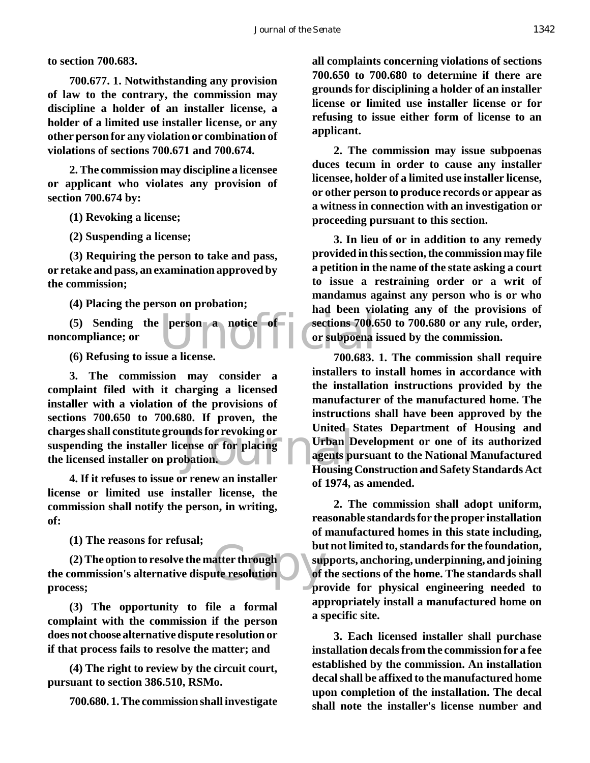**to section 700.683.**

**700.677. 1. Notwithstanding any provision of law to the contrary, the commission may discipline a holder of an installer license, a holder of a limited use installer license, or any other person for any violation or combination of violations of sections 700.671 and 700.674.**

**2. The commission may discipline a licensee or applicant who violates any provision of section 700.674 by:**

**(1) Revoking a license;**

**(2) Suspending a license;**

**(3) Requiring the person to take and pass, or retake and pass, an examination approved by the commission;**

**(4) Placing the person on probation;**

**(5) Sending the person a notice of noncompliance; or**

**(6) Refusing to issue a license.**

**3. The commission may consider a complaint filed with it charging a licensed installer with a violation of the provisions of sections 700.650 to 700.680. If proven, the charges shall constitute grounds for revoking or suspending the installer license or for placing the licensed installer on probation.**

**4. If it refuses to issue or renew an installer license or limited use installer license, the commission shall notify the person, in writing, of:**

**(1) The reasons for refusal;**

**(2) The option to resolve the matter through the commission's alternative dispute resolution process;**

**(3) The opportunity to file a formal complaint with the commission if the person does not choose alternative dispute resolution or if that process fails to resolve the matter; and**

**(4) The right to review by the circuit court, pursuant to section 386.510, RSMo.**

**700.680. 1. The commission shall investigate all complaints concerning violations of sections 700.650 to 700.680 to determine if there are grounds for disciplining a holder of an installer license or limited use installer license or for refusing to issue either form of license to an applicant.**

**2. The commission may issue subpoenas duces tecum in order to cause any installer licensee, holder of a limited use installer license, or other person to produce records or appear as a witness in connection with an investigation or proceeding pursuant to this section.**

**3. In lieu of or in addition to any remedy provided in this section, the commission may file a petition in the name of the state asking a court to issue a restraining order or a writ of mandamus against any person who is or who had been violating any of the provisions of sections 700.650 to 700.680 or any rule, order, or subpoena issued by the commission.**

**700.683. 1. The commission shall require installers to install homes in accordance with the installation instructions provided by the manufacturer of the manufactured home. The instructions shall have been approved by the United States Department of Housing and Urban Development or one of its authorized agents pursuant to the National Manufactured Housing Construction and Safety Standards Act of 1974, as amended.**

**2. The commission shall adopt uniform, reasonable standards for the proper installation of manufactured homes in this state including, but not limited to, standards for the foundation, supports, anchoring, underpinning, and joining of the sections of the home. The standards shall provide for physical engineering needed to appropriately install a manufactured home on a specific site.**

**3. Each licensed installer shall purchase installation decals from the commission for a fee established by the commission. An installation decal shall be affixed to the manufactured home upon completion of the installation. The decal shall note the installer's license number and**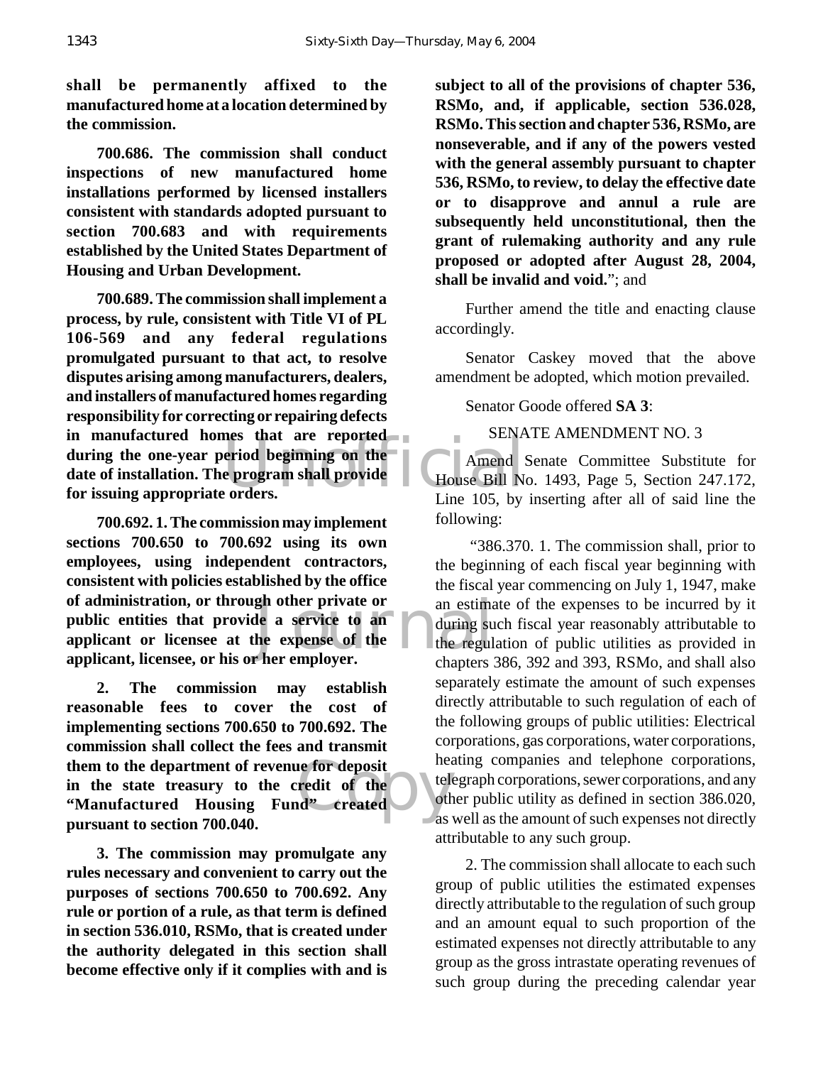**shall be permanently affixed to the manufactured home at a location determined by the commission.**

**700.686. The commission shall conduct inspections of new manufactured home installations performed by licensed installers consistent with standards adopted pursuant to section 700.683 and with requirements established by the United States Department of Housing and Urban Development.**

**700.689. The commission shall implement a process, by rule, consistent with Title VI of PL 106-569 and any federal regulations promulgated pursuant to that act, to resolve disputes arising among manufacturers, dealers, and installers of manufactured homes regarding responsibility for correcting or repairing defects in manufactured homes that are reported during the one-year period beginning on the date of installation. The program shall provide for issuing appropriate orders.**

**700.692. 1. The commission may implement sections 700.650 to 700.692 using its own employees, using independent contractors, consistent with policies established by the office of administration, or through other private or public entities that provide a service to an applicant or licensee at the expense of the applicant, licensee, or his or her employer.**

**2. The commission may establish reasonable fees to cover the cost of implementing sections 700.650 to 700.692. The commission shall collect the fees and transmit them to the department of revenue for deposit in the state treasury to the credit of the "Manufactured Housing Fund" created pursuant to section 700.040.**

**3. The commission may promulgate any rules necessary and convenient to carry out the purposes of sections 700.650 to 700.692. Any rule or portion of a rule, as that term is defined in section 536.010, RSMo, that is created under the authority delegated in this section shall become effective only if it complies with and is subject to all of the provisions of chapter 536, RSMo, and, if applicable, section 536.028, RSMo. This section and chapter 536, RSMo, are nonseverable, and if any of the powers vested with the general assembly pursuant to chapter 536, RSMo, to review, to delay the effective date or to disapprove and annul a rule are subsequently held unconstitutional, then the grant of rulemaking authority and any rule proposed or adopted after August 28, 2004, shall be invalid and void.**"; and

Further amend the title and enacting clause accordingly.

Senator Caskey moved that the above amendment be adopted, which motion prevailed.

Senator Goode offered **SA 3**:

SENATE AMENDMENT NO. 3

Amend Senate Committee Substitute for House Bill No. 1493, Page 5, Section 247.172, Line 105, by inserting after all of said line the following:

"386.370. 1. The commission shall, prior to the beginning of each fiscal year beginning with the fiscal year commencing on July 1, 1947, make an estimate of the expenses to be incurred by it during such fiscal year reasonably attributable to the regulation of public utilities as provided in chapters 386, 392 and 393, RSMo, and shall also separately estimate the amount of such expenses directly attributable to such regulation of each of the following groups of public utilities: Electrical corporations, gas corporations, water corporations, heating companies and telephone corporations, telegraph corporations, sewer corporations, and any other public utility as defined in section 386.020, as well as the amount of such expenses not directly attributable to any such group.

2. The commission shall allocate to each such group of public utilities the estimated expenses directly attributable to the regulation of such group and an amount equal to such proportion of the estimated expenses not directly attributable to any group as the gross intrastate operating revenues of such group during the preceding calendar year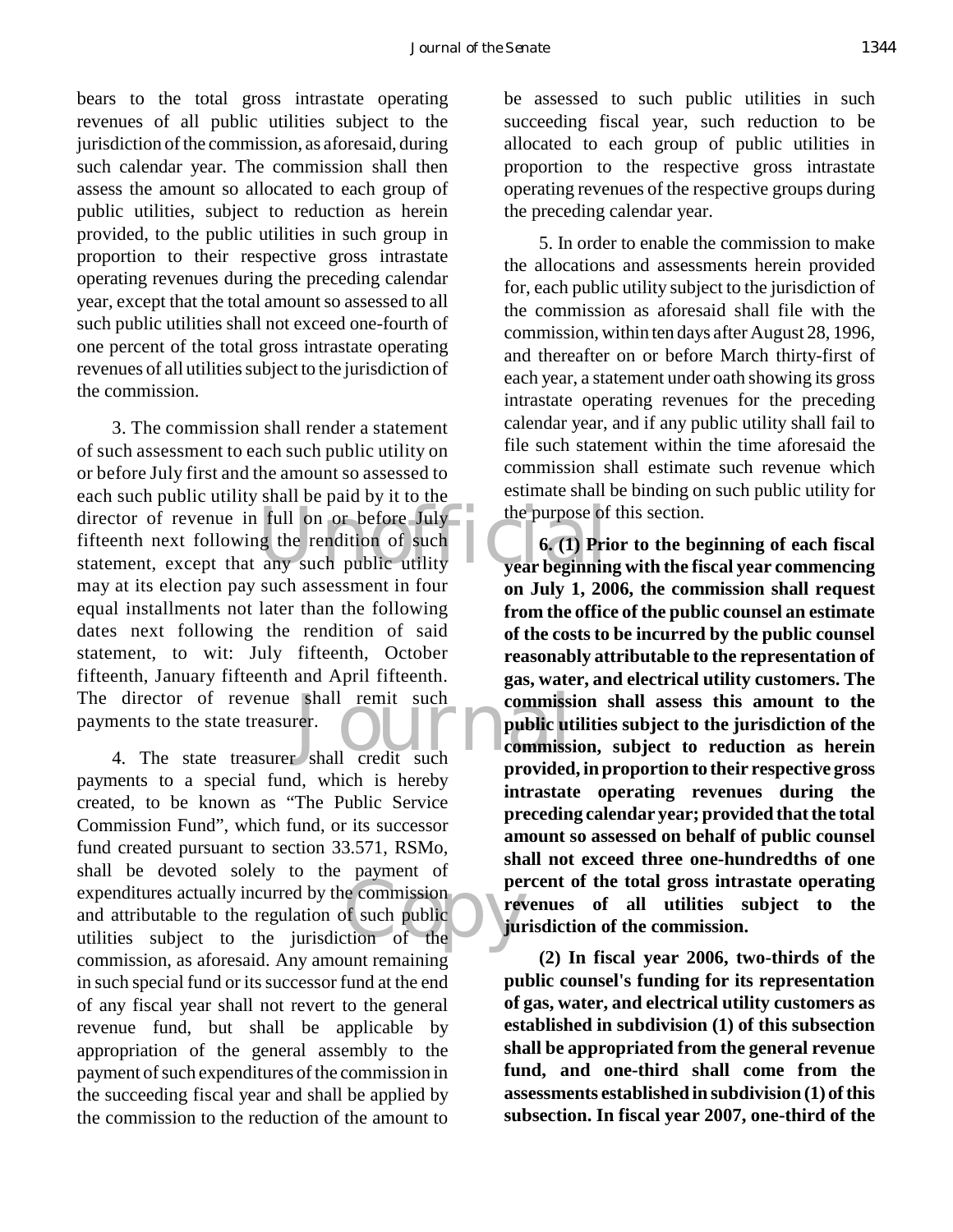bears to the total gross intrastate operating revenues of all public utilities subject to the jurisdiction of the commission, as aforesaid, during such calendar year. The commission shall then assess the amount so allocated to each group of public utilities, subject to reduction as herein provided, to the public utilities in such group in proportion to their respective gross intrastate operating revenues during the preceding calendar year, except that the total amount so assessed to all such public utilities shall not exceed one-fourth of one percent of the total gross intrastate operating revenues of all utilities subject to the jurisdiction of the commission.

3. The commission shall render a statement of such assessment to each such public utility on or before July first and the amount so assessed to each such public utility shall be paid by it to the director of revenue in full on or before July fifteenth next following the rendition of such statement, except that any such public utility may at its election pay such assessment in four equal installments not later than the following dates next following the rendition of said statement, to wit: July fifteenth, October fifteenth, January fifteenth and April fifteenth. The director of revenue shall remit such payments to the state treasurer.

4. The state treasurer shall credit such payments to a special fund, which is hereby created, to be known as "The Public Service Commission Fund", which fund, or its successor fund created pursuant to section 33.571, RSMo, shall be devoted solely to the payment of expenditures actually incurred by the commission and attributable to the regulation of such public utilities subject to the jurisdiction of the commission, as aforesaid. Any amount remaining in such special fund or its successor fund at the end of any fiscal year shall not revert to the general revenue fund, but shall be applicable by appropriation of the general assembly to the payment of such expenditures of the commission in the succeeding fiscal year and shall be applied by the commission to the reduction of the amount to be assessed to such public utilities in such succeeding fiscal year, such reduction to be allocated to each group of public utilities in proportion to the respective gross intrastate operating revenues of the respective groups during the preceding calendar year.

5. In order to enable the commission to make the allocations and assessments herein provided for, each public utility subject to the jurisdiction of the commission as aforesaid shall file with the commission, within ten days after August 28, 1996, and thereafter on or before March thirty-first of each year, a statement under oath showing its gross intrastate operating revenues for the preceding calendar year, and if any public utility shall fail to file such statement within the time aforesaid the commission shall estimate such revenue which estimate shall be binding on such public utility for the purpose of this section.

**6. (1) Prior to the beginning of each fiscal year beginning with the fiscal year commencing on July 1, 2006, the commission shall request from the office of the public counsel an estimate of the costs to be incurred by the public counsel reasonably attributable to the representation of gas, water, and electrical utility customers. The commission shall assess this amount to the public utilities subject to the jurisdiction of the commission, subject to reduction as herein provided, in proportion to their respective gross intrastate operating revenues during the preceding calendar year; provided that the total amount so assessed on behalf of public counsel shall not exceed three one-hundredths of one percent of the total gross intrastate operating revenues of all utilities subject to the jurisdiction of the commission.**

**(2) In fiscal year 2006, two-thirds of the public counsel's funding for its representation of gas, water, and electrical utility customers as established in subdivision (1) of this subsection shall be appropriated from the general revenue fund, and one-third shall come from the assessments established in subdivision (1) of this subsection. In fiscal year 2007, one-third of the**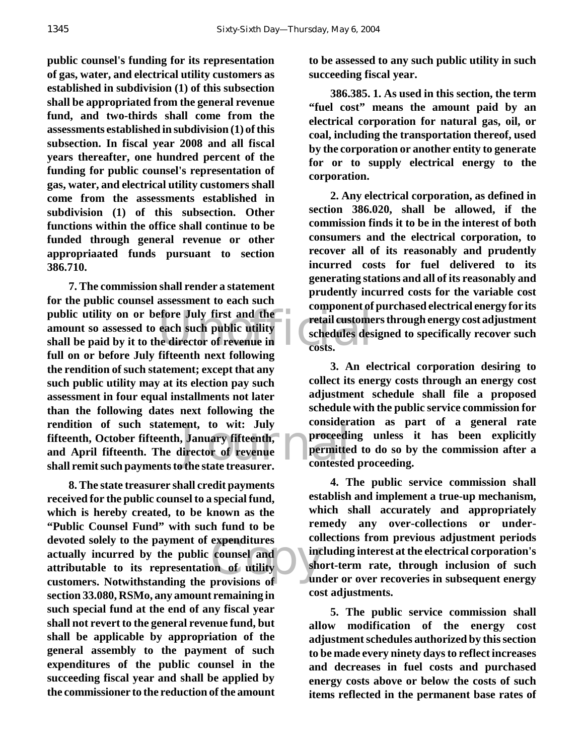**public counsel's funding for its representation of gas, water, and electrical utility customers as established in subdivision (1) of this subsection shall be appropriated from the general revenue fund, and two-thirds shall come from the assessments established in subdivision (1) of this subsection. In fiscal year 2008 and all fiscal years thereafter, one hundred percent of the funding for public counsel's representation of gas, water, and electrical utility customers shall come from the assessments established in subdivision (1) of this subsection. Other functions within the office shall continue to be funded through general revenue or other appropriaated funds pursuant to section 386.710.**

**7. The commission shall render a statement for the public counsel assessment to each such public utility on or before July first and the amount so assessed to each such public utility shall be paid by it to the director of revenue in full on or before July fifteenth next following the rendition of such statement; except that any such public utility may at its election pay such assessment in four equal installments not later than the following dates next following the rendition of such statement, to wit: July fifteenth, October fifteenth, January fifteenth, and April fifteenth. The director of revenue shall remit such payments to the state treasurer.**

**8. The state treasurer shall credit payments received for the public counsel to a special fund, which is hereby created, to be known as the "Public Counsel Fund" with such fund to be devoted solely to the payment of expenditures actually incurred by the public counsel and attributable to its representation of utility customers. Notwithstanding the provisions of section 33.080, RSMo, any amount remaining in such special fund at the end of any fiscal year shall not revert to the general revenue fund, but shall be applicable by appropriation of the general assembly to the payment of such expenditures of the public counsel in the succeeding fiscal year and shall be applied by the commissioner to the reduction of the amount to be assessed to any such public utility in such succeeding fiscal year.**

**386.385. 1. As used in this section, the term "fuel cost" means the amount paid by an electrical corporation for natural gas, oil, or coal, including the transportation thereof, used by the corporation or another entity to generate for or to supply electrical energy to the corporation.**

**2. Any electrical corporation, as defined in section 386.020, shall be allowed, if the commission finds it to be in the interest of both consumers and the electrical corporation, to recover all of its reasonably and prudently incurred costs for fuel delivered to its generating stations and all of its reasonably and prudently incurred costs for the variable cost component of purchased electrical energy for its retail customers through energy cost adjustment schedules designed to specifically recover such costs.**

**3. An electrical corporation desiring to collect its energy costs through an energy cost adjustment schedule shall file a proposed schedule with the public service commission for consideration as part of a general rate proceeding unless it has been explicitly permitted to do so by the commission after a contested proceeding.**

**4. The public service commission shall establish and implement a true-up mechanism, which shall accurately and appropriately remedy any over-collections or under-collections from previous adjustment periods including interest at the electrical corporation's short-term rate, through inclusion of such under or over recoveries in subsequent energy cost adjustments.**

**5. The public service commission shall allow modification of the energy cost adjustment schedules authorized by this section to be made every ninety days to reflect increases and decreases in fuel costs and purchased energy costs above or below the costs of such items reflected in the permanent base rates of**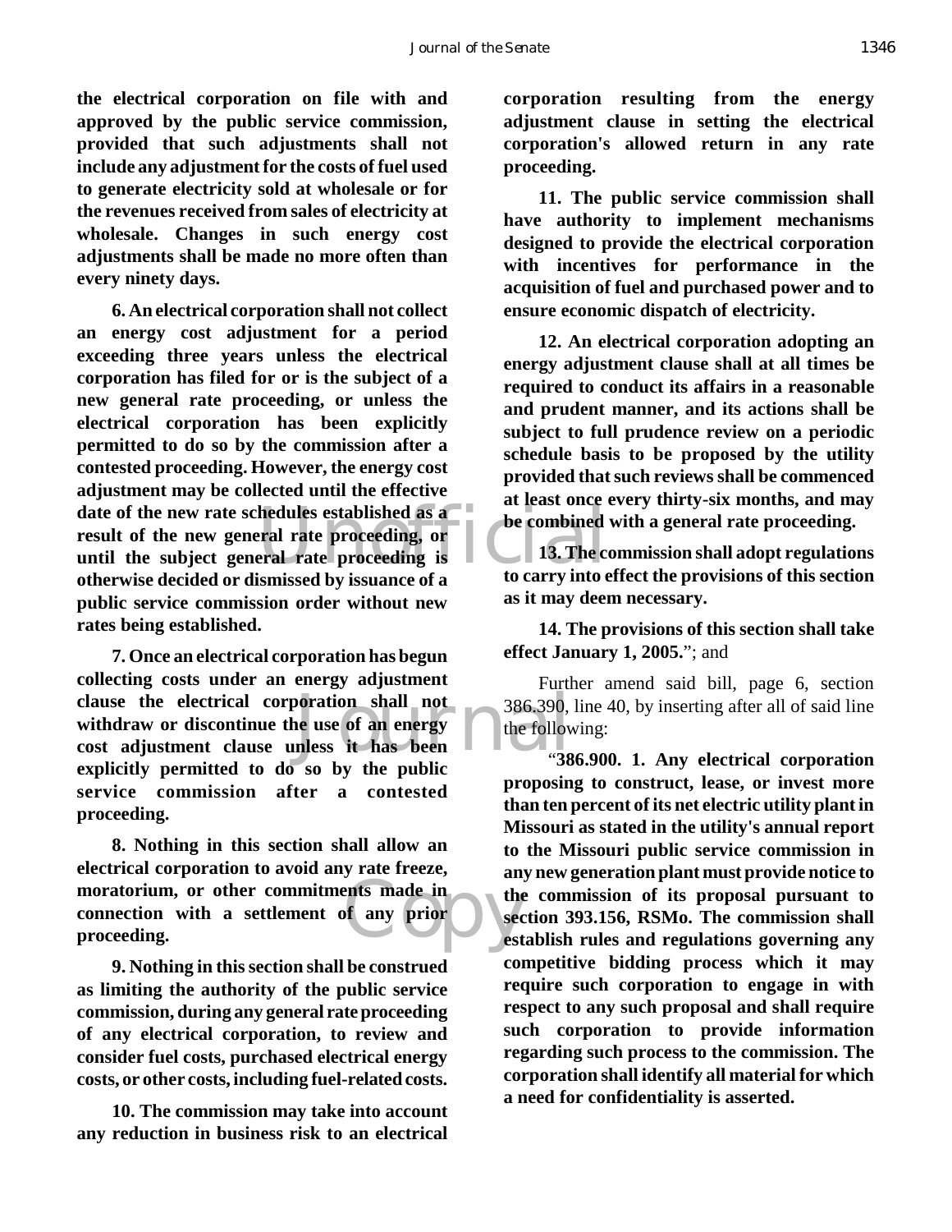**the electrical corporation on file with and approved by the public service commission, provided that such adjustments shall not include any adjustment for the costs of fuel used to generate electricity sold at wholesale or for the revenues received from sales of electricity at wholesale. Changes in such energy cost adjustments shall be made no more often than every ninety days.**

**6. An electrical corporation shall not collect an energy cost adjustment for a period exceeding three years unless the electrical corporation has filed for or is the subject of a new general rate proceeding, or unless the electrical corporation has been explicitly permitted to do so by the commission after a contested proceeding. However, the energy cost adjustment may be collected until the effective date of the new rate schedules established as a result of the new general rate proceeding, or until the subject general rate proceeding is otherwise decided or dismissed by issuance of a public service commission order without new rates being established.**

**7. Once an electrical corporation has begun collecting costs under an energy adjustment clause the electrical corporation shall not withdraw or discontinue the use of an energy cost adjustment clause unless it has been explicitly permitted to do so by the public service commission after a contested proceeding.**

**8. Nothing in this section shall allow an electrical corporation to avoid any rate freeze, moratorium, or other commitments made in connection with a settlement of any prior proceeding.**

**9. Nothing in this section shall be construed as limiting the authority of the public service commission, during any general rate proceeding of any electrical corporation, to review and consider fuel costs, purchased electrical energy costs, or other costs, including fuel-related costs.**

**10. The commission may take into account any reduction in business risk to an electrical corporation resulting from the energy adjustment clause in setting the electrical corporation's allowed return in any rate proceeding.**

**11. The public service commission shall have authority to implement mechanisms designed to provide the electrical corporation with incentives for performance in the acquisition of fuel and purchased power and to ensure economic dispatch of electricity.**

**12. An electrical corporation adopting an energy adjustment clause shall at all times be required to conduct its affairs in a reasonable and prudent manner, and its actions shall be subject to full prudence review on a periodic schedule basis to be proposed by the utility provided that such reviews shall be commenced at least once every thirty-six months, and may be combined with a general rate proceeding.**

**13. The commission shall adopt regulations to carry into effect the provisions of this section as it may deem necessary.**

**14. The provisions of this section shall take effect January 1, 2005.**"; and

Further amend said bill, page 6, section 386.390, line 40, by inserting after all of said line the following:

"**386.900. 1. Any electrical corporation proposing to construct, lease, or invest more than ten percent of its net electric utility plant in Missouri as stated in the utility's annual report to the Missouri public service commission in any new generation plant must provide notice to the commission of its proposal pursuant to section 393.156, RSMo. The commission shall establish rules and regulations governing any competitive bidding process which it may require such corporation to engage in with respect to any such proposal and shall require such corporation to provide information regarding such process to the commission. The corporation shall identify all material for which a need for confidentiality is asserted.**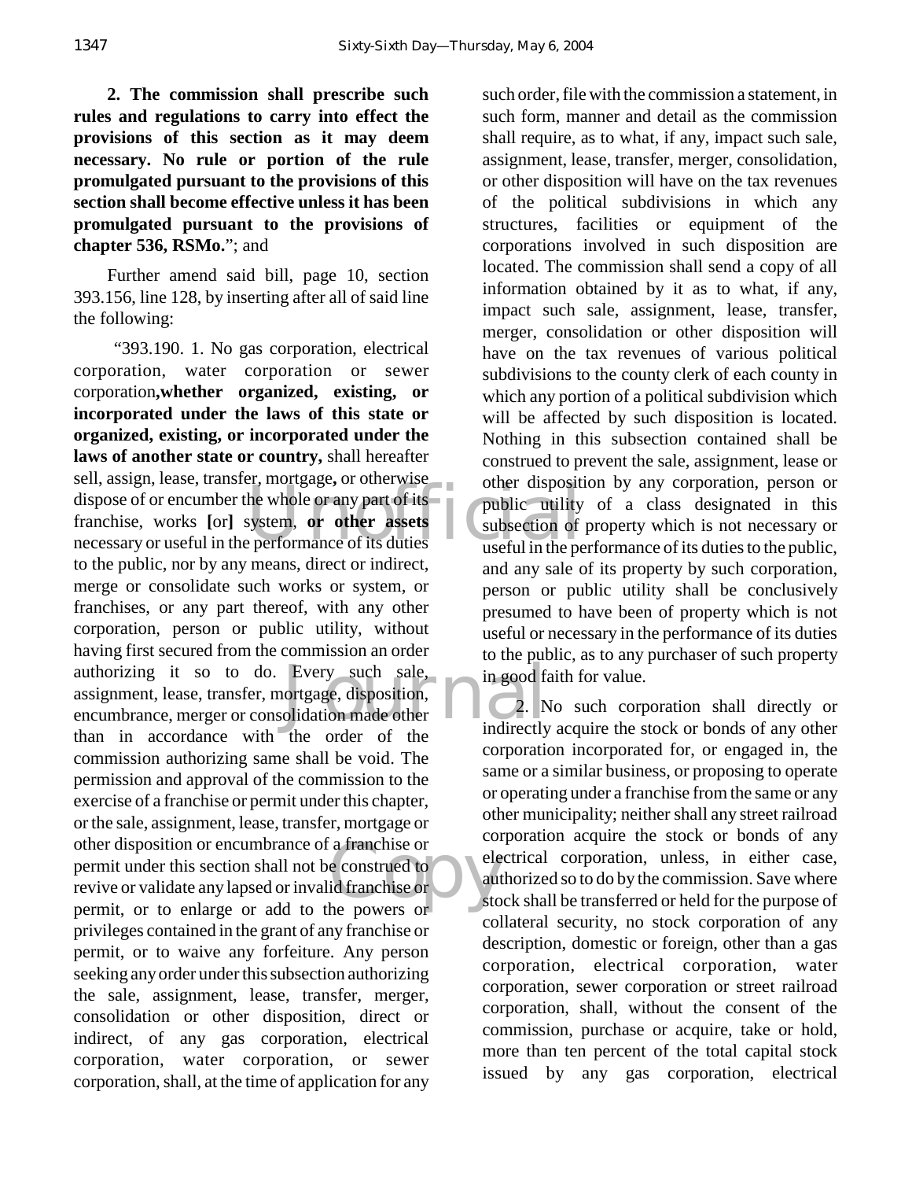**2. The commission shall prescribe such rules and regulations to carry into effect the provisions of this section as it may deem necessary. No rule or portion of the rule promulgated pursuant to the provisions of this section shall become effective unless it has been promulgated pursuant to the provisions of chapter 536, RSMo.**"; and

Further amend said bill, page 10, section 393.156, line 128, by inserting after all of said line the following:

"393.190. 1. No gas corporation, electrical corporation, water corporation or sewer corporation**, whether organized, existing, or incorporated under the laws of this state or organized, existing, or incorporated under the laws of another state or country,** shall hereafter sell, assign, lease, transfer, mortgage**,** or otherwise dispose of or encumber the whole or any part of its franchise, works **[**or**]** system, **or other assets** necessary or useful in the performance of its duties to the public, nor by any means, direct or indirect, merge or consolidate such works or system, or franchises, or any part thereof, with any other corporation, person or public utility, without having first secured from the commission an order authorizing it so to do. Every such sale, assignment, lease, transfer, mortgage, disposition, encumbrance, merger or consolidation made other than in accordance with the order of the commission authorizing same shall be void. The permission and approval of the commission to the exercise of a franchise or permit under this chapter, or the sale, assignment, lease, transfer, mortgage or other disposition or encumbrance of a franchise or permit under this section shall not be construed to revive or validate any lapsed or invalid franchise or permit, or to enlarge or add to the powers or privileges contained in the grant of any franchise or permit, or to waive any forfeiture. Any person seeking any order under this subsection authorizing the sale, assignment, lease, transfer, merger, consolidation or other disposition, direct or indirect, of any gas corporation, electrical corporation, water corporation, or sewer corporation, shall, at the time of application for any such order, file with the commission a statement, in such form, manner and detail as the commission shall require, as to what, if any, impact such sale, assignment, lease, transfer, merger, consolidation, or other disposition will have on the tax revenues of the political subdivisions in which any structures, facilities or equipment of the corporations involved in such disposition are located. The commission shall send a copy of all information obtained by it as to what, if any, impact such sale, assignment, lease, transfer, merger, consolidation or other disposition will have on the tax revenues of various political subdivisions to the county clerk of each county in which any portion of a political subdivision which will be affected by such disposition is located. Nothing in this subsection contained shall be construed to prevent the sale, assignment, lease or other disposition by any corporation, person or public utility of a class designated in this subsection of property which is not necessary or useful in the performance of its duties to the public, and any sale of its property by such corporation, person or public utility shall be conclusively presumed to have been of property which is not useful or necessary in the performance of its duties to the public, as to any purchaser of such property in good faith for value.

2. No such corporation shall directly or indirectly acquire the stock or bonds of any other corporation incorporated for, or engaged in, the same or a similar business, or proposing to operate or operating under a franchise from the same or any other municipality; neither shall any street railroad corporation acquire the stock or bonds of any electrical corporation, unless, in either case, authorized so to do by the commission. Save where stock shall be transferred or held for the purpose of collateral security, no stock corporation of any description, domestic or foreign, other than a gas corporation, electrical corporation, water corporation, sewer corporation or street railroad corporation, shall, without the consent of the commission, purchase or acquire, take or hold, more than ten percent of the total capital stock issued by any gas corporation, electrical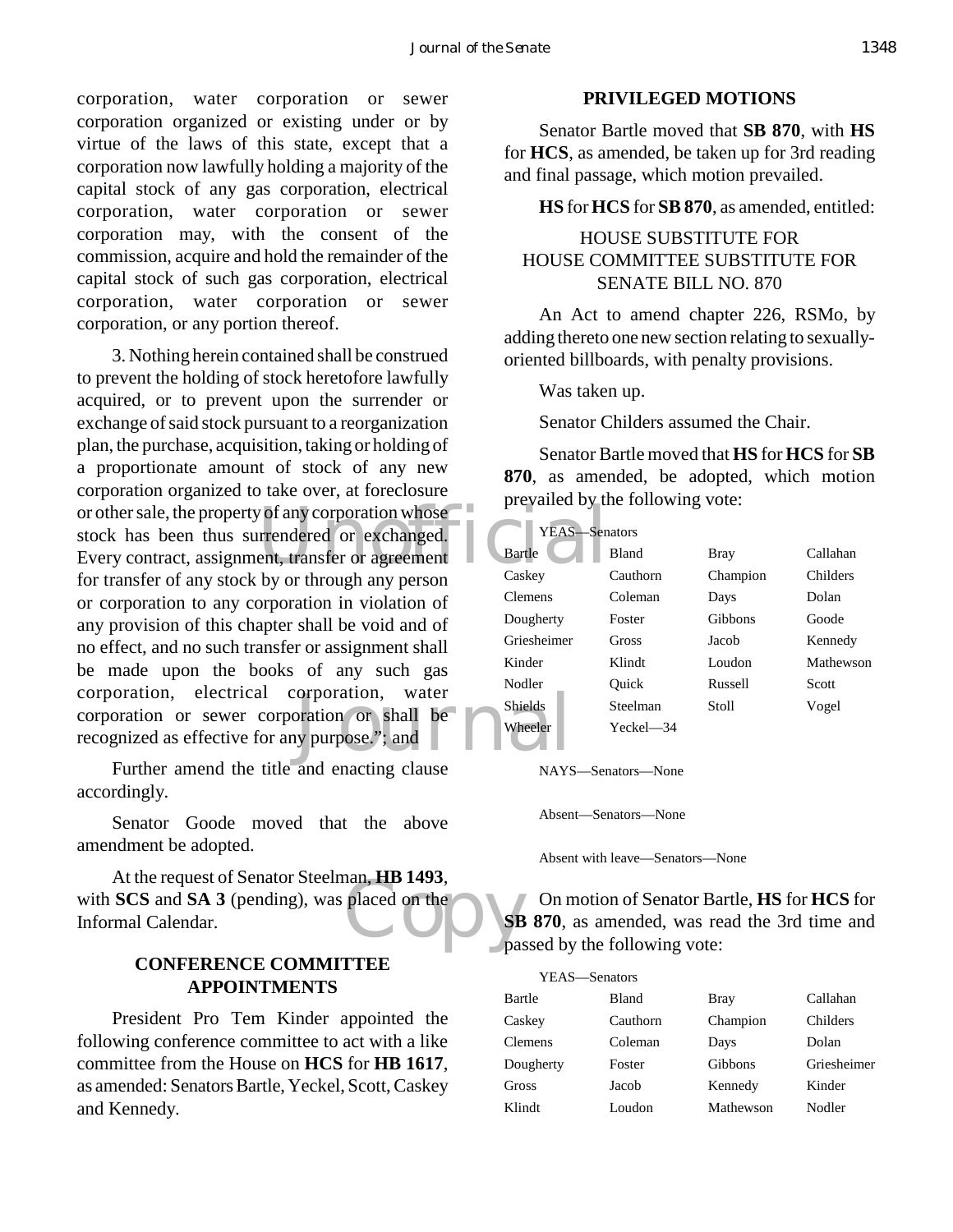corporation, water corporation or sewer corporation organized or existing under or by virtue of the laws of this state, except that a corporation now lawfully holding a majority of the capital stock of any gas corporation, electrical corporation, water corporation or sewer corporation may, with the consent of the commission, acquire and hold the remainder of the capital stock of such gas corporation, electrical corporation, water corporation or sewer corporation, or any portion thereof.

3. Nothing herein contained shall be construed to prevent the holding of stock heretofore lawfully acquired, or to prevent upon the surrender or exchange of said stock pursuant to a reorganization plan, the purchase, acquisition, taking or holding of a proportionate amount of stock of any new corporation organized to take over, at foreclosure or other sale, the property of any corporation whose stock has been thus surrendered or exchanged. Every contract, assignment, transfer or agreement for transfer of any stock by or through any person or corporation to any corporation in violation of any provision of this chapter shall be void and of no effect, and no such transfer or assignment shall be made upon the books of any such gas corporation, electrical corporation, water corporation or sewer corporation or shall be recognized as effective for any purpose."; and

Further amend the title and enacting clause accordingly.

Senator Goode moved that the above amendment be adopted.

At the request of Senator Steelman, **HB 1493**, with **SCS** and **SA 3** (pending), was placed on the Informal Calendar.

## CONFERENCE COMMITTEE APPOINTMENTS

President Pro Tem Kinder appointed the following conference committee to act with a like committee from the House on **HCS** for **HB 1617**, as amended: Senators Bartle, Yeckel, Scott, Caskey and Kennedy.

## PRIVILEGED MOTIONS

Senator Bartle moved that **SB 870**, with **HS** for **HCS**, as amended, be taken up for 3rd reading and final passage, which motion prevailed.

**HS** for **HCS** for **SB 870**, as amended, entitled:

HOUSE SUBSTITUTE FOR
HOUSE COMMITTEE SUBSTITUTE FOR
SENATE BILL NO. 870

An Act to amend chapter 226, RSMo, by adding thereto one new section relating to sexually-oriented billboards, with penalty provisions.

Was taken up.

Senator Childers assumed the Chair.

Senator Bartle moved that **HS** for **HCS** for **SB 870**, as amended, be adopted, which motion prevailed by the following vote:

YEAS—Senators

| | | | |
|---|---|---|---|
| Bartle | Bland | Bray | Callahan |
| Caskey | Cauthorn | Champion | Childers |
| Clemens | Coleman | Days | Dolan |
| Dougherty | Foster | Gibbons | Goode |
| Griesheimer | Gross | Jacob | Kennedy |
| Kinder | Klindt | Loudon | Mathewson |
| Nodler | Quick | Russell | Scott |
| Shields | Steelman | Stoll | Vogel |
| Wheeler | Yeckel—34 | | |

NAYS—Senators—None

Absent—Senators—None

Absent with leave—Senators—None

On motion of Senator Bartle, **HS** for **HCS** for **SB 870**, as amended, was read the 3rd time and passed by the following vote:

YEAS—Senators

| | | | |
|---|---|---|---|
| Bartle | Bland | Bray | Callahan |
| Caskey | Cauthorn | Champion | Childers |
| Clemens | Coleman | Days | Dolan |
| Dougherty | Foster | Gibbons | Griesheimer |
| Gross | Jacob | Kennedy | Kinder |
| Klindt | Loudon | Mathewson | Nodler |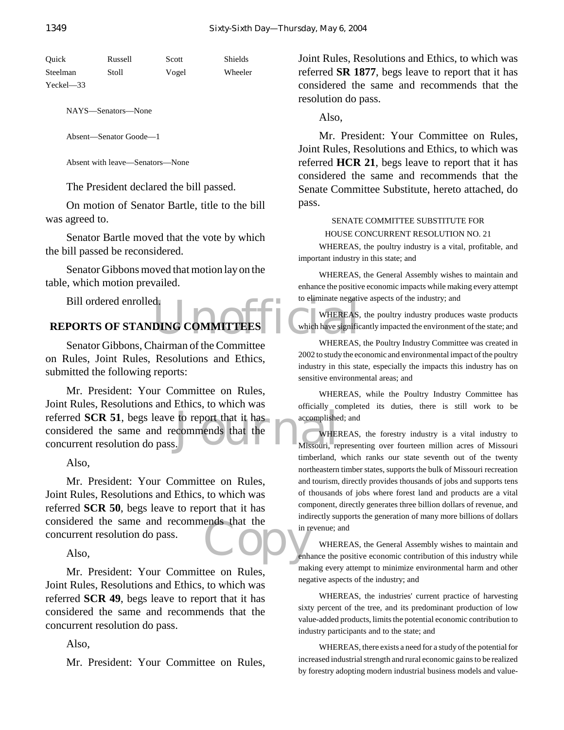| Quick | Russell | Scott | Shields |
|---|---|---|---|
| Steelman | Stoll | Vogel | Wheeler |
| Yeckel—33 | | | |

NAYS—Senators—None

Absent—Senator Goode—1

Absent with leave—Senators—None

The President declared the bill passed.

On motion of Senator Bartle, title to the bill was agreed to.

Senator Bartle moved that the vote by which the bill passed be reconsidered.

Senator Gibbons moved that motion lay on the table, which motion prevailed.

Bill ordered enrolled.

## REPORTS OF STANDING COMMITTEES

Senator Gibbons, Chairman of the Committee on Rules, Joint Rules, Resolutions and Ethics, submitted the following reports:

Mr. President: Your Committee on Rules, Joint Rules, Resolutions and Ethics, to which was referred **SCR 51**, begs leave to report that it has considered the same and recommends that the concurrent resolution do pass.

Also,

Mr. President: Your Committee on Rules, Joint Rules, Resolutions and Ethics, to which was referred **SCR 50**, begs leave to report that it has considered the same and recommends that the concurrent resolution do pass.

Also,

Mr. President: Your Committee on Rules, Joint Rules, Resolutions and Ethics, to which was referred **SCR 49**, begs leave to report that it has considered the same and recommends that the concurrent resolution do pass.

Also,

Mr. President: Your Committee on Rules, Joint Rules, Resolutions and Ethics, to which was referred **SR 1877**, begs leave to report that it has considered the same and recommends that the resolution do pass.

Also,

Mr. President: Your Committee on Rules, Joint Rules, Resolutions and Ethics, to which was referred **HCR 21**, begs leave to report that it has considered the same and recommends that the Senate Committee Substitute, hereto attached, do pass.

SENATE COMMITTEE SUBSTITUTE FOR
HOUSE CONCURRENT RESOLUTION NO. 21

WHEREAS, the poultry industry is a vital, profitable, and important industry in this state; and

WHEREAS, the General Assembly wishes to maintain and enhance the positive economic impacts while making every attempt to eliminate negative aspects of the industry; and

WHEREAS, the poultry industry produces waste products which have significantly impacted the environment of the state; and

WHEREAS, the Poultry Industry Committee was created in 2002 to study the economic and environmental impact of the poultry industry in this state, especially the impacts this industry has on sensitive environmental areas; and

WHEREAS, while the Poultry Industry Committee has officially completed its duties, there is still work to be accomplished; and

WHEREAS, the forestry industry is a vital industry to Missouri, representing over fourteen million acres of Missouri timberland, which ranks our state seventh out of the twenty northeastern timber states, supports the bulk of Missouri recreation and tourism, directly provides thousands of jobs and supports tens of thousands of jobs where forest land and products are a vital component, directly generates three billion dollars of revenue, and indirectly supports the generation of many more billions of dollars in revenue; and

WHEREAS, the General Assembly wishes to maintain and enhance the positive economic contribution of this industry while making every attempt to minimize environmental harm and other negative aspects of the industry; and

WHEREAS, the industries' current practice of harvesting sixty percent of the tree, and its predominant production of low value-added products, limits the potential economic contribution to industry participants and to the state; and

WHEREAS, there exists a need for a study of the potential for increased industrial strength and rural economic gains to be realized by forestry adopting modern industrial business models and value-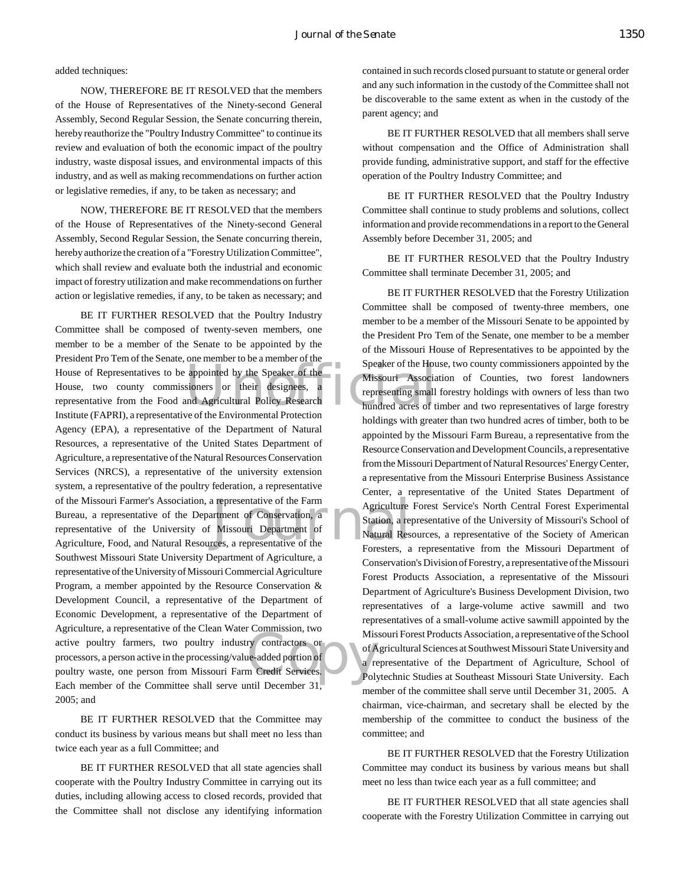added techniques:

NOW, THEREFORE BE IT RESOLVED that the members of the House of Representatives of the Ninety-second General Assembly, Second Regular Session, the Senate concurring therein, hereby reauthorize the "Poultry Industry Committee" to continue its review and evaluation of both the economic impact of the poultry industry, waste disposal issues, and environmental impacts of this industry, and as well as making recommendations on further action or legislative remedies, if any, to be taken as necessary; and

NOW, THEREFORE BE IT RESOLVED that the members of the House of Representatives of the Ninety-second General Assembly, Second Regular Session, the Senate concurring therein, hereby authorize the creation of a "Forestry Utilization Committee", which shall review and evaluate both the industrial and economic impact of forestry utilization and make recommendations on further action or legislative remedies, if any, to be taken as necessary; and

BE IT FURTHER RESOLVED that the Poultry Industry Committee shall be composed of twenty-seven members, one member to be a member of the Senate to be appointed by the President Pro Tem of the Senate, one member to be a member of the House of Representatives to be appointed by the Speaker of the House, two county commissioners or their designees, a representative from the Food and Agricultural Policy Research Institute (FAPRI), a representative of the Environmental Protection Agency (EPA), a representative of the Department of Natural Resources, a representative of the United States Department of Agriculture, a representative of the Natural Resources Conservation Services (NRCS), a representative of the university extension system, a representative of the poultry federation, a representative of the Missouri Farmer's Association, a representative of the Farm Bureau, a representative of the Department of Conservation, a representative of the University of Missouri Department of Agriculture, Food, and Natural Resources, a representative of the Southwest Missouri State University Department of Agriculture, a representative of the University of Missouri Commercial Agriculture Program, a member appointed by the Resource Conservation & Development Council, a representative of the Department of Economic Development, a representative of the Department of Agriculture, a representative of the Clean Water Commission, two active poultry farmers, two poultry industry contractors or processors, a person active in the processing/value-added portion of poultry waste, one person from Missouri Farm Credit Services. Each member of the Committee shall serve until December 31, 2005; and

BE IT FURTHER RESOLVED that the Committee may conduct its business by various means but shall meet no less than twice each year as a full Committee; and

BE IT FURTHER RESOLVED that all state agencies shall cooperate with the Poultry Industry Committee in carrying out its duties, including allowing access to closed records, provided that the Committee shall not disclose any identifying information contained in such records closed pursuant to statute or general order and any such information in the custody of the Committee shall not be discoverable to the same extent as when in the custody of the parent agency; and

BE IT FURTHER RESOLVED that all members shall serve without compensation and the Office of Administration shall provide funding, administrative support, and staff for the effective operation of the Poultry Industry Committee; and

BE IT FURTHER RESOLVED that the Poultry Industry Committee shall continue to study problems and solutions, collect information and provide recommendations in a report to the General Assembly before December 31, 2005; and

BE IT FURTHER RESOLVED that the Poultry Industry Committee shall terminate December 31, 2005; and

BE IT FURTHER RESOLVED that the Forestry Utilization Committee shall be composed of twenty-three members, one member to be a member of the Missouri Senate to be appointed by the President Pro Tem of the Senate, one member to be a member of the Missouri House of Representatives to be appointed by the Speaker of the House, two county commissioners appointed by the Missouri Association of Counties, two forest landowners representing small forestry holdings with owners of less than two hundred acres of timber and two representatives of large forestry holdings with greater than two hundred acres of timber, both to be appointed by the Missouri Farm Bureau, a representative from the Resource Conservation and Development Councils, a representative from the Missouri Department of Natural Resources' Energy Center, a representative from the Missouri Enterprise Business Assistance Center, a representative of the United States Department of Agriculture Forest Service's North Central Forest Experimental Station, a representative of the University of Missouri's School of Natural Resources, a representative of the Society of American Foresters, a representative from the Missouri Department of Conservation's Division of Forestry, a representative of the Missouri Forest Products Association, a representative of the Missouri Department of Agriculture's Business Development Division, two representatives of a large-volume active sawmill and two representatives of a small-volume active sawmill appointed by the Missouri Forest Products Association, a representative of the School of Agricultural Sciences at Southwest Missouri State University and a representative of the Department of Agriculture, School of Polytechnic Studies at Southeast Missouri State University. Each member of the committee shall serve until December 31, 2005. A chairman, vice-chairman, and secretary shall be elected by the membership of the committee to conduct the business of the committee; and

BE IT FURTHER RESOLVED that the Forestry Utilization Committee may conduct its business by various means but shall meet no less than twice each year as a full committee; and

BE IT FURTHER RESOLVED that all state agencies shall cooperate with the Forestry Utilization Committee in carrying out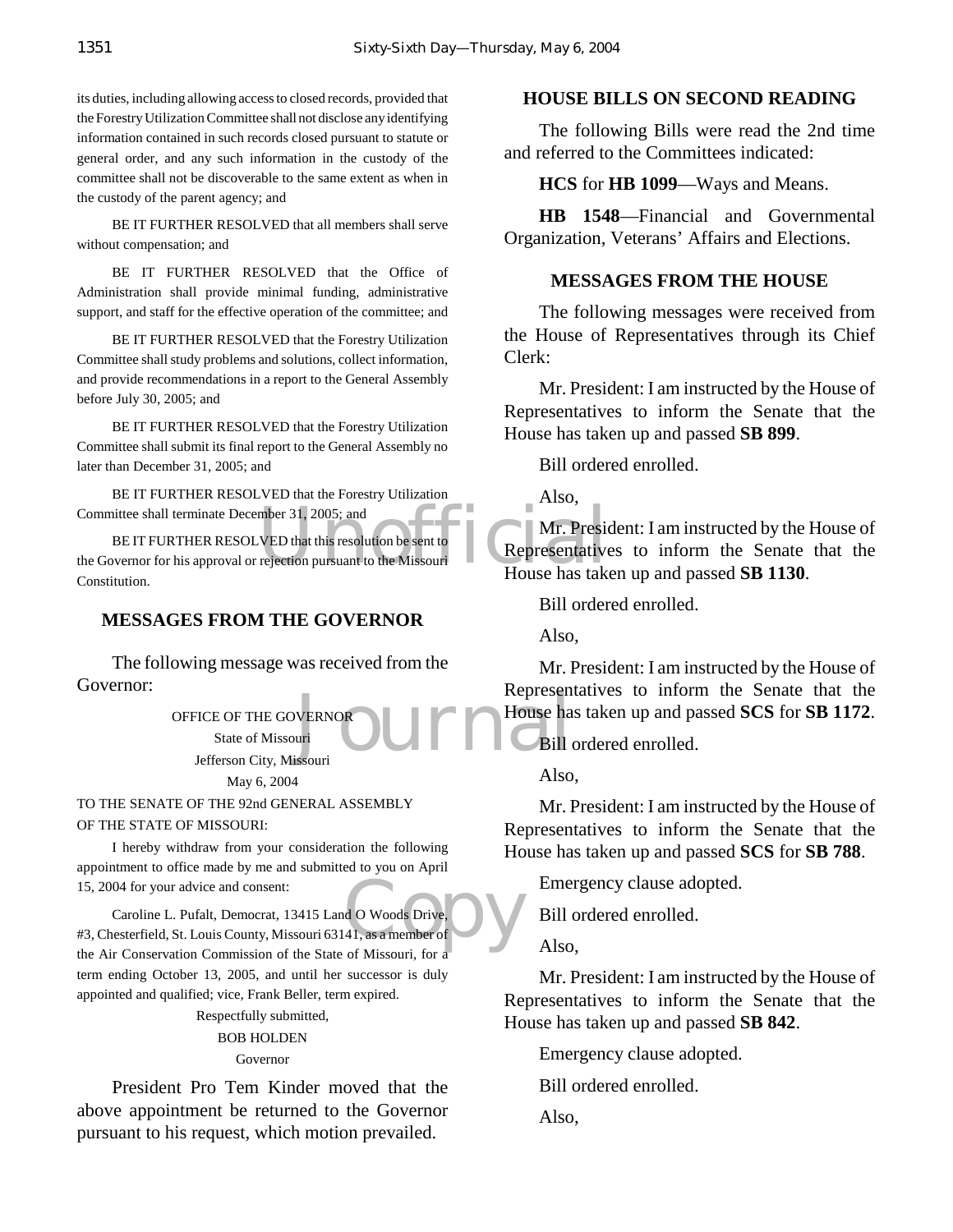its duties, including allowing access to closed records, provided that the Forestry Utilization Committee shall not disclose any identifying information contained in such records closed pursuant to statute or general order, and any such information in the custody of the committee shall not be discoverable to the same extent as when in the custody of the parent agency; and

BE IT FURTHER RESOLVED that all members shall serve without compensation; and

BE IT FURTHER RESOLVED that the Office of Administration shall provide minimal funding, administrative support, and staff for the effective operation of the committee; and

BE IT FURTHER RESOLVED that the Forestry Utilization Committee shall study problems and solutions, collect information, and provide recommendations in a report to the General Assembly before July 30, 2005; and

BE IT FURTHER RESOLVED that the Forestry Utilization Committee shall submit its final report to the General Assembly no later than December 31, 2005; and

BE IT FURTHER RESOLVED that the Forestry Utilization Committee shall terminate December 31, 2005; and

BE IT FURTHER RESOLVED that this resolution be sent to the Governor for his approval or rejection pursuant to the Missouri Constitution.

## MESSAGES FROM THE GOVERNOR

The following message was received from the Governor:

OFFICE OF THE GOVERNOR
State of Missouri
Jefferson City, Missouri
May 6, 2004

TO THE SENATE OF THE 92nd GENERAL ASSEMBLY OF THE STATE OF MISSOURI:

I hereby withdraw from your consideration the following appointment to office made by me and submitted to you on April 15, 2004 for your advice and consent:

Caroline L. Pufalt, Democrat, 13415 Land O Woods Drive, #3, Chesterfield, St. Louis County, Missouri 63141, as a member of the Air Conservation Commission of the State of Missouri, for a term ending October 13, 2005, and until her successor is duly appointed and qualified; vice, Frank Beller, term expired.

Respectfully submitted,
BOB HOLDEN
Governor

President Pro Tem Kinder moved that the above appointment be returned to the Governor pursuant to his request, which motion prevailed.

## HOUSE BILLS ON SECOND READING

The following Bills were read the 2nd time and referred to the Committees indicated:

**HCS** for **HB 1099**—Ways and Means.

**HB 1548**—Financial and Governmental Organization, Veterans' Affairs and Elections.

## MESSAGES FROM THE HOUSE

The following messages were received from the House of Representatives through its Chief Clerk:

Mr. President: I am instructed by the House of Representatives to inform the Senate that the House has taken up and passed **SB 899**.

Bill ordered enrolled.

Also,

Mr. President: I am instructed by the House of Representatives to inform the Senate that the House has taken up and passed **SB 1130**.

Bill ordered enrolled.

Also,

Mr. President: I am instructed by the House of Representatives to inform the Senate that the House has taken up and passed **SCS** for **SB 1172**.

Bill ordered enrolled.

Also,

Mr. President: I am instructed by the House of Representatives to inform the Senate that the House has taken up and passed **SCS** for **SB 788**.

Emergency clause adopted.

Bill ordered enrolled.

Also,

Mr. President: I am instructed by the House of Representatives to inform the Senate that the House has taken up and passed **SB 842**.

Emergency clause adopted.

Bill ordered enrolled.

Also,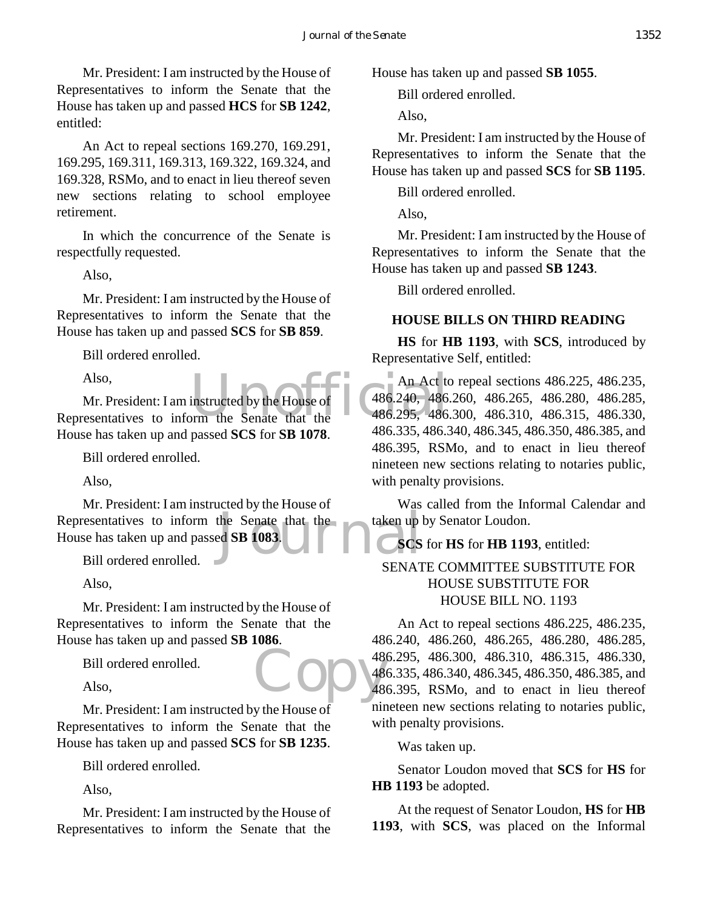Mr. President: I am instructed by the House of Representatives to inform the Senate that the House has taken up and passed **HCS** for **SB 1242**, entitled:

An Act to repeal sections 169.270, 169.291, 169.295, 169.311, 169.313, 169.322, 169.324, and 169.328, RSMo, and to enact in lieu thereof seven new sections relating to school employee retirement.

In which the concurrence of the Senate is respectfully requested.

Also,

Mr. President: I am instructed by the House of Representatives to inform the Senate that the House has taken up and passed **SCS** for **SB 859**.

Bill ordered enrolled.

Also,

Mr. President: I am instructed by the House of Representatives to inform the Senate that the House has taken up and passed **SCS** for **SB 1078**.

Bill ordered enrolled.

Also,

Mr. President: I am instructed by the House of Representatives to inform the Senate that the House has taken up and passed **SB 1083**.

Bill ordered enrolled.

Also,

Mr. President: I am instructed by the House of Representatives to inform the Senate that the House has taken up and passed **SB 1086**.

Bill ordered enrolled.

Also,

Mr. President: I am instructed by the House of Representatives to inform the Senate that the House has taken up and passed **SCS** for **SB 1235**.

Bill ordered enrolled.

Also,

Mr. President: I am instructed by the House of Representatives to inform the Senate that the House has taken up and passed **SB 1055**.

Bill ordered enrolled.

Also,

Mr. President: I am instructed by the House of Representatives to inform the Senate that the House has taken up and passed **SCS** for **SB 1195**.

Bill ordered enrolled.

Also,

Mr. President: I am instructed by the House of Representatives to inform the Senate that the House has taken up and passed **SB 1243**.

Bill ordered enrolled.

## HOUSE BILLS ON THIRD READING

**HS** for **HB 1193**, with **SCS**, introduced by Representative Self, entitled:

An Act to repeal sections 486.225, 486.235, 486.240, 486.260, 486.265, 486.280, 486.285, 486.295, 486.300, 486.310, 486.315, 486.330, 486.335, 486.340, 486.345, 486.350, 486.385, and 486.395, RSMo, and to enact in lieu thereof nineteen new sections relating to notaries public, with penalty provisions.

Was called from the Informal Calendar and taken up by Senator Loudon.

**SCS** for **HS** for **HB 1193**, entitled:

SENATE COMMITTEE SUBSTITUTE FOR
HOUSE SUBSTITUTE FOR
HOUSE BILL NO. 1193

An Act to repeal sections 486.225, 486.235, 486.240, 486.260, 486.265, 486.280, 486.285, 486.295, 486.300, 486.310, 486.315, 486.330, 486.335, 486.340, 486.345, 486.350, 486.385, and 486.395, RSMo, and to enact in lieu thereof nineteen new sections relating to notaries public, with penalty provisions.

Was taken up.

Senator Loudon moved that **SCS** for **HS** for **HB 1193** be adopted.

At the request of Senator Loudon, **HS** for **HB 1193**, with **SCS**, was placed on the Informal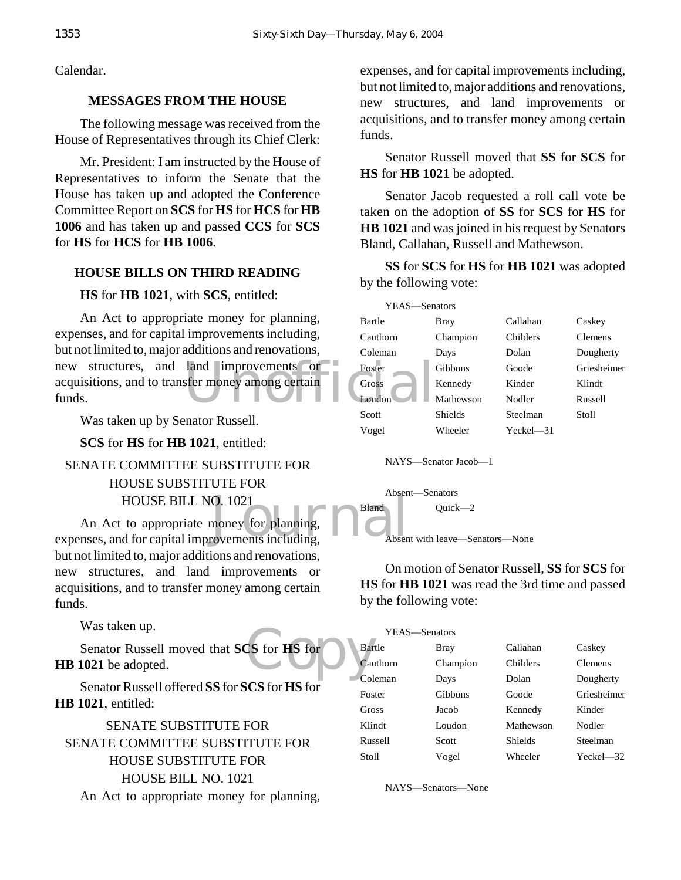Calendar.

## MESSAGES FROM THE HOUSE

The following message was received from the House of Representatives through its Chief Clerk:

Mr. President: I am instructed by the House of Representatives to inform the Senate that the House has taken up and adopted the Conference Committee Report on **SCS** for **HS** for **HCS** for **HB 1006** and has taken up and passed **CCS** for **SCS** for **HS** for **HCS** for **HB 1006**.

## HOUSE BILLS ON THIRD READING

**HS** for **HB 1021**, with **SCS**, entitled:

An Act to appropriate money for planning, expenses, and for capital improvements including, but not limited to, major additions and renovations, new structures, and land improvements or acquisitions, and to transfer money among certain funds.

Was taken up by Senator Russell.

**SCS** for **HS** for **HB 1021**, entitled:

SENATE COMMITTEE SUBSTITUTE FOR HOUSE SUBSTITUTE FOR HOUSE BILL NO. 1021

An Act to appropriate money for planning, expenses, and for capital improvements including, but not limited to, major additions and renovations, new structures, and land improvements or acquisitions, and to transfer money among certain funds.

Was taken up.

Senator Russell moved that **SCS** for **HS** for **HB 1021** be adopted.

Senator Russell offered **SS** for **SCS** for **HS** for **HB 1021**, entitled:

SENATE SUBSTITUTE FOR SENATE COMMITTEE SUBSTITUTE FOR HOUSE SUBSTITUTE FOR HOUSE BILL NO. 1021

An Act to appropriate money for planning, expenses, and for capital improvements including, but not limited to, major additions and renovations, new structures, and land improvements or acquisitions, and to transfer money among certain funds.

Senator Russell moved that **SS** for **SCS** for **HS** for **HB 1021** be adopted.

Senator Jacob requested a roll call vote be taken on the adoption of **SS** for **SCS** for **HS** for **HB 1021** and was joined in his request by Senators Bland, Callahan, Russell and Mathewson.

**SS** for **SCS** for **HS** for **HB 1021** was adopted by the following vote:

YEAS—Senators

| | | | |
|---|---|---|---|
| Bartle | Bray | Callahan | Caskey |
| Cauthorn | Champion | Childers | Clemens |
| Coleman | Days | Dolan | Dougherty |
| Foster | Gibbons | Goode | Griesheimer |
| Gross | Kennedy | Kinder | Klindt |
| Loudon | Mathewson | Nodler | Russell |
| Scott | Shields | Steelman | Stoll |
| Vogel | Wheeler | Yeckel—31 | |

NAYS—Senator Jacob—1

Absent—Senators

| | |
|---|---|
| Bland | Quick—2 |

Absent with leave—Senators—None

On motion of Senator Russell, **SS** for **SCS** for **HS** for **HB 1021** was read the 3rd time and passed by the following vote:

YEAS—Senators

| | | | |
|---|---|---|---|
| Bartle | Bray | Callahan | Caskey |
| Cauthorn | Champion | Childers | Clemens |
| Coleman | Days | Dolan | Dougherty |
| Foster | Gibbons | Goode | Griesheimer |
| Gross | Jacob | Kennedy | Kinder |
| Klindt | Loudon | Mathewson | Nodler |
| Russell | Scott | Shields | Steelman |
| Stoll | Vogel | Wheeler | Yeckel—32 |

NAYS—Senators—None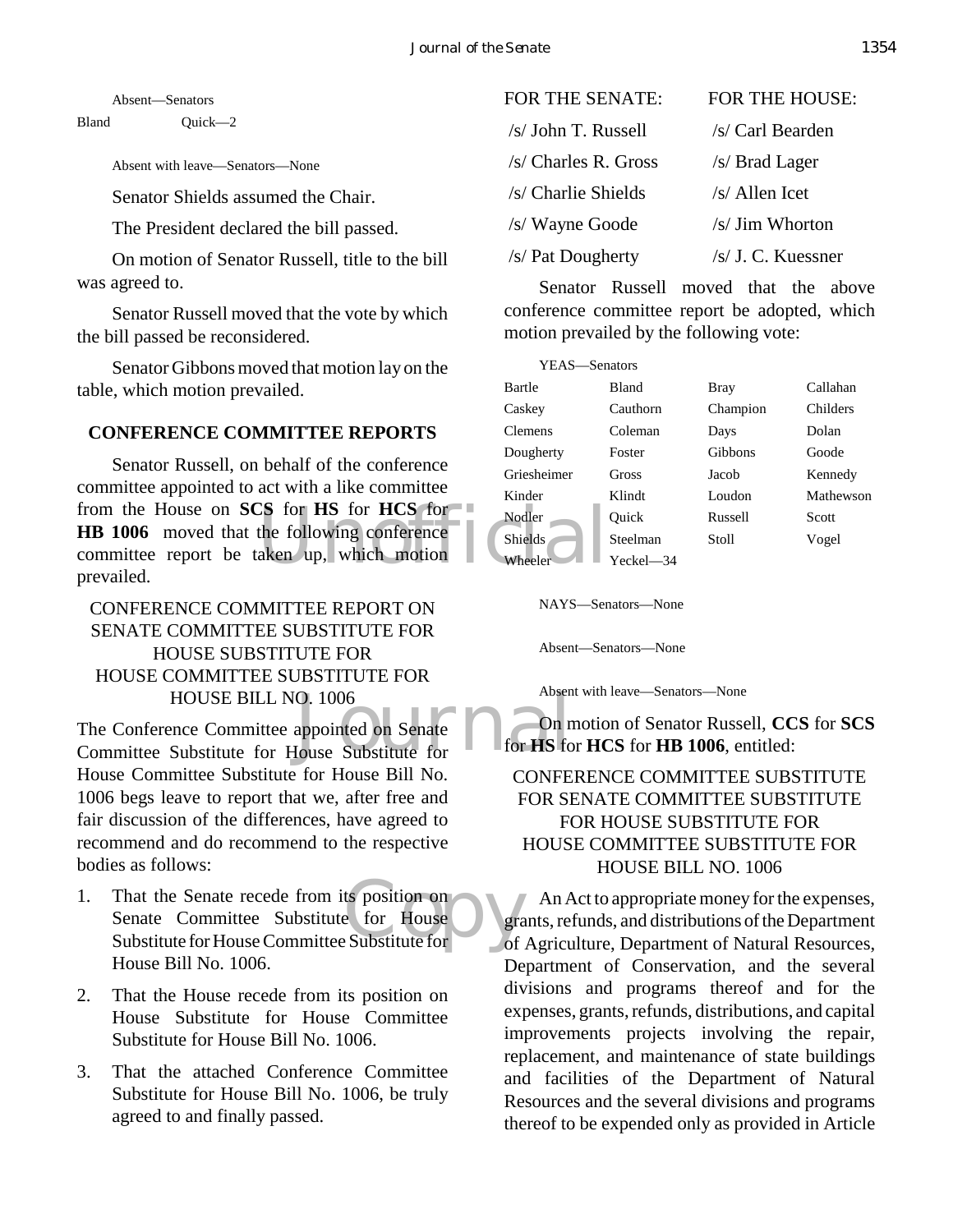Absent—Senators

| | |
|---|---|
| Bland | Quick—2 |

Absent with leave—Senators—None

Senator Shields assumed the Chair.

The President declared the bill passed.

On motion of Senator Russell, title to the bill was agreed to.

Senator Russell moved that the vote by which the bill passed be reconsidered.

Senator Gibbons moved that motion lay on the table, which motion prevailed.

## CONFERENCE COMMITTEE REPORTS

Senator Russell, on behalf of the conference committee appointed to act with a like committee from the House on **SCS** for **HS** for **HCS** for **HB 1006** moved that the following conference committee report be taken up, which motion prevailed.

CONFERENCE COMMITTEE REPORT ON SENATE COMMITTEE SUBSTITUTE FOR HOUSE SUBSTITUTE FOR HOUSE COMMITTEE SUBSTITUTE FOR HOUSE BILL NO. 1006

The Conference Committee appointed on Senate Committee Substitute for House Substitute for House Committee Substitute for House Bill No. 1006 begs leave to report that we, after free and fair discussion of the differences, have agreed to recommend and do recommend to the respective bodies as follows:

1. That the Senate recede from its position on Senate Committee Substitute for House Substitute for House Committee Substitute for House Bill No. 1006.

2. That the House recede from its position on House Substitute for House Committee Substitute for House Bill No. 1006.

3. That the attached Conference Committee Substitute for House Bill No. 1006, be truly agreed to and finally passed.

| FOR THE SENATE: | FOR THE HOUSE: |
|---|---|
| /s/ John T. Russell | /s/ Carl Bearden |
| /s/ Charles R. Gross | /s/ Brad Lager |
| /s/ Charlie Shields | /s/ Allen Icet |
| /s/ Wayne Goode | /s/ Jim Whorton |
| /s/ Pat Dougherty | /s/ J. C. Kuessner |

Senator Russell moved that the above conference committee report be adopted, which motion prevailed by the following vote:

YEAS—Senators

| | | | |
|---|---|---|---|
| Bartle | Bland | Bray | Callahan |
| Caskey | Cauthorn | Champion | Childers |
| Clemens | Coleman | Days | Dolan |
| Dougherty | Foster | Gibbons | Goode |
| Griesheimer | Gross | Jacob | Kennedy |
| Kinder | Klindt | Loudon | Mathewson |
| Nodler | Quick | Russell | Scott |
| Shields | Steelman | Stoll | Vogel |
| Wheeler | Yeckel—34 | | |

NAYS—Senators—None

Absent—Senators—None

Absent with leave—Senators—None

On motion of Senator Russell, **CCS** for **SCS** for **HS** for **HCS** for **HB 1006**, entitled:

CONFERENCE COMMITTEE SUBSTITUTE FOR SENATE COMMITTEE SUBSTITUTE FOR HOUSE SUBSTITUTE FOR HOUSE COMMITTEE SUBSTITUTE FOR HOUSE BILL NO. 1006

An Act to appropriate money for the expenses, grants, refunds, and distributions of the Department of Agriculture, Department of Natural Resources, Department of Conservation, and the several divisions and programs thereof and for the expenses, grants, refunds, distributions, and capital improvements projects involving the repair, replacement, and maintenance of state buildings and facilities of the Department of Natural Resources and the several divisions and programs thereof to be expended only as provided in Article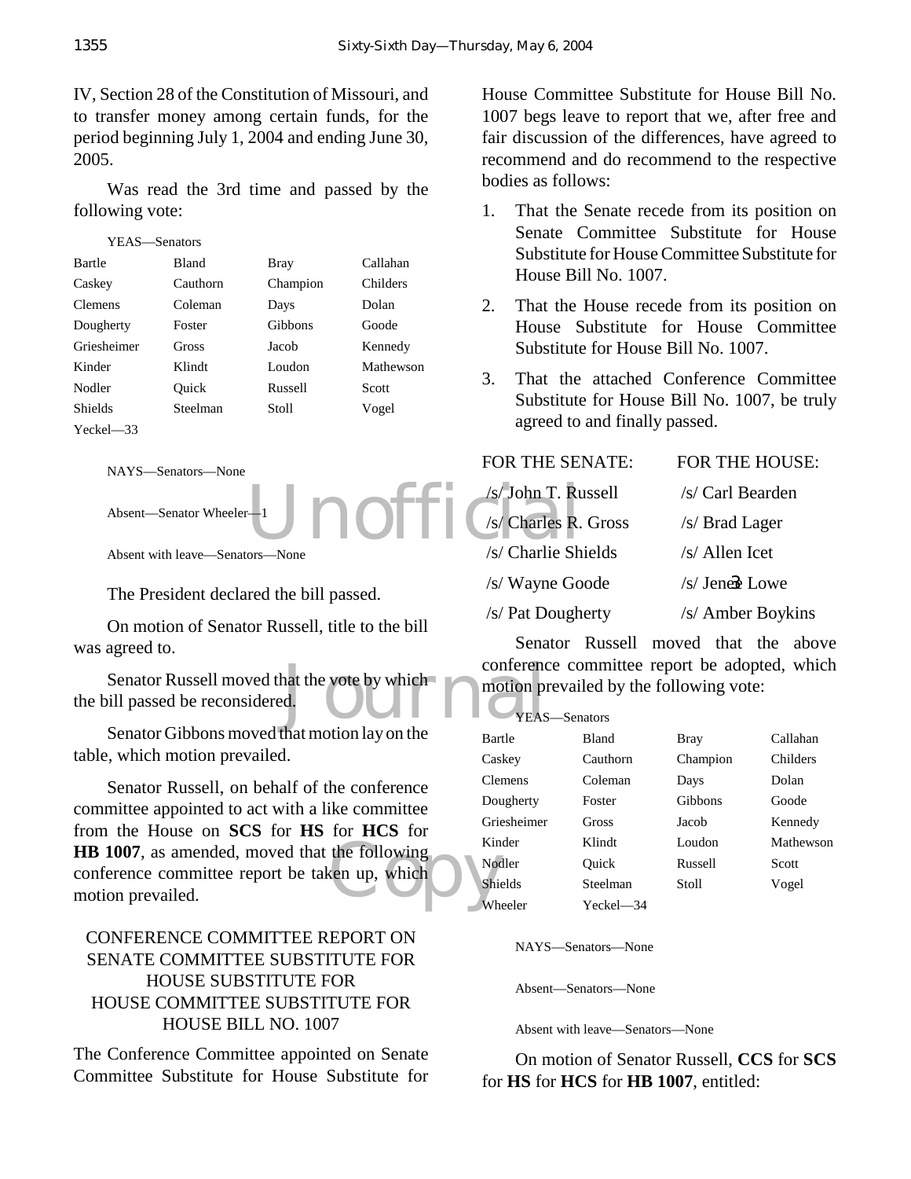IV, Section 28 of the Constitution of Missouri, and to transfer money among certain funds, for the period beginning July 1, 2004 and ending June 30, 2005.

Was read the 3rd time and passed by the following vote:

YEAS—Senators

| | | | |
|---|---|---|---|
| Bartle | Bland | Bray | Callahan |
| Caskey | Cauthorn | Champion | Childers |
| Clemens | Coleman | Days | Dolan |
| Dougherty | Foster | Gibbons | Goode |
| Griesheimer | Gross | Jacob | Kennedy |
| Kinder | Klindt | Loudon | Mathewson |
| Nodler | Quick | Russell | Scott |
| Shields | Steelman | Stoll | Vogel |
| Yeckel—33 | | | |

NAYS—Senators—None

Absent—Senator Wheeler—1

Absent with leave—Senators—None

The President declared the bill passed.

On motion of Senator Russell, title to the bill was agreed to.

Senator Russell moved that the vote by which the bill passed be reconsidered.

Senator Gibbons moved that motion lay on the table, which motion prevailed.

Senator Russell, on behalf of the conference committee appointed to act with a like committee from the House on **SCS** for **HS** for **HCS** for **HB 1007**, as amended, moved that the following conference committee report be taken up, which motion prevailed.

CONFERENCE COMMITTEE REPORT ON SENATE COMMITTEE SUBSTITUTE FOR HOUSE SUBSTITUTE FOR HOUSE COMMITTEE SUBSTITUTE FOR HOUSE BILL NO. 1007

The Conference Committee appointed on Senate Committee Substitute for House Substitute for House Committee Substitute for House Bill No. 1007 begs leave to report that we, after free and fair discussion of the differences, have agreed to recommend and do recommend to the respective bodies as follows:

1. That the Senate recede from its position on Senate Committee Substitute for House Substitute for House Committee Substitute for House Bill No. 1007.
2. That the House recede from its position on House Substitute for House Committee Substitute for House Bill No. 1007.
3. That the attached Conference Committee Substitute for House Bill No. 1007, be truly agreed to and finally passed.

| FOR THE SENATE: | FOR THE HOUSE: |
|---|---|
| /s/ John T. Russell | /s/ Carl Bearden |
| /s/ Charles R. Gross | /s/ Brad Lager |
| /s/ Charlie Shields | /s/ Allen Icet |
| /s/ Wayne Goode | /s/ Jenee Lowe |
| /s/ Pat Dougherty | /s/ Amber Boykins |

Senator Russell moved that the above conference committee report be adopted, which motion prevailed by the following vote:

YEAS—Senators

| | | | |
|---|---|---|---|
| Bartle | Bland | Bray | Callahan |
| Caskey | Cauthorn | Champion | Childers |
| Clemens | Coleman | Days | Dolan |
| Dougherty | Foster | Gibbons | Goode |
| Griesheimer | Gross | Jacob | Kennedy |
| Kinder | Klindt | Loudon | Mathewson |
| Nodler | Quick | Russell | Scott |
| Shields | Steelman | Stoll | Vogel |
| Wheeler | Yeckel—34 | | |

NAYS—Senators—None

Absent—Senators—None

Absent with leave—Senators—None

On motion of Senator Russell, **CCS** for **SCS** for **HS** for **HCS** for **HB 1007**, entitled: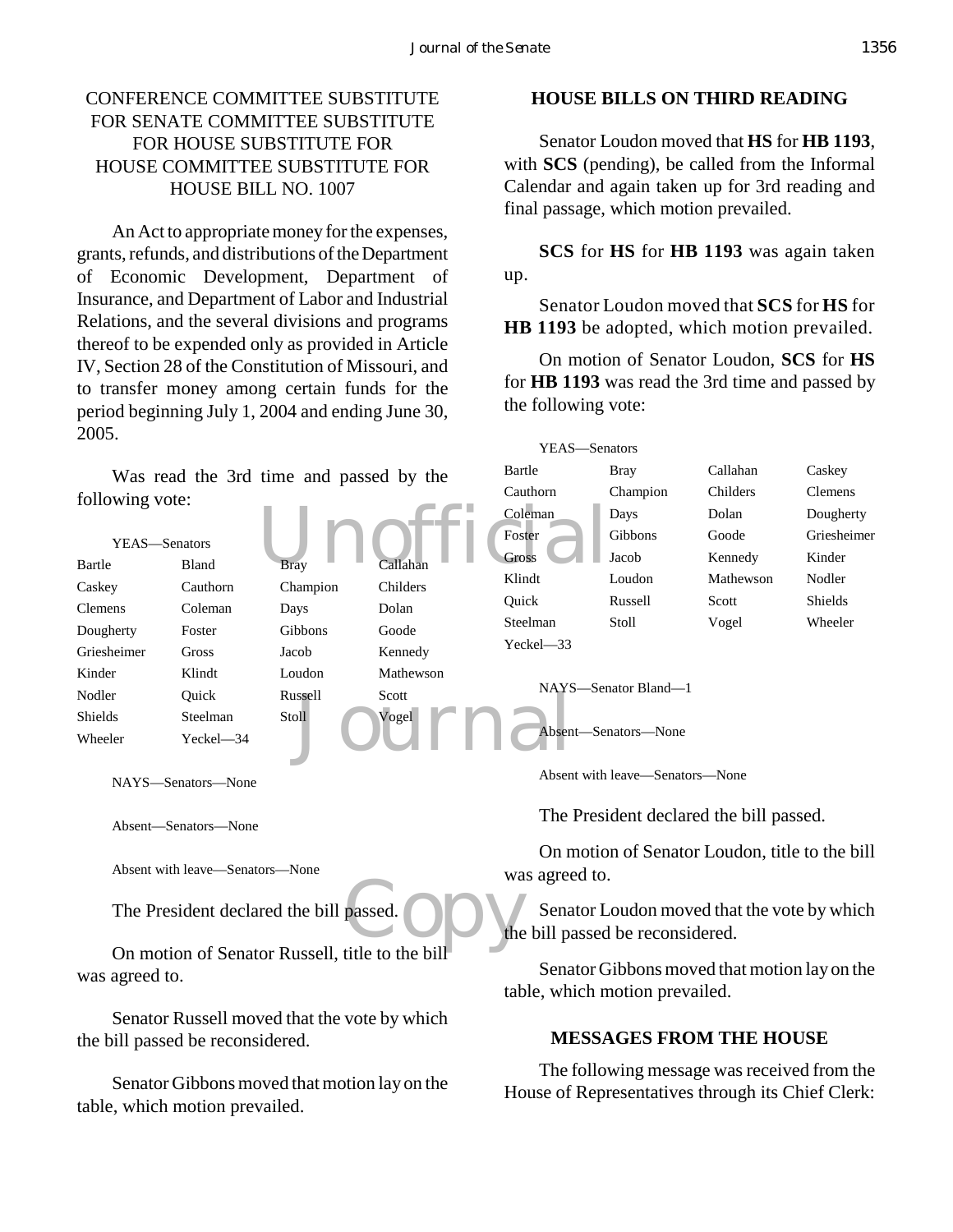CONFERENCE COMMITTEE SUBSTITUTE FOR SENATE COMMITTEE SUBSTITUTE FOR HOUSE SUBSTITUTE FOR HOUSE COMMITTEE SUBSTITUTE FOR HOUSE BILL NO. 1007

An Act to appropriate money for the expenses, grants, refunds, and distributions of the Department of Economic Development, Department of Insurance, and Department of Labor and Industrial Relations, and the several divisions and programs thereof to be expended only as provided in Article IV, Section 28 of the Constitution of Missouri, and to transfer money among certain funds for the period beginning July 1, 2004 and ending June 30, 2005.

Was read the 3rd time and passed by the following vote:

YEAS—Senators

| | | | |
|---|---|---|---|
| Bartle | Bland | Bray | Callahan |
| Caskey | Cauthorn | Champion | Childers |
| Clemens | Coleman | Days | Dolan |
| Dougherty | Foster | Gibbons | Goode |
| Griesheimer | Gross | Jacob | Kennedy |
| Kinder | Klindt | Loudon | Mathewson |
| Nodler | Quick | Russell | Scott |
| Shields | Steelman | Stoll | Vogel |
| Wheeler | Yeckel—34 | | |

NAYS—Senators—None

Absent—Senators—None

Absent with leave—Senators—None

The President declared the bill passed.

On motion of Senator Russell, title to the bill was agreed to.

Senator Russell moved that the vote by which the bill passed be reconsidered.

Senator Gibbons moved that motion lay on the table, which motion prevailed.

## HOUSE BILLS ON THIRD READING

Senator Loudon moved that **HS** for **HB 1193**, with **SCS** (pending), be called from the Informal Calendar and again taken up for 3rd reading and final passage, which motion prevailed.

**SCS** for **HS** for **HB 1193** was again taken up.

Senator Loudon moved that **SCS** for **HS** for **HB 1193** be adopted, which motion prevailed.

On motion of Senator Loudon, **SCS** for **HS** for **HB 1193** was read the 3rd time and passed by the following vote:

YEAS—Senators

| | | | |
|---|---|---|---|
| Bartle | Bray | Callahan | Caskey |
| Cauthorn | Champion | Childers | Clemens |
| Coleman | Days | Dolan | Dougherty |
| Foster | Gibbons | Goode | Griesheimer |
| Gross | Jacob | Kennedy | Kinder |
| Klindt | Loudon | Mathewson | Nodler |
| Quick | Russell | Scott | Shields |
| Steelman | Stoll | Vogel | Wheeler |
| Yeckel—33 | | | |

NAYS—Senator Bland—1

Absent—Senators—None

Absent with leave—Senators—None

The President declared the bill passed.

On motion of Senator Loudon, title to the bill was agreed to.

Senator Loudon moved that the vote by which the bill passed be reconsidered.

Senator Gibbons moved that motion lay on the table, which motion prevailed.

## MESSAGES FROM THE HOUSE

The following message was received from the House of Representatives through its Chief Clerk: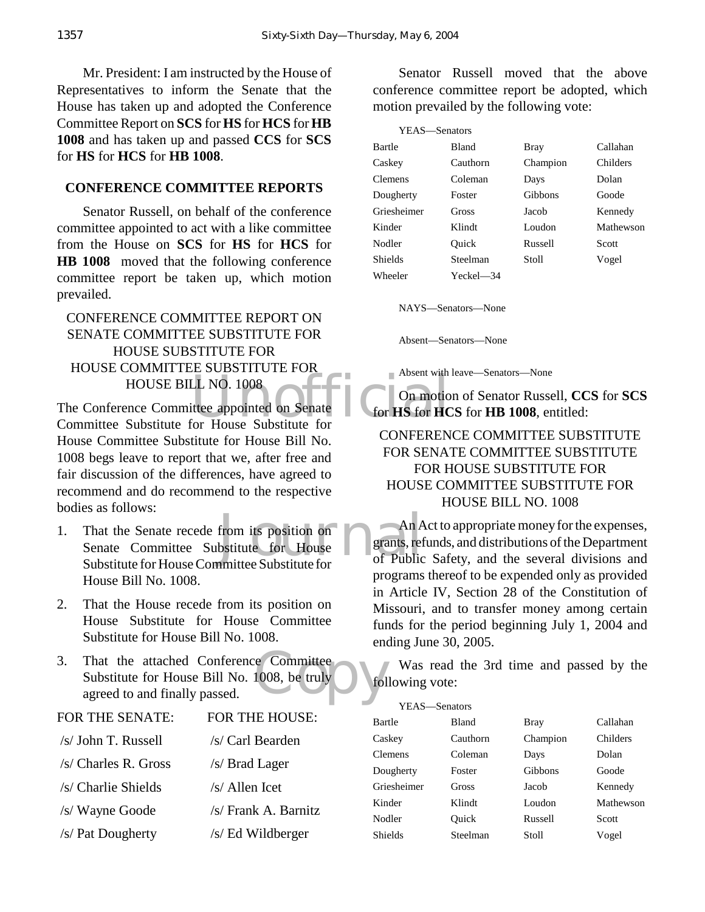Mr. President: I am instructed by the House of Representatives to inform the Senate that the House has taken up and adopted the Conference Committee Report on **SCS** for **HS** for **HCS** for **HB 1008** and has taken up and passed **CCS** for **SCS** for **HS** for **HCS** for **HB 1008**.

## CONFERENCE COMMITTEE REPORTS

Senator Russell, on behalf of the conference committee appointed to act with a like committee from the House on **SCS** for **HS** for **HCS** for **HB 1008** moved that the following conference committee report be taken up, which motion prevailed.

CONFERENCE COMMITTEE REPORT ON
SENATE COMMITTEE SUBSTITUTE FOR
HOUSE SUBSTITUTE FOR
HOUSE COMMITTEE SUBSTITUTE FOR
HOUSE BILL NO. 1008

The Conference Committee appointed on Senate Committee Substitute for House Substitute for House Committee Substitute for House Bill No. 1008 begs leave to report that we, after free and fair discussion of the differences, have agreed to recommend and do recommend to the respective bodies as follows:

1. That the Senate recede from its position on Senate Committee Substitute for House Substitute for House Committee Substitute for House Bill No. 1008.

2. That the House recede from its position on House Substitute for House Committee Substitute for House Bill No. 1008.

3. That the attached Conference Committee Substitute for House Bill No. 1008, be truly agreed to and finally passed.

| FOR THE SENATE: | FOR THE HOUSE: |
|---|---|
| /s/ John T. Russell | /s/ Carl Bearden |
| /s/ Charles R. Gross | /s/ Brad Lager |
| /s/ Charlie Shields | /s/ Allen Icet |
| /s/ Wayne Goode | /s/ Frank A. Barnitz |
| /s/ Pat Dougherty | /s/ Ed Wildberger |

Senator Russell moved that the above conference committee report be adopted, which motion prevailed by the following vote:

YEAS—Senators

| | | | |
|---|---|---|---|
| Bartle | Bland | Bray | Callahan |
| Caskey | Cauthorn | Champion | Childers |
| Clemens | Coleman | Days | Dolan |
| Dougherty | Foster | Gibbons | Goode |
| Griesheimer | Gross | Jacob | Kennedy |
| Kinder | Klindt | Loudon | Mathewson |
| Nodler | Quick | Russell | Scott |
| Shields | Steelman | Stoll | Vogel |
| Wheeler | Yeckel—34 | | |

NAYS—Senators—None

Absent—Senators—None

Absent with leave—Senators—None

On motion of Senator Russell, **CCS** for **SCS** for **HS** for **HCS** for **HB 1008**, entitled:

CONFERENCE COMMITTEE SUBSTITUTE
FOR SENATE COMMITTEE SUBSTITUTE
FOR HOUSE SUBSTITUTE FOR
HOUSE COMMITTEE SUBSTITUTE FOR
HOUSE BILL NO. 1008

An Act to appropriate money for the expenses, grants, refunds, and distributions of the Department of Public Safety, and the several divisions and programs thereof to be expended only as provided in Article IV, Section 28 of the Constitution of Missouri, and to transfer money among certain funds for the period beginning July 1, 2004 and ending June 30, 2005.

Was read the 3rd time and passed by the following vote:

YEAS—Senators

| | | | |
|---|---|---|---|
| Bartle | Bland | Bray | Callahan |
| Caskey | Cauthorn | Champion | Childers |
| Clemens | Coleman | Days | Dolan |
| Dougherty | Foster | Gibbons | Goode |
| Griesheimer | Gross | Jacob | Kennedy |
| Kinder | Klindt | Loudon | Mathewson |
| Nodler | Quick | Russell | Scott |
| Shields | Steelman | Stoll | Vogel |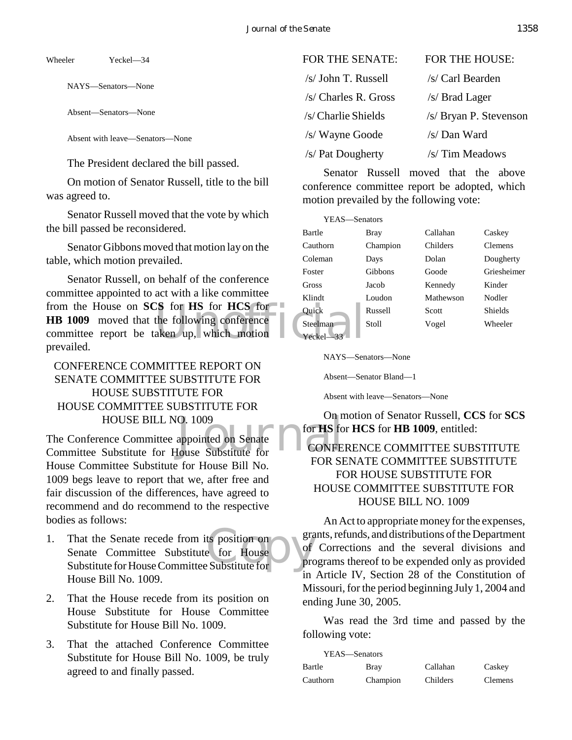Wheeler Yeckel—34

NAYS—Senators—None

Absent—Senators—None

Absent with leave—Senators—None

The President declared the bill passed.

On motion of Senator Russell, title to the bill was agreed to.

Senator Russell moved that the vote by which the bill passed be reconsidered.

Senator Gibbons moved that motion lay on the table, which motion prevailed.

Senator Russell, on behalf of the conference committee appointed to act with a like committee from the House on **SCS** for **HS** for **HCS** for **HB 1009** moved that the following conference committee report be taken up, which motion prevailed.

CONFERENCE COMMITTEE REPORT ON SENATE COMMITTEE SUBSTITUTE FOR HOUSE SUBSTITUTE FOR HOUSE COMMITTEE SUBSTITUTE FOR HOUSE BILL NO. 1009

The Conference Committee appointed on Senate Committee Substitute for House Substitute for House Committee Substitute for House Bill No. 1009 begs leave to report that we, after free and fair discussion of the differences, have agreed to recommend and do recommend to the respective bodies as follows:

1. That the Senate recede from its position on Senate Committee Substitute for House Substitute for House Committee Substitute for House Bill No. 1009.
2. That the House recede from its position on House Substitute for House Committee Substitute for House Bill No. 1009.
3. That the attached Conference Committee Substitute for House Bill No. 1009, be truly agreed to and finally passed.

| FOR THE SENATE: | FOR THE HOUSE: |
|---|---|
| /s/ John T. Russell | /s/ Carl Bearden |
| /s/ Charles R. Gross | /s/ Brad Lager |
| /s/ Charlie Shields | /s/ Bryan P. Stevenson |
| /s/ Wayne Goode | /s/ Dan Ward |
| /s/ Pat Dougherty | /s/ Tim Meadows |

Senator Russell moved that the above conference committee report be adopted, which motion prevailed by the following vote:

YEAS—Senators

| | | | |
|---|---|---|---|
| Bartle | Bray | Callahan | Caskey |
| Cauthorn | Champion | Childers | Clemens |
| Coleman | Days | Dolan | Dougherty |
| Foster | Gibbons | Goode | Griesheimer |
| Gross | Jacob | Kennedy | Kinder |
| Klindt | Loudon | Mathewson | Nodler |
| Quick | Russell | Scott | Shields |
| Steelman | Stoll | Vogel | Wheeler |
| Yeckel—33 | | | |

NAYS—Senators—None

Absent—Senator Bland—1

Absent with leave—Senators—None

On motion of Senator Russell, **CCS** for **SCS** for **HS** for **HCS** for **HB 1009**, entitled:

CONFERENCE COMMITTEE SUBSTITUTE FOR SENATE COMMITTEE SUBSTITUTE FOR HOUSE SUBSTITUTE FOR HOUSE COMMITTEE SUBSTITUTE FOR HOUSE BILL NO. 1009

An Act to appropriate money for the expenses, grants, refunds, and distributions of the Department of Corrections and the several divisions and programs thereof to be expended only as provided in Article IV, Section 28 of the Constitution of Missouri, for the period beginning July 1, 2004 and ending June 30, 2005.

Was read the 3rd time and passed by the following vote:

YEAS—Senators

| | | | |
|---|---|---|---|
| Bartle | Bray | Callahan | Caskey |
| Cauthorn | Champion | Childers | Clemens |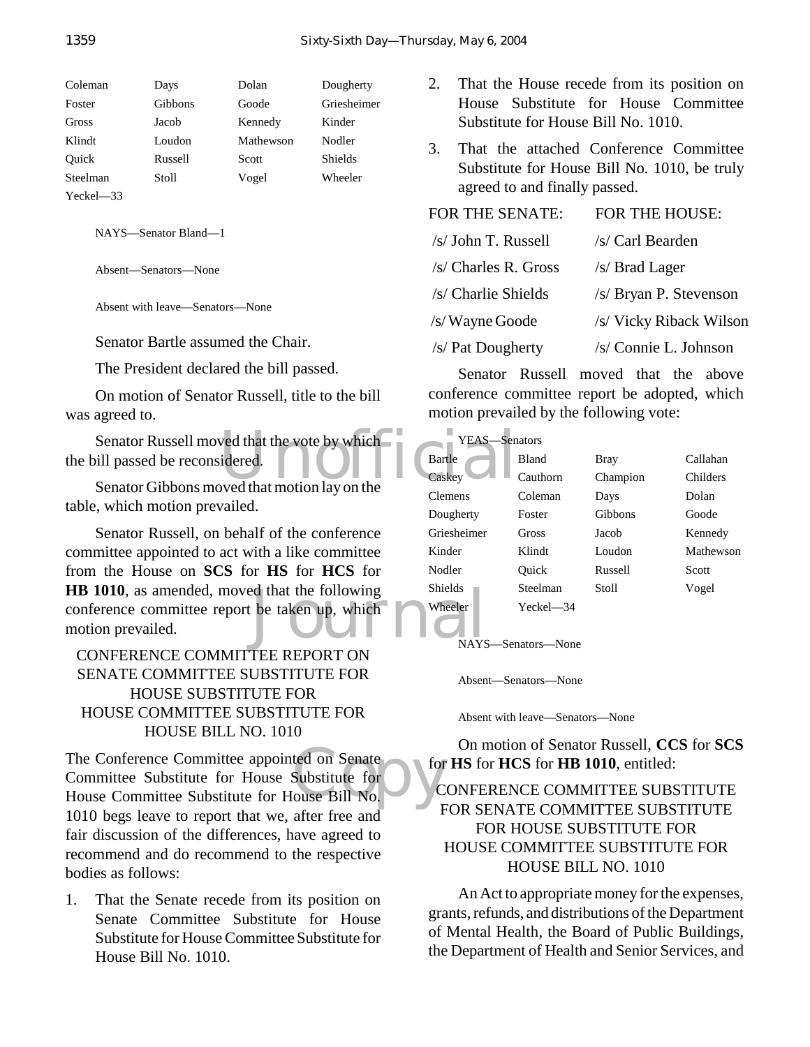| | | | |
|---|---|---|---|
| Coleman | Days | Dolan | Dougherty |
| Foster | Gibbons | Goode | Griesheimer |
| Gross | Jacob | Kennedy | Kinder |
| Klindt | Loudon | Mathewson | Nodler |
| Quick | Russell | Scott | Shields |
| Steelman | Stoll | Vogel | Wheeler |
| Yeckel—33 | | | |

NAYS—Senator Bland—1

Absent—Senators—None

Absent with leave—Senators—None

Senator Bartle assumed the Chair.

The President declared the bill passed.

On motion of Senator Russell, title to the bill was agreed to.

Senator Russell moved that the vote by which the bill passed be reconsidered.

Senator Gibbons moved that motion lay on the table, which motion prevailed.

Senator Russell, on behalf of the conference committee appointed to act with a like committee from the House on **SCS** for **HS** for **HCS** for **HB 1010**, as amended, moved that the following conference committee report be taken up, which motion prevailed.

CONFERENCE COMMITTEE REPORT ON SENATE COMMITTEE SUBSTITUTE FOR HOUSE SUBSTITUTE FOR HOUSE COMMITTEE SUBSTITUTE FOR HOUSE BILL NO. 1010

The Conference Committee appointed on Senate Committee Substitute for House Substitute for House Committee Substitute for House Bill No. 1010 begs leave to report that we, after free and fair discussion of the differences, have agreed to recommend and do recommend to the respective bodies as follows:

1. That the Senate recede from its position on Senate Committee Substitute for House Substitute for House Committee Substitute for House Bill No. 1010.
2. That the House recede from its position on House Substitute for House Committee Substitute for House Bill No. 1010.
3. That the attached Conference Committee Substitute for House Bill No. 1010, be truly agreed to and finally passed.

| FOR THE SENATE: | FOR THE HOUSE: |
|---|---|
| /s/ John T. Russell | /s/ Carl Bearden |
| /s/ Charles R. Gross | /s/ Brad Lager |
| /s/ Charlie Shields | /s/ Bryan P. Stevenson |
| /s/ Wayne Goode | /s/ Vicky Riback Wilson |
| /s/ Pat Dougherty | /s/ Connie L. Johnson |

Senator Russell moved that the above conference committee report be adopted, which motion prevailed by the following vote:

YEAS—Senators

| | | | |
|---|---|---|---|
| Bartle | Bland | Bray | Callahan |
| Caskey | Cauthorn | Champion | Childers |
| Clemens | Coleman | Days | Dolan |
| Dougherty | Foster | Gibbons | Goode |
| Griesheimer | Gross | Jacob | Kennedy |
| Kinder | Klindt | Loudon | Mathewson |
| Nodler | Quick | Russell | Scott |
| Shields | Steelman | Stoll | Vogel |
| Wheeler | Yeckel—34 | | |

NAYS—Senators—None

Absent—Senators—None

Absent with leave—Senators—None

On motion of Senator Russell, **CCS** for **SCS** for **HS** for **HCS** for **HB 1010**, entitled:

CONFERENCE COMMITTEE SUBSTITUTE FOR SENATE COMMITTEE SUBSTITUTE FOR HOUSE SUBSTITUTE FOR HOUSE COMMITTEE SUBSTITUTE FOR HOUSE BILL NO. 1010

An Act to appropriate money for the expenses, grants, refunds, and distributions of the Department of Mental Health, the Board of Public Buildings, the Department of Health and Senior Services, and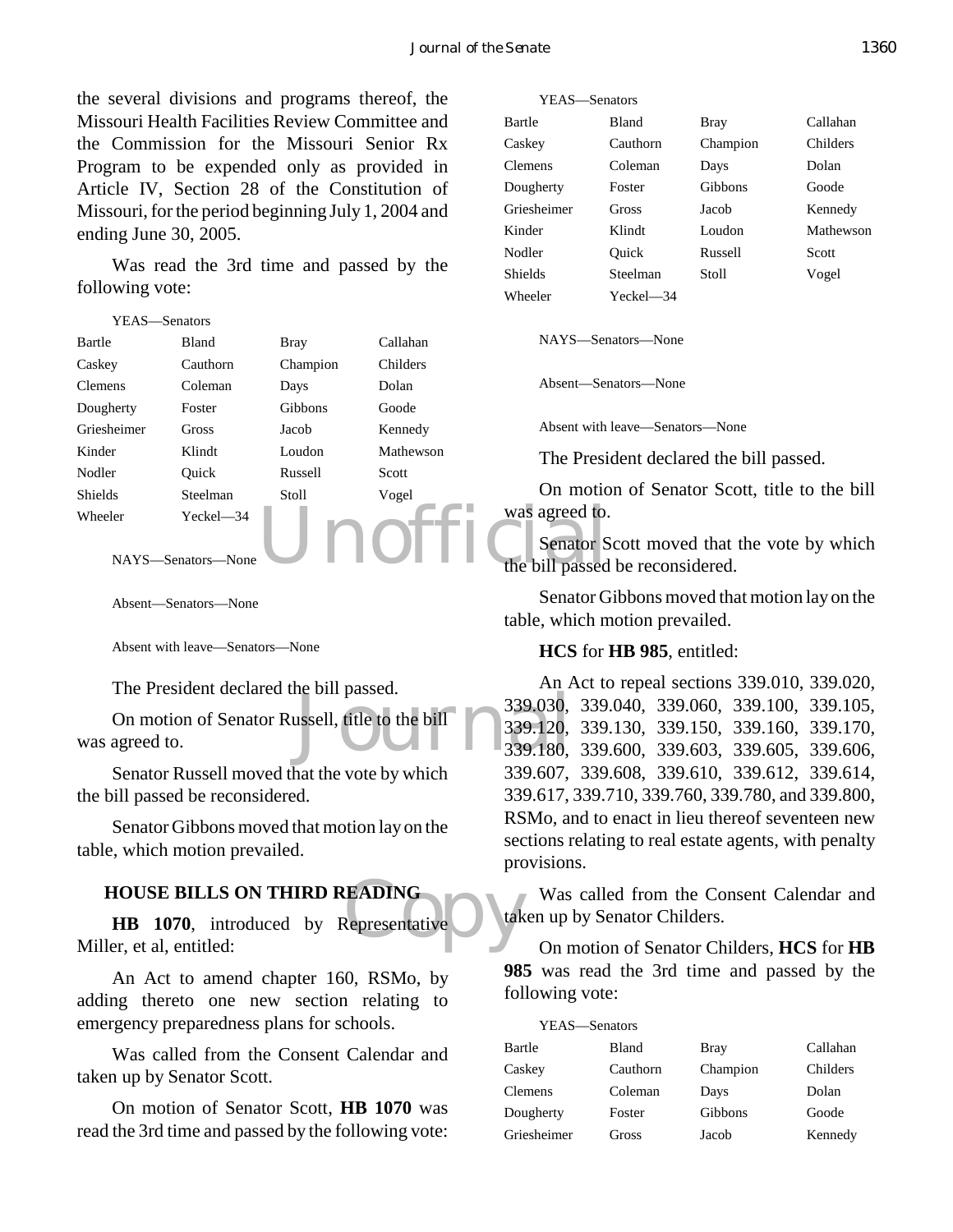the several divisions and programs thereof, the Missouri Health Facilities Review Committee and the Commission for the Missouri Senior Rx Program to be expended only as provided in Article IV, Section 28 of the Constitution of Missouri, for the period beginning July 1, 2004 and ending June 30, 2005.

Was read the 3rd time and passed by the following vote:

YEAS—Senators

| | | | |
|---|---|---|---|
| Bartle | Bland | Bray | Callahan |
| Caskey | Cauthorn | Champion | Childers |
| Clemens | Coleman | Days | Dolan |
| Dougherty | Foster | Gibbons | Goode |
| Griesheimer | Gross | Jacob | Kennedy |
| Kinder | Klindt | Loudon | Mathewson |
| Nodler | Quick | Russell | Scott |
| Shields | Steelman | Stoll | Vogel |
| Wheeler | Yeckel—34 | | |

NAYS—Senators—None

Absent—Senators—None

Absent with leave—Senators—None

The President declared the bill passed.

On motion of Senator Russell, title to the bill was agreed to.

Senator Russell moved that the vote by which the bill passed be reconsidered.

Senator Gibbons moved that motion lay on the table, which motion prevailed.

## HOUSE BILLS ON THIRD READING

**HB 1070**, introduced by Representative Miller, et al, entitled:

An Act to amend chapter 160, RSMo, by adding thereto one new section relating to emergency preparedness plans for schools.

Was called from the Consent Calendar and taken up by Senator Scott.

On motion of Senator Scott, **HB 1070** was read the 3rd time and passed by the following vote:

YEAS—Senators

| | | | |
|---|---|---|---|
| Bartle | Bland | Bray | Callahan |
| Caskey | Cauthorn | Champion | Childers |
| Clemens | Coleman | Days | Dolan |
| Dougherty | Foster | Gibbons | Goode |
| Griesheimer | Gross | Jacob | Kennedy |
| Kinder | Klindt | Loudon | Mathewson |
| Nodler | Quick | Russell | Scott |
| Shields | Steelman | Stoll | Vogel |
| Wheeler | Yeckel—34 | | |

NAYS—Senators—None

Absent—Senators—None

Absent with leave—Senators—None

The President declared the bill passed.

On motion of Senator Scott, title to the bill was agreed to.

Senator Scott moved that the vote by which the bill passed be reconsidered.

Senator Gibbons moved that motion lay on the table, which motion prevailed.

**HCS** for **HB 985**, entitled:

An Act to repeal sections 339.010, 339.020, 339.030, 339.040, 339.060, 339.100, 339.105, 339.120, 339.130, 339.150, 339.160, 339.170, 339.180, 339.600, 339.603, 339.605, 339.606, 339.607, 339.608, 339.610, 339.612, 339.614, 339.617, 339.710, 339.760, 339.780, and 339.800, RSMo, and to enact in lieu thereof seventeen new sections relating to real estate agents, with penalty provisions.

Was called from the Consent Calendar and taken up by Senator Childers.

On motion of Senator Childers, **HCS** for **HB 985** was read the 3rd time and passed by the following vote:

YEAS—Senators

| | | | |
|---|---|---|---|
| Bartle | Bland | Bray | Callahan |
| Caskey | Cauthorn | Champion | Childers |
| Clemens | Coleman | Days | Dolan |
| Dougherty | Foster | Gibbons | Goode |
| Griesheimer | Gross | Jacob | Kennedy |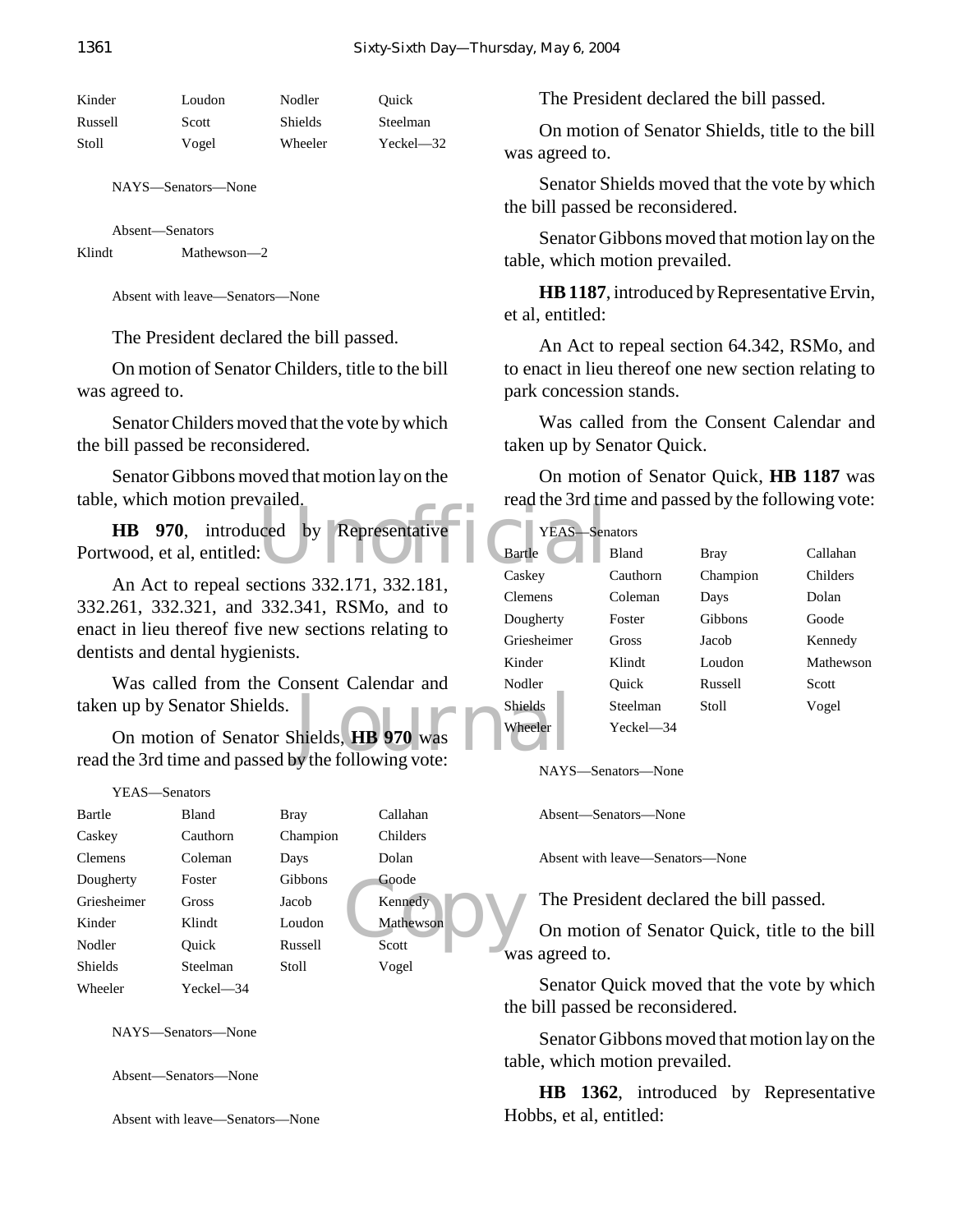| Kinder | Loudon | Nodler | Quick |
|---|---|---|---|
| Russell | Scott | Shields | Steelman |
| Stoll | Vogel | Wheeler | Yeckel—32 |

NAYS—Senators—None

Absent—Senators

Klindt Mathewson—2

Absent with leave—Senators—None

The President declared the bill passed.

On motion of Senator Childers, title to the bill was agreed to.

Senator Childers moved that the vote by which the bill passed be reconsidered.

Senator Gibbons moved that motion lay on the table, which motion prevailed.

**HB 970**, introduced by Representative Portwood, et al, entitled:

An Act to repeal sections 332.171, 332.181, 332.261, 332.321, and 332.341, RSMo, and to enact in lieu thereof five new sections relating to dentists and dental hygienists.

Was called from the Consent Calendar and taken up by Senator Shields.

On motion of Senator Shields, **HB 970** was read the 3rd time and passed by the following vote:

YEAS—Senators

| Bartle | Bland | Bray | Callahan |
|---|---|---|---|
| Caskey | Cauthorn | Champion | Childers |
| Clemens | Coleman | Days | Dolan |
| Dougherty | Foster | Gibbons | Goode |
| Griesheimer | Gross | Jacob | Kennedy |
| Kinder | Klindt | Loudon | Mathewson |
| Nodler | Quick | Russell | Scott |
| Shields | Steelman | Stoll | Vogel |
| Wheeler | Yeckel—34 | | |

NAYS—Senators—None

Absent—Senators—None

Absent with leave—Senators—None

The President declared the bill passed.

On motion of Senator Shields, title to the bill was agreed to.

Senator Shields moved that the vote by which the bill passed be reconsidered.

Senator Gibbons moved that motion lay on the table, which motion prevailed.

**HB 1187**, introduced by Representative Ervin, et al, entitled:

An Act to repeal section 64.342, RSMo, and to enact in lieu thereof one new section relating to park concession stands.

Was called from the Consent Calendar and taken up by Senator Quick.

On motion of Senator Quick, **HB 1187** was read the 3rd time and passed by the following vote:

YEAS—Senators

| Bartle | Bland | Bray | Callahan |
|---|---|---|---|
| Caskey | Cauthorn | Champion | Childers |
| Clemens | Coleman | Days | Dolan |
| Dougherty | Foster | Gibbons | Goode |
| Griesheimer | Gross | Jacob | Kennedy |
| Kinder | Klindt | Loudon | Mathewson |
| Nodler | Quick | Russell | Scott |
| Shields | Steelman | Stoll | Vogel |
| Wheeler | Yeckel—34 | | |

NAYS—Senators—None

Absent—Senators—None

Absent with leave—Senators—None

The President declared the bill passed.

On motion of Senator Quick, title to the bill was agreed to.

Senator Quick moved that the vote by which the bill passed be reconsidered.

Senator Gibbons moved that motion lay on the table, which motion prevailed.

**HB 1362**, introduced by Representative Hobbs, et al, entitled: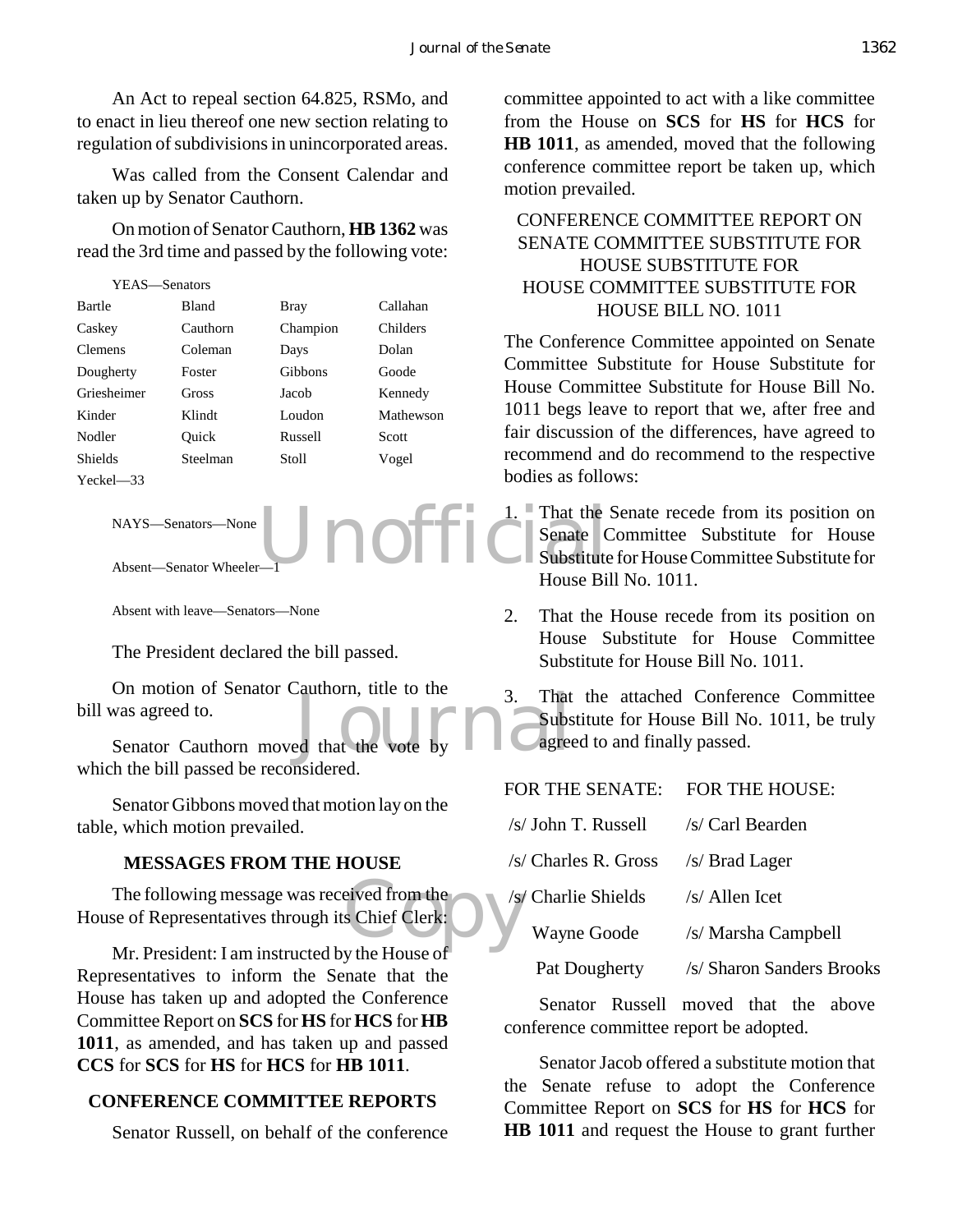An Act to repeal section 64.825, RSMo, and to enact in lieu thereof one new section relating to regulation of subdivisions in unincorporated areas.

Was called from the Consent Calendar and taken up by Senator Cauthorn.

On motion of Senator Cauthorn, **HB 1362** was read the 3rd time and passed by the following vote:

YEAS—Senators

| | | | |
|---|---|---|---|
| Bartle | Bland | Bray | Callahan |
| Caskey | Cauthorn | Champion | Childers |
| Clemens | Coleman | Days | Dolan |
| Dougherty | Foster | Gibbons | Goode |
| Griesheimer | Gross | Jacob | Kennedy |
| Kinder | Klindt | Loudon | Mathewson |
| Nodler | Quick | Russell | Scott |
| Shields | Steelman | Stoll | Vogel |
| Yeckel—33 | | | |

NAYS—Senators—None

Absent—Senator Wheeler—1

Absent with leave—Senators—None

The President declared the bill passed.

On motion of Senator Cauthorn, title to the bill was agreed to.

Senator Cauthorn moved that the vote by which the bill passed be reconsidered.

Senator Gibbons moved that motion lay on the table, which motion prevailed.

## MESSAGES FROM THE HOUSE

The following message was received from the House of Representatives through its Chief Clerk:

Mr. President: I am instructed by the House of Representatives to inform the Senate that the House has taken up and adopted the Conference Committee Report on **SCS** for **HS** for **HCS** for **HB 1011**, as amended, and has taken up and passed **CCS** for **SCS** for **HS** for **HCS** for **HB 1011**.

## CONFERENCE COMMITTEE REPORTS

Senator Russell, on behalf of the conference committee appointed to act with a like committee from the House on **SCS** for **HS** for **HCS** for **HB 1011**, as amended, moved that the following conference committee report be taken up, which motion prevailed.

CONFERENCE COMMITTEE REPORT ON SENATE COMMITTEE SUBSTITUTE FOR HOUSE SUBSTITUTE FOR HOUSE COMMITTEE SUBSTITUTE FOR HOUSE BILL NO. 1011

The Conference Committee appointed on Senate Committee Substitute for House Substitute for House Committee Substitute for House Bill No. 1011 begs leave to report that we, after free and fair discussion of the differences, have agreed to recommend and do recommend to the respective bodies as follows:

1. That the Senate recede from its position on Senate Committee Substitute for House Substitute for House Committee Substitute for House Bill No. 1011.

2. That the House recede from its position on House Substitute for House Committee Substitute for House Bill No. 1011.

3. That the attached Conference Committee Substitute for House Bill No. 1011, be truly agreed to and finally passed.

| FOR THE SENATE: | FOR THE HOUSE: |
|---|---|
| /s/ John T. Russell | /s/ Carl Bearden |
| /s/ Charles R. Gross | /s/ Brad Lager |
| /s/ Charlie Shields | /s/ Allen Icet |
| Wayne Goode | /s/ Marsha Campbell |
| Pat Dougherty | /s/ Sharon Sanders Brooks |

Senator Russell moved that the above conference committee report be adopted.

Senator Jacob offered a substitute motion that the Senate refuse to adopt the Conference Committee Report on **SCS** for **HS** for **HCS** for **HB 1011** and request the House to grant further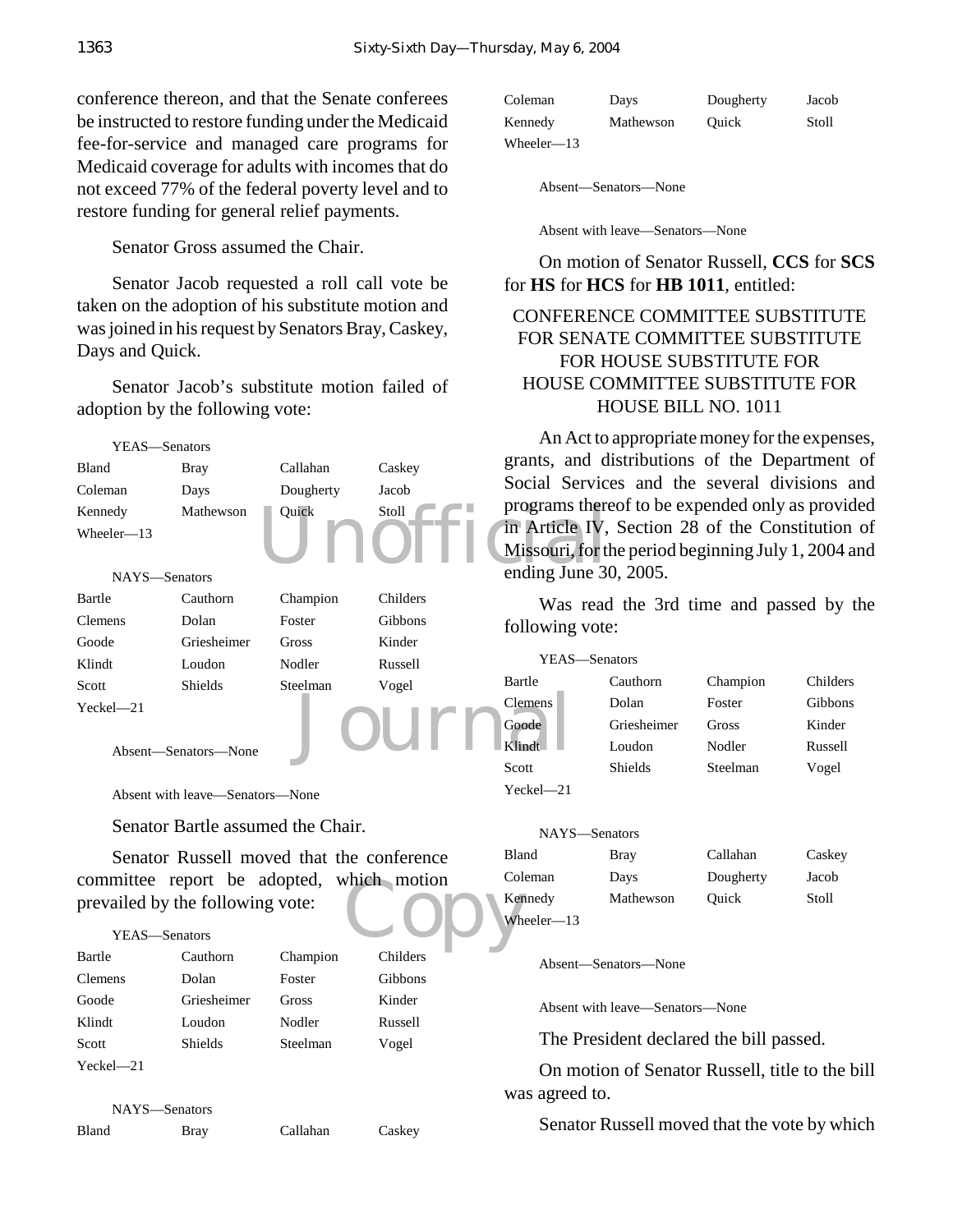conference thereon, and that the Senate conferees be instructed to restore funding under the Medicaid fee-for-service and managed care programs for Medicaid coverage for adults with incomes that do not exceed 77% of the federal poverty level and to restore funding for general relief payments.

Senator Gross assumed the Chair.

Senator Jacob requested a roll call vote be taken on the adoption of his substitute motion and was joined in his request by Senators Bray, Caskey, Days and Quick.

Senator Jacob's substitute motion failed of adoption by the following vote:

YEAS—Senators

| | | | |
|---|---|---|---|
| Bland | Bray | Callahan | Caskey |
| Coleman | Days | Dougherty | Jacob |
| Kennedy | Mathewson | Quick | Stoll |
| Wheeler—13 | | | |

NAYS—Senators

| | | | |
|---|---|---|---|
| Bartle | Cauthorn | Champion | Childers |
| Clemens | Dolan | Foster | Gibbons |
| Goode | Griesheimer | Gross | Kinder |
| Klindt | Loudon | Nodler | Russell |
| Scott | Shields | Steelman | Vogel |
| Yeckel—21 | | | |

Absent—Senators—None

Absent with leave—Senators—None

Senator Bartle assumed the Chair.

Senator Russell moved that the conference committee report be adopted, which motion prevailed by the following vote:

YEAS—Senators

| | | | |
|---|---|---|---|
| Bartle | Cauthorn | Champion | Childers |
| Clemens | Dolan | Foster | Gibbons |
| Goode | Griesheimer | Gross | Kinder |
| Klindt | Loudon | Nodler | Russell |
| Scott | Shields | Steelman | Vogel |
| Yeckel—21 | | | |

NAYS—Senators

| | | | |
|---|---|---|---|
| Bland | Bray | Callahan | Caskey |
| Coleman | Days | Dougherty | Jacob |
| Kennedy | Mathewson | Quick | Stoll |
| Wheeler—13 | | | |

Absent—Senators—None

Absent with leave—Senators—None

On motion of Senator Russell, **CCS** for **SCS** for **HS** for **HCS** for **HB 1011**, entitled:

CONFERENCE COMMITTEE SUBSTITUTE FOR SENATE COMMITTEE SUBSTITUTE FOR HOUSE SUBSTITUTE FOR HOUSE COMMITTEE SUBSTITUTE FOR HOUSE BILL NO. 1011

An Act to appropriate money for the expenses, grants, and distributions of the Department of Social Services and the several divisions and programs thereof to be expended only as provided in Article IV, Section 28 of the Constitution of Missouri, for the period beginning July 1, 2004 and ending June 30, 2005.

Was read the 3rd time and passed by the following vote:

YEAS—Senators

| | | | |
|---|---|---|---|
| Bartle | Cauthorn | Champion | Childers |
| Clemens | Dolan | Foster | Gibbons |
| Goode | Griesheimer | Gross | Kinder |
| Klindt | Loudon | Nodler | Russell |
| Scott | Shields | Steelman | Vogel |
| Yeckel—21 | | | |

NAYS—Senators

| | | | |
|---|---|---|---|
| Bland | Bray | Callahan | Caskey |
| Coleman | Days | Dougherty | Jacob |
| Kennedy | Mathewson | Quick | Stoll |
| Wheeler—13 | | | |

Absent—Senators—None

Absent with leave—Senators—None

The President declared the bill passed.

On motion of Senator Russell, title to the bill was agreed to.

Senator Russell moved that the vote by which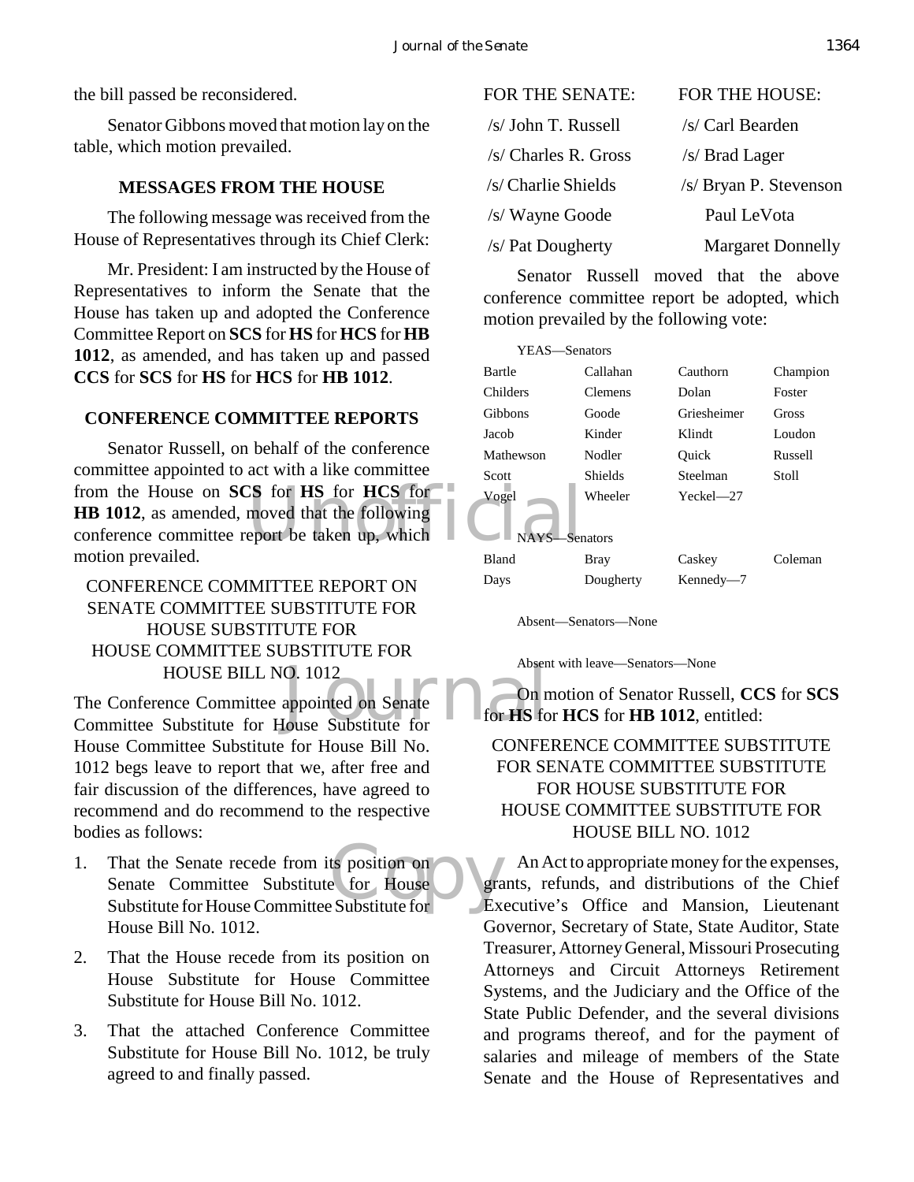the bill passed be reconsidered.

Senator Gibbons moved that motion lay on the table, which motion prevailed.

## MESSAGES FROM THE HOUSE

The following message was received from the House of Representatives through its Chief Clerk:

Mr. President: I am instructed by the House of Representatives to inform the Senate that the House has taken up and adopted the Conference Committee Report on **SCS** for **HS** for **HCS** for **HB 1012**, as amended, and has taken up and passed **CCS** for **SCS** for **HS** for **HCS** for **HB 1012**.

## CONFERENCE COMMITTEE REPORTS

Senator Russell, on behalf of the conference committee appointed to act with a like committee from the House on **SCS** for **HS** for **HCS** for **HB 1012**, as amended, moved that the following conference committee report be taken up, which motion prevailed.

CONFERENCE COMMITTEE REPORT ON
SENATE COMMITTEE SUBSTITUTE FOR
HOUSE SUBSTITUTE FOR
HOUSE COMMITTEE SUBSTITUTE FOR
HOUSE BILL NO. 1012

The Conference Committee appointed on Senate Committee Substitute for House Substitute for House Committee Substitute for House Bill No. 1012 begs leave to report that we, after free and fair discussion of the differences, have agreed to recommend and do recommend to the respective bodies as follows:

1. That the Senate recede from its position on Senate Committee Substitute for House Substitute for House Committee Substitute for House Bill No. 1012.
2. That the House recede from its position on House Substitute for House Committee Substitute for House Bill No. 1012.
3. That the attached Conference Committee Substitute for House Bill No. 1012, be truly agreed to and finally passed.

| FOR THE SENATE: | FOR THE HOUSE: |
|---|---|
| /s/ John T. Russell | /s/ Carl Bearden |
| /s/ Charles R. Gross | /s/ Brad Lager |
| /s/ Charlie Shields | /s/ Bryan P. Stevenson |
| /s/ Wayne Goode | Paul LeVota |
| /s/ Pat Dougherty | Margaret Donnelly |

Senator Russell moved that the above conference committee report be adopted, which motion prevailed by the following vote:

YEAS—Senators

| | | | |
|---|---|---|---|
| Bartle | Callahan | Cauthorn | Champion |
| Childers | Clemens | Dolan | Foster |
| Gibbons | Goode | Griesheimer | Gross |
| Jacob | Kinder | Klindt | Loudon |
| Mathewson | Nodler | Quick | Russell |
| Scott | Shields | Steelman | Stoll |
| Vogel | Wheeler | Yeckel—27 | |

NAYS—Senators

| | | | |
|---|---|---|---|
| Bland | Bray | Caskey | Coleman |
| Days | Dougherty | Kennedy—7 | |

Absent—Senators—None

Absent with leave—Senators—None

On motion of Senator Russell, **CCS** for **SCS** for **HS** for **HCS** for **HB 1012**, entitled:

CONFERENCE COMMITTEE SUBSTITUTE
FOR SENATE COMMITTEE SUBSTITUTE
FOR HOUSE SUBSTITUTE FOR
HOUSE COMMITTEE SUBSTITUTE FOR
HOUSE BILL NO. 1012

An Act to appropriate money for the expenses, grants, refunds, and distributions of the Chief Executive's Office and Mansion, Lieutenant Governor, Secretary of State, State Auditor, State Treasurer, Attorney General, Missouri Prosecuting Attorneys and Circuit Attorneys Retirement Systems, and the Judiciary and the Office of the State Public Defender, and the several divisions and programs thereof, and for the payment of salaries and mileage of members of the State Senate and the House of Representatives and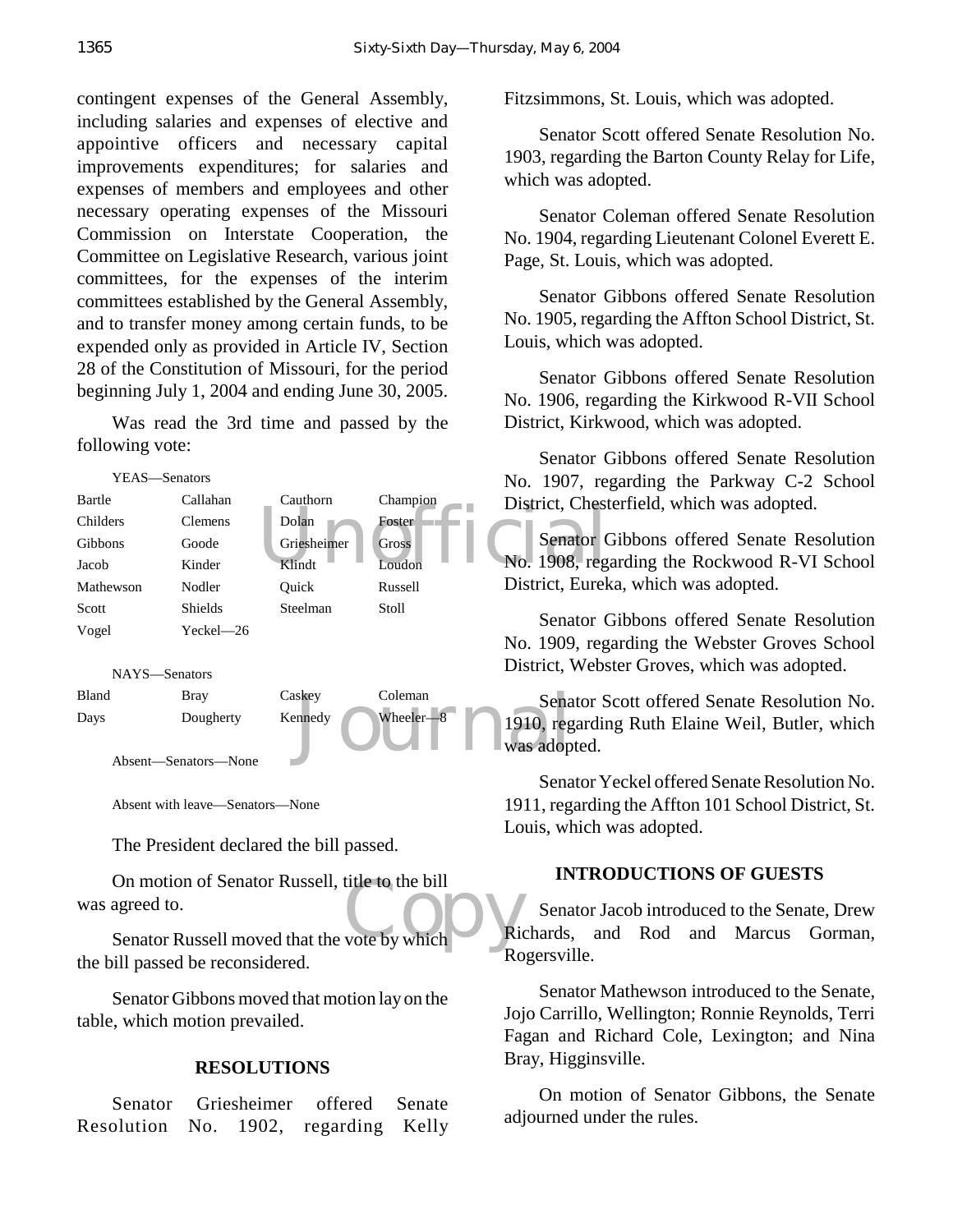contingent expenses of the General Assembly, including salaries and expenses of elective and appointive officers and necessary capital improvements expenditures; for salaries and expenses of members and employees and other necessary operating expenses of the Missouri Commission on Interstate Cooperation, the Committee on Legislative Research, various joint committees, for the expenses of the interim committees established by the General Assembly, and to transfer money among certain funds, to be expended only as provided in Article IV, Section 28 of the Constitution of Missouri, for the period beginning July 1, 2004 and ending June 30, 2005.

Was read the 3rd time and passed by the following vote:

YEAS—Senators

| | | | |
|---|---|---|---|
| Bartle | Callahan | Cauthorn | Champion |
| Childers | Clemens | Dolan | Foster |
| Gibbons | Goode | Griesheimer | Gross |
| Jacob | Kinder | Klindt | Loudon |
| Mathewson | Nodler | Quick | Russell |
| Scott | Shields | Steelman | Stoll |
| Vogel | Yeckel—26 | | |

NAYS—Senators

| | | | |
|---|---|---|---|
| Bland | Bray | Caskey | Coleman |
| Days | Dougherty | Kennedy | Wheeler—8 |

Absent—Senators—None

Absent with leave—Senators—None

The President declared the bill passed.

On motion of Senator Russell, title to the bill was agreed to.

Senator Russell moved that the vote by which the bill passed be reconsidered.

Senator Gibbons moved that motion lay on the table, which motion prevailed.

## RESOLUTIONS

Senator Griesheimer offered Senate Resolution No. 1902, regarding Kelly Fitzsimmons, St. Louis, which was adopted.

Senator Scott offered Senate Resolution No. 1903, regarding the Barton County Relay for Life, which was adopted.

Senator Coleman offered Senate Resolution No. 1904, regarding Lieutenant Colonel Everett E. Page, St. Louis, which was adopted.

Senator Gibbons offered Senate Resolution No. 1905, regarding the Affton School District, St. Louis, which was adopted.

Senator Gibbons offered Senate Resolution No. 1906, regarding the Kirkwood R-VII School District, Kirkwood, which was adopted.

Senator Gibbons offered Senate Resolution No. 1907, regarding the Parkway C-2 School District, Chesterfield, which was adopted.

Senator Gibbons offered Senate Resolution No. 1908, regarding the Rockwood R-VI School District, Eureka, which was adopted.

Senator Gibbons offered Senate Resolution No. 1909, regarding the Webster Groves School District, Webster Groves, which was adopted.

Senator Scott offered Senate Resolution No. 1910, regarding Ruth Elaine Weil, Butler, which was adopted.

Senator Yeckel offered Senate Resolution No. 1911, regarding the Affton 101 School District, St. Louis, which was adopted.

## INTRODUCTIONS OF GUESTS

Senator Jacob introduced to the Senate, Drew Richards, and Rod and Marcus Gorman, Rogersville.

Senator Mathewson introduced to the Senate, Jojo Carrillo, Wellington; Ronnie Reynolds, Terri Fagan and Richard Cole, Lexington; and Nina Bray, Higginsville.

On motion of Senator Gibbons, the Senate adjourned under the rules.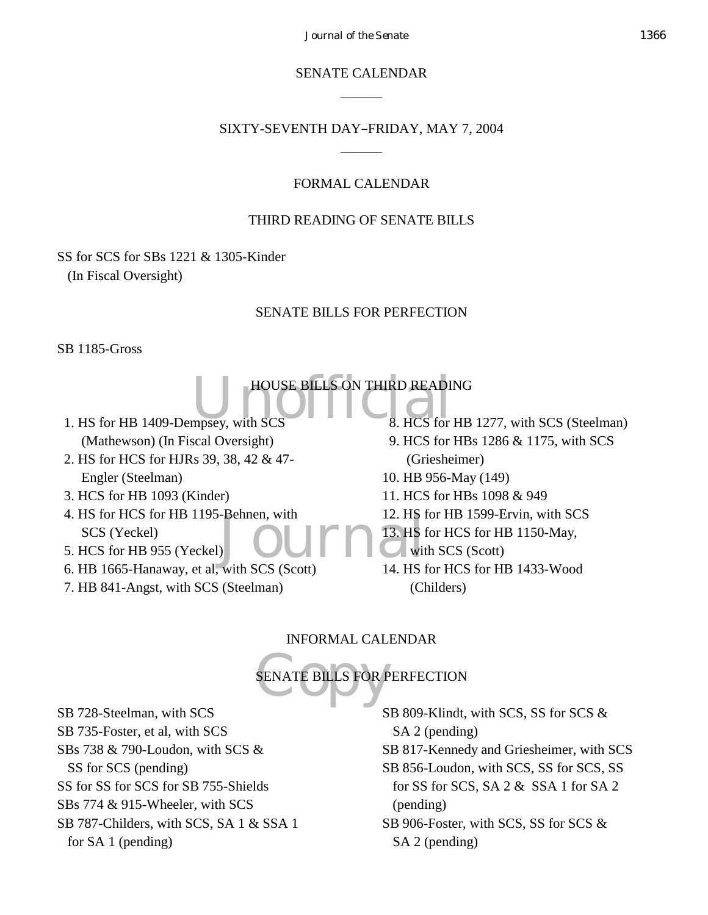# SENATE CALENDAR

______

## SIXTY-SEVENTH DAY–FRIDAY, MAY 7, 2004

______

### FORMAL CALENDAR

#### THIRD READING OF SENATE BILLS

SS for SCS for SBs 1221 & 1305-Kinder
(In Fiscal Oversight)

#### SENATE BILLS FOR PERFECTION

SB 1185-Gross

#### HOUSE BILLS ON THIRD READING

1. HS for HB 1409-Dempsey, with SCS (Mathewson) (In Fiscal Oversight)
2. HS for HCS for HJRs 39, 38, 42 & 47-Engler (Steelman)
3. HCS for HB 1093 (Kinder)
4. HS for HCS for HB 1195-Behnen, with SCS (Yeckel)
5. HCS for HB 955 (Yeckel)
6. HB 1665-Hanaway, et al, with SCS (Scott)
7. HB 841-Angst, with SCS (Steelman)
8. HCS for HB 1277, with SCS (Steelman)
9. HCS for HBs 1286 & 1175, with SCS (Griesheimer)
10. HB 956-May (149)
11. HCS for HBs 1098 & 949
12. HS for HB 1599-Ervin, with SCS
13. HS for HCS for HB 1150-May, with SCS (Scott)
14. HS for HCS for HB 1433-Wood (Childers)

### INFORMAL CALENDAR

#### SENATE BILLS FOR PERFECTION

SB 728-Steelman, with SCS
SB 735-Foster, et al, with SCS
SBs 738 & 790-Loudon, with SCS & SS for SCS (pending)
SS for SS for SCS for SB 755-Shields
SBs 774 & 915-Wheeler, with SCS
SB 787-Childers, with SCS, SA 1 & SSA 1 for SA 1 (pending)
SB 809-Klindt, with SCS, SS for SCS & SA 2 (pending)
SB 817-Kennedy and Griesheimer, with SCS
SB 856-Loudon, with SCS, SS for SCS, SS for SS for SCS, SA 2 & SSA 1 for SA 2 (pending)
SB 906-Foster, with SCS, SS for SCS & SA 2 (pending)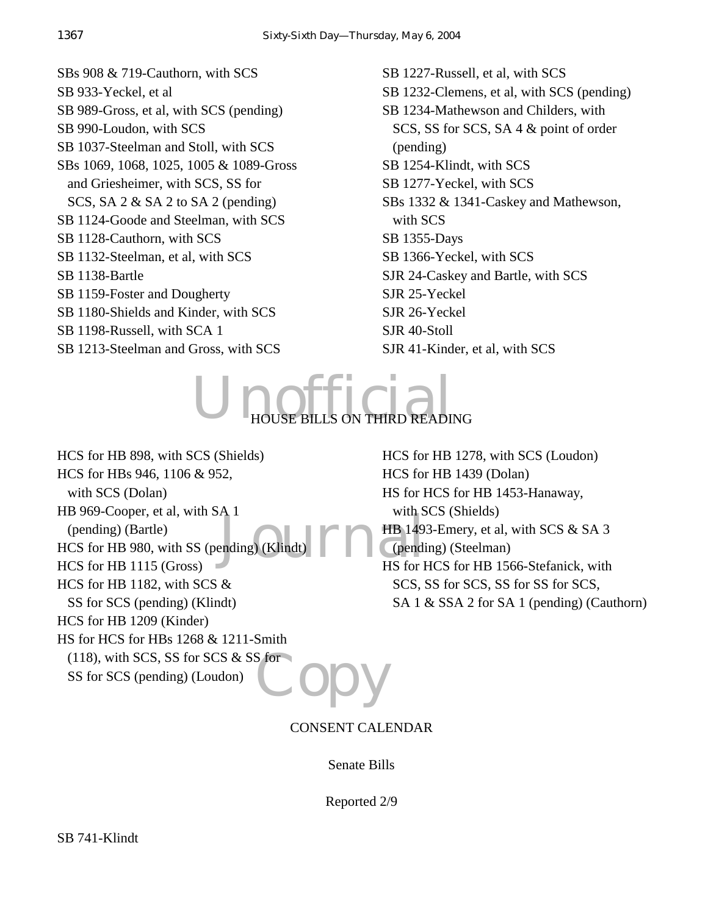SBs 908 & 719-Cauthorn, with SCS
SB 933-Yeckel, et al
SB 989-Gross, et al, with SCS (pending)
SB 990-Loudon, with SCS
SB 1037-Steelman and Stoll, with SCS
SBs 1069, 1068, 1025, 1005 & 1089-Gross and Griesheimer, with SCS, SS for SCS, SA 2 & SA 2 to SA 2 (pending)
SB 1124-Goode and Steelman, with SCS
SB 1128-Cauthorn, with SCS
SB 1132-Steelman, et al, with SCS
SB 1138-Bartle
SB 1159-Foster and Dougherty
SB 1180-Shields and Kinder, with SCS
SB 1198-Russell, with SCA 1
SB 1213-Steelman and Gross, with SCS
SB 1227-Russell, et al, with SCS
SB 1232-Clemens, et al, with SCS (pending)
SB 1234-Mathewson and Childers, with SCS, SS for SCS, SA 4 & point of order (pending)
SB 1254-Klindt, with SCS
SB 1277-Yeckel, with SCS
SBs 1332 & 1341-Caskey and Mathewson, with SCS
SB 1355-Days
SB 1366-Yeckel, with SCS
SJR 24-Caskey and Bartle, with SCS
SJR 25-Yeckel
SJR 26-Yeckel
SJR 40-Stoll
SJR 41-Kinder, et al, with SCS

HOUSE BILLS ON THIRD READING

HCS for HB 898, with SCS (Shields)
HCS for HBs 946, 1106 & 952, with SCS (Dolan)
HB 969-Cooper, et al, with SA 1 (pending) (Bartle)
HCS for HB 980, with SS (pending) (Klindt)
HCS for HB 1115 (Gross)
HCS for HB 1182, with SCS & SS for SCS (pending) (Klindt)
HCS for HB 1209 (Kinder)
HS for HCS for HBs 1268 & 1211-Smith (118), with SCS, SS for SCS & SS for SS for SCS (pending) (Loudon)
HCS for HB 1278, with SCS (Loudon)
HCS for HB 1439 (Dolan)
HS for HCS for HB 1453-Hanaway, with SCS (Shields)
HB 1493-Emery, et al, with SCS & SA 3 (pending) (Steelman)
HS for HCS for HB 1566-Stefanick, with SCS, SS for SCS, SS for SS for SCS, SA 1 & SSA 2 for SA 1 (pending) (Cauthorn)

CONSENT CALENDAR

Senate Bills

Reported 2/9

SB 741-Klindt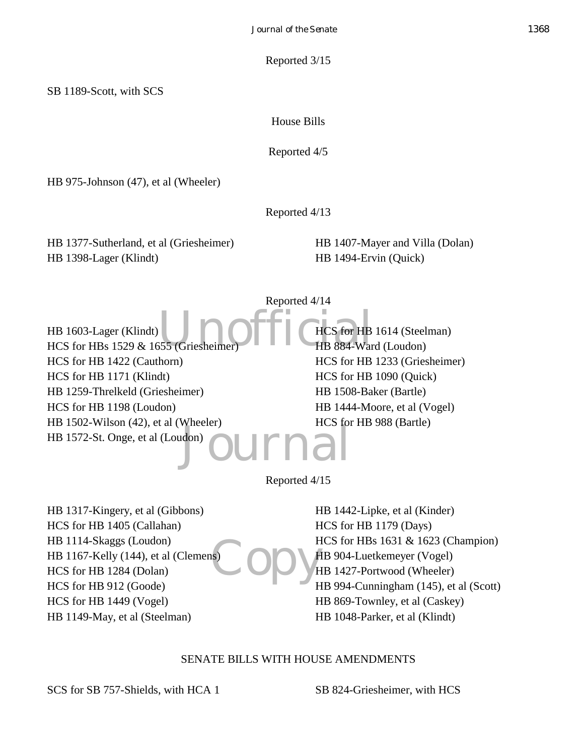Reported 3/15

SB 1189-Scott, with SCS

House Bills

Reported 4/5

HB 975-Johnson (47), et al (Wheeler)

Reported 4/13

HB 1377-Sutherland, et al (Griesheimer)
HB 1398-Lager (Klindt)
HB 1407-Mayer and Villa (Dolan)
HB 1494-Ervin (Quick)

Reported 4/14

HB 1603-Lager (Klindt)
HCS for HBs 1529 & 1655 (Griesheimer)
HCS for HB 1422 (Cauthorn)
HCS for HB 1171 (Klindt)
HB 1259-Threlkeld (Griesheimer)
HCS for HB 1198 (Loudon)
HB 1502-Wilson (42), et al (Wheeler)
HB 1572-St. Onge, et al (Loudon)
HCS for HB 1614 (Steelman)
HB 884-Ward (Loudon)
HCS for HB 1233 (Griesheimer)
HCS for HB 1090 (Quick)
HB 1508-Baker (Bartle)
HB 1444-Moore, et al (Vogel)
HCS for HB 988 (Bartle)

Reported 4/15

HB 1317-Kingery, et al (Gibbons)
HCS for HB 1405 (Callahan)
HB 1114-Skaggs (Loudon)
HB 1167-Kelly (144), et al (Clemens)
HCS for HB 1284 (Dolan)
HCS for HB 912 (Goode)
HCS for HB 1449 (Vogel)
HB 1149-May, et al (Steelman)
HB 1442-Lipke, et al (Kinder)
HCS for HB 1179 (Days)
HCS for HBs 1631 & 1623 (Champion)
HB 904-Luetkemeyer (Vogel)
HB 1427-Portwood (Wheeler)
HB 994-Cunningham (145), et al (Scott)
HB 869-Townley, et al (Caskey)
HB 1048-Parker, et al (Klindt)

SENATE BILLS WITH HOUSE AMENDMENTS

SCS for SB 757-Shields, with HCA 1
SB 824-Griesheimer, with HCS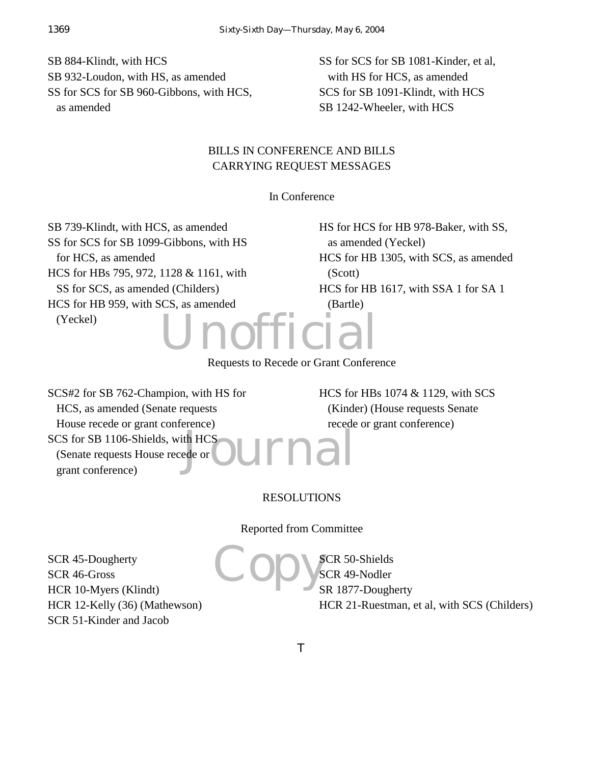SB 884-Klindt, with HCS
SB 932-Loudon, with HS, as amended
SS for SCS for SB 960-Gibbons, with HCS, as amended
SS for SCS for SB 1081-Kinder, et al, with HS for HCS, as amended
SCS for SB 1091-Klindt, with HCS
SB 1242-Wheeler, with HCS

## BILLS IN CONFERENCE AND BILLS CARRYING REQUEST MESSAGES

### In Conference

SB 739-Klindt, with HCS, as amended
SS for SCS for SB 1099-Gibbons, with HS for HCS, as amended
HCS for HBs 795, 972, 1128 & 1161, with SS for SCS, as amended (Childers)
HCS for HB 959, with SCS, as amended (Yeckel)
HS for HCS for HB 978-Baker, with SS, as amended (Yeckel)
HCS for HB 1305, with SCS, as amended (Scott)
HCS for HB 1617, with SSA 1 for SA 1 (Bartle)

### Requests to Recede or Grant Conference

SCS#2 for SB 762-Champion, with HS for HCS, as amended (Senate requests House recede or grant conference)
SCS for SB 1106-Shields, with HCS (Senate requests House recede or grant conference)
HCS for HBs 1074 & 1129, with SCS (Kinder) (House requests Senate recede or grant conference)

## RESOLUTIONS

### Reported from Committee

SCR 45-Dougherty
SCR 46-Gross
HCR 10-Myers (Klindt)
HCR 12-Kelly (36) (Mathewson)
SCR 51-Kinder and Jacob
SCR 50-Shields
SCR 49-Nodler
SR 1877-Dougherty
HCR 21-Ruestman, et al, with SCS (Childers)

T